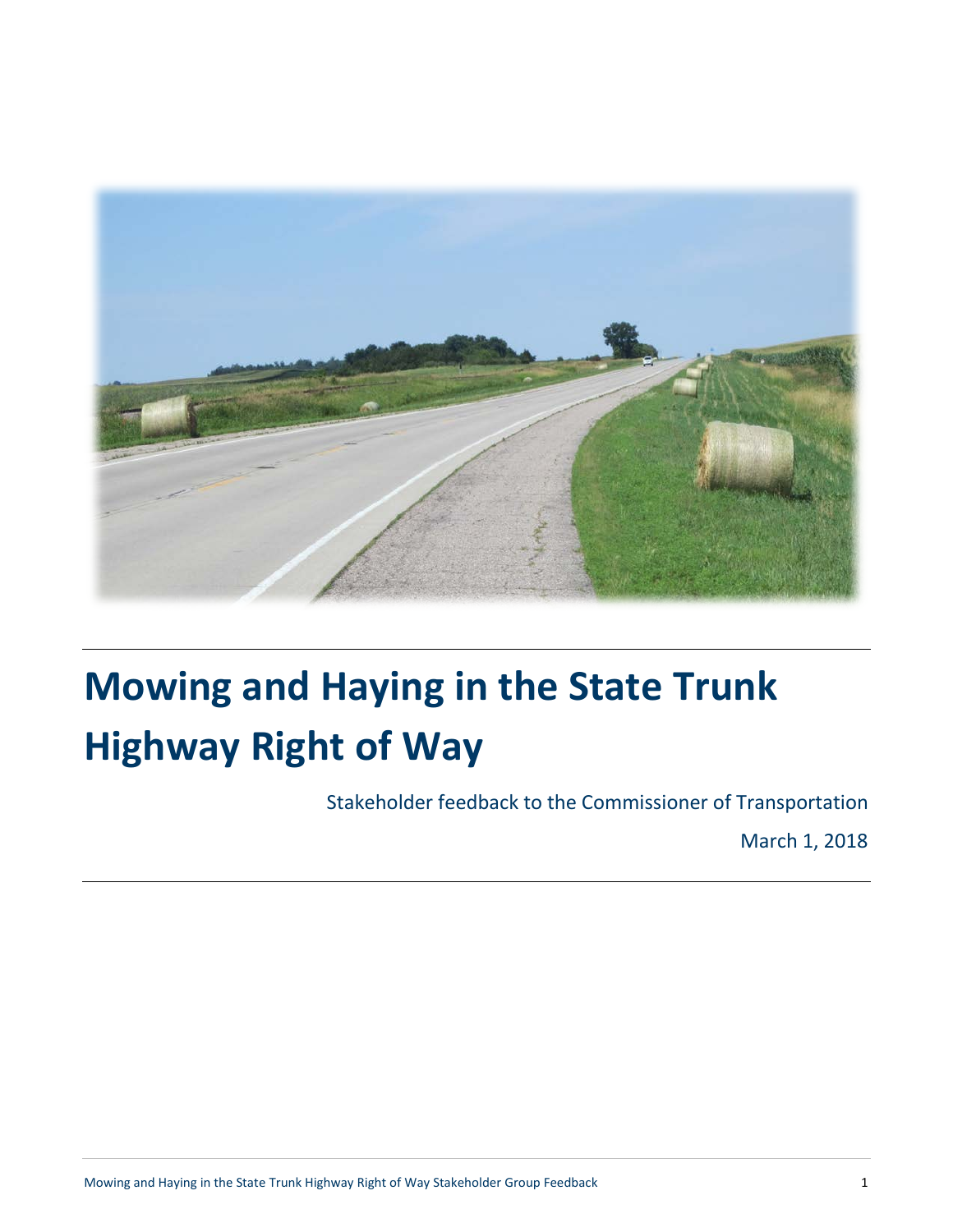# Mowing and Haying in the State Trunk Highway Right of Way

Stakeholder feedback to the Commissioner of Transportation

March 1, 2018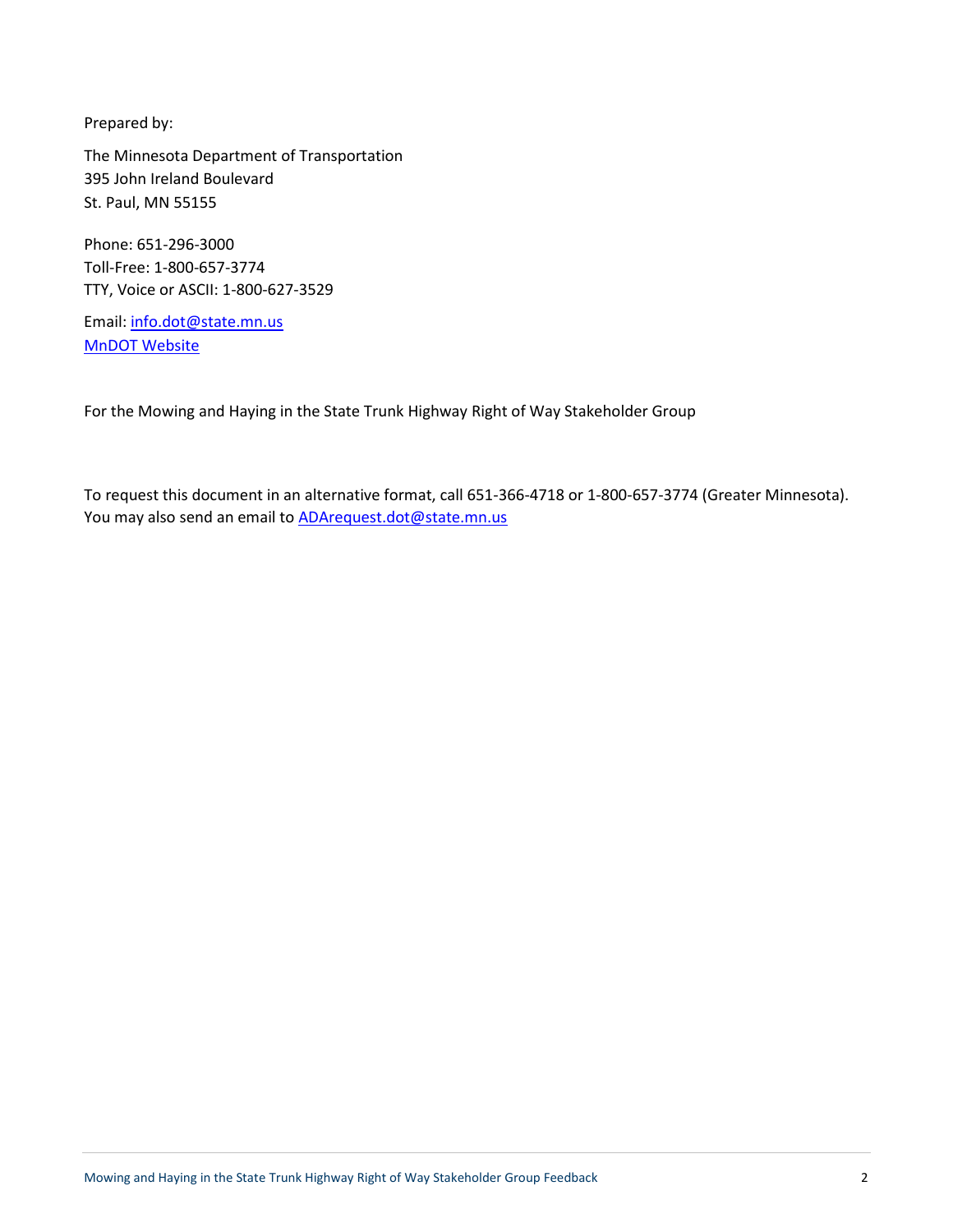Prepared by:

The Minnesota Department of Transportation
395 John Ireland Boulevard
St. Paul, MN 55155

Phone: 651-296-3000
Toll-Free: 1-800-657-3774
TTY, Voice or ASCII: 1-800-627-3529

Email: info.dot@state.mn.us
MnDOT Website

For the Mowing and Haying in the State Trunk Highway Right of Way Stakeholder Group

To request this document in an alternative format, call 651-366-4718 or 1-800-657-3774 (Greater Minnesota). You may also send an email to ADArequest.dot@state.mn.us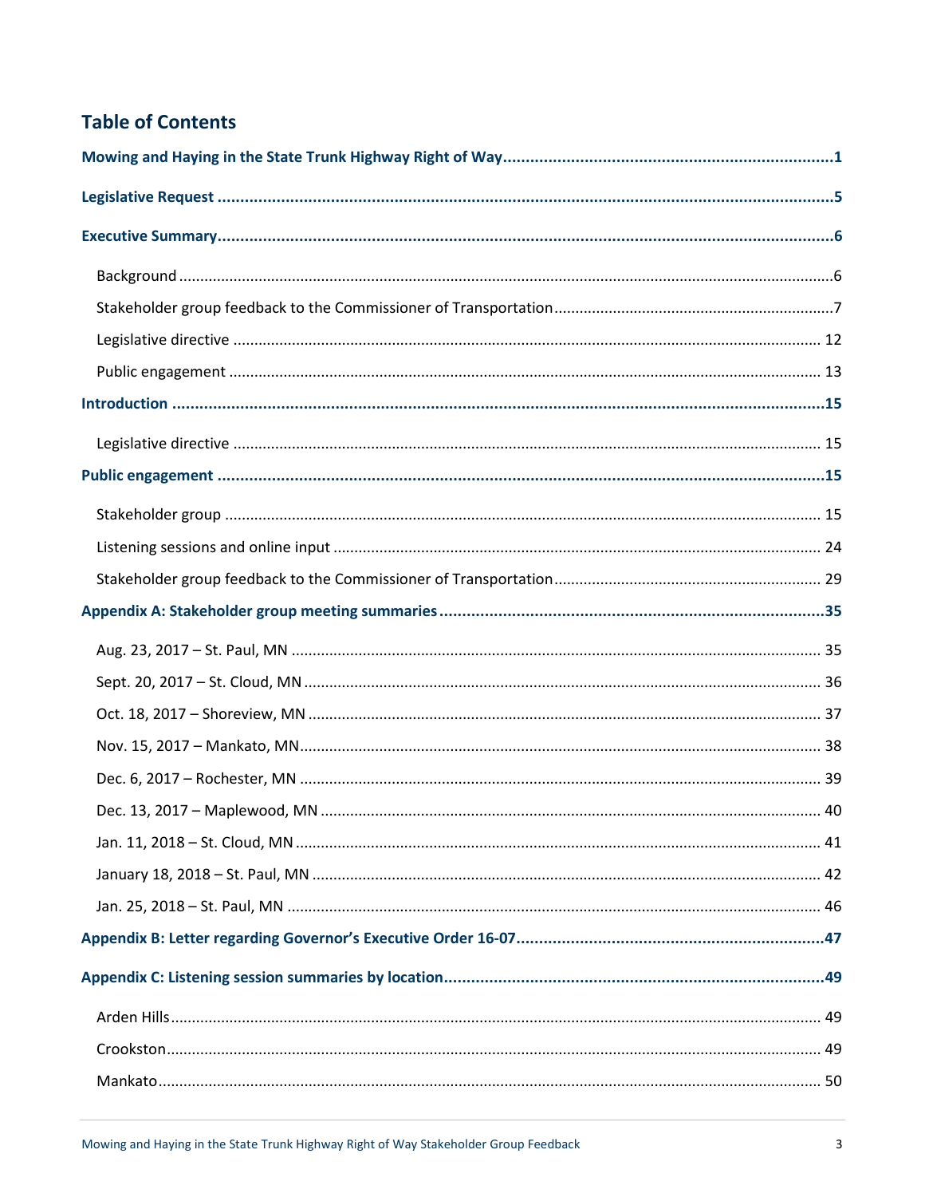# Table of Contents

**Mowing and Haying in the State Trunk Highway Right of Way** .......... 1

**Legislative Request** .......... 5

**Executive Summary** .......... 6

- Background .......... 6
- Stakeholder group feedback to the Commissioner of Transportation .......... 7
- Legislative directive .......... 12
- Public engagement .......... 13

**Introduction** .......... 15

- Legislative directive .......... 15

**Public engagement** .......... 15

- Stakeholder group .......... 15
- Listening sessions and online input .......... 24
- Stakeholder group feedback to the Commissioner of Transportation .......... 29

**Appendix A: Stakeholder group meeting summaries** .......... 35

- Aug. 23, 2017 – St. Paul, MN .......... 35
- Sept. 20, 2017 – St. Cloud, MN .......... 36
- Oct. 18, 2017 – Shoreview, MN .......... 37
- Nov. 15, 2017 – Mankato, MN .......... 38
- Dec. 6, 2017 – Rochester, MN .......... 39
- Dec. 13, 2017 – Maplewood, MN .......... 40
- Jan. 11, 2018 – St. Cloud, MN .......... 41
- January 18, 2018 – St. Paul, MN .......... 42
- Jan. 25, 2018 – St. Paul, MN .......... 46

**Appendix B: Letter regarding Governor's Executive Order 16-07** .......... 47

**Appendix C: Listening session summaries by location** .......... 49

- Arden Hills .......... 49
- Crookston .......... 49
- Mankato .......... 50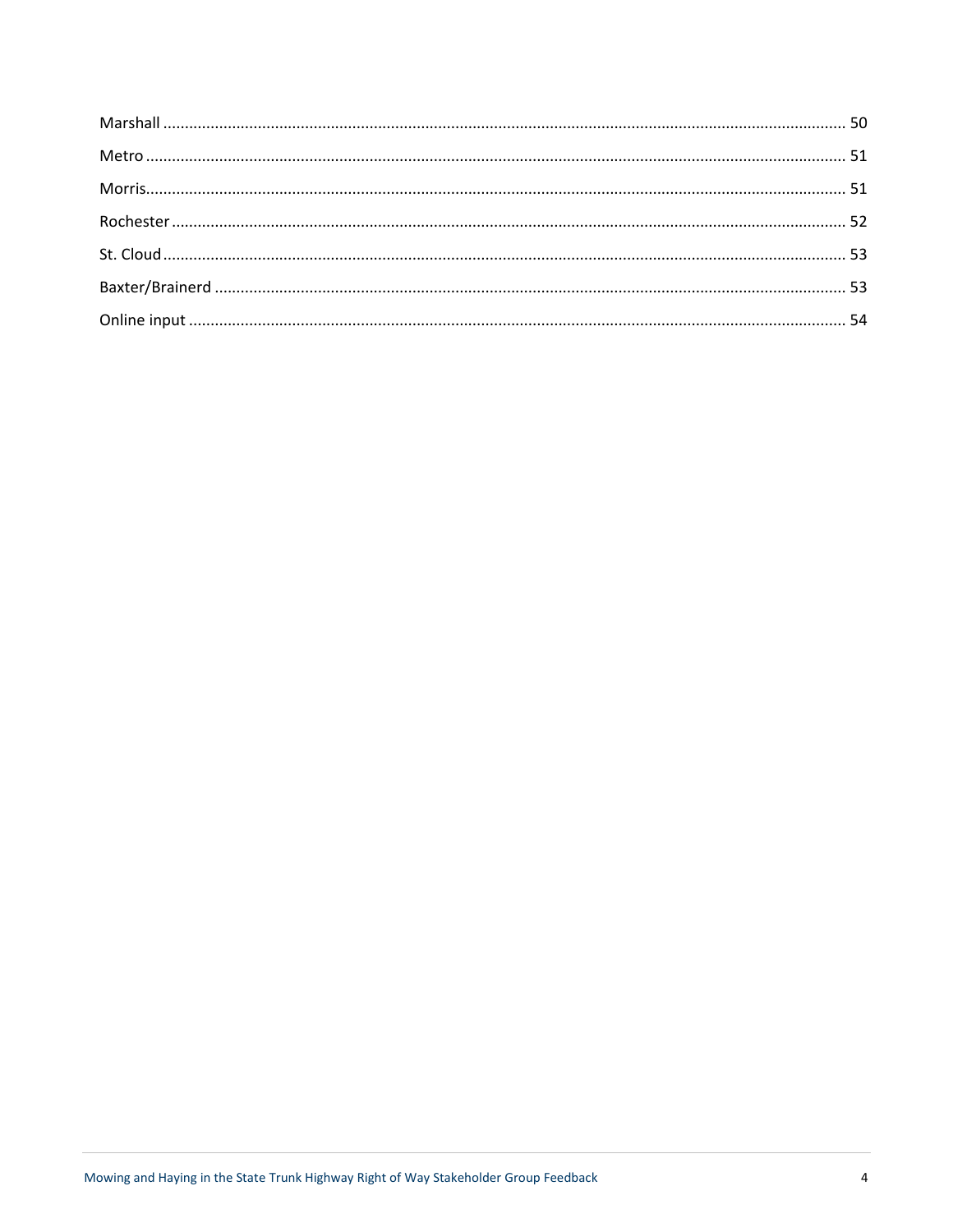Marshall ........................................................................................................................................................ 50

Metro ............................................................................................................................................................. 51

Morris............................................................................................................................................................. 51

Rochester ....................................................................................................................................................... 52

St. Cloud......................................................................................................................................................... 53

Baxter/Brainerd ............................................................................................................................................. 53

Online input ................................................................................................................................................... 54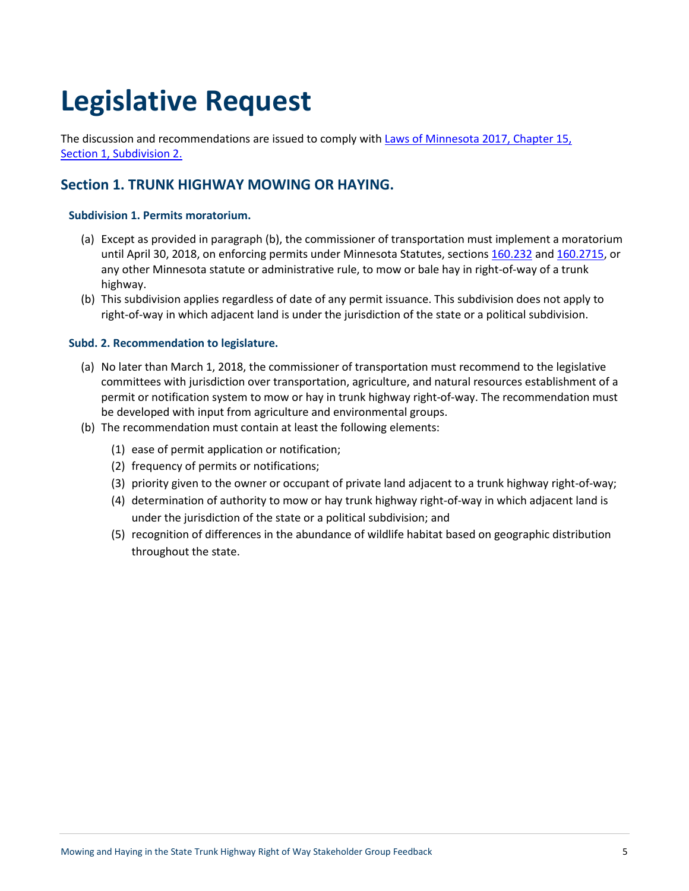# Legislative Request

The discussion and recommendations are issued to comply with [Laws of Minnesota 2017, Chapter 15, Section 1, Subdivision 2.](#)

## Section 1. TRUNK HIGHWAY MOWING OR HAYING.

### Subdivision 1. Permits moratorium.

(a) Except as provided in paragraph (b), the commissioner of transportation must implement a moratorium until April 30, 2018, on enforcing permits under Minnesota Statutes, sections 160.232 and 160.2715, or any other Minnesota statute or administrative rule, to mow or bale hay in right-of-way of a trunk highway.

(b) This subdivision applies regardless of date of any permit issuance. This subdivision does not apply to right-of-way in which adjacent land is under the jurisdiction of the state or a political subdivision.

### Subd. 2. Recommendation to legislature.

(a) No later than March 1, 2018, the commissioner of transportation must recommend to the legislative committees with jurisdiction over transportation, agriculture, and natural resources establishment of a permit or notification system to mow or hay in trunk highway right-of-way. The recommendation must be developed with input from agriculture and environmental groups.

(b) The recommendation must contain at least the following elements:

  (1) ease of permit application or notification;

  (2) frequency of permits or notifications;

  (3) priority given to the owner or occupant of private land adjacent to a trunk highway right-of-way;

  (4) determination of authority to mow or hay trunk highway right-of-way in which adjacent land is under the jurisdiction of the state or a political subdivision; and

  (5) recognition of differences in the abundance of wildlife habitat based on geographic distribution throughout the state.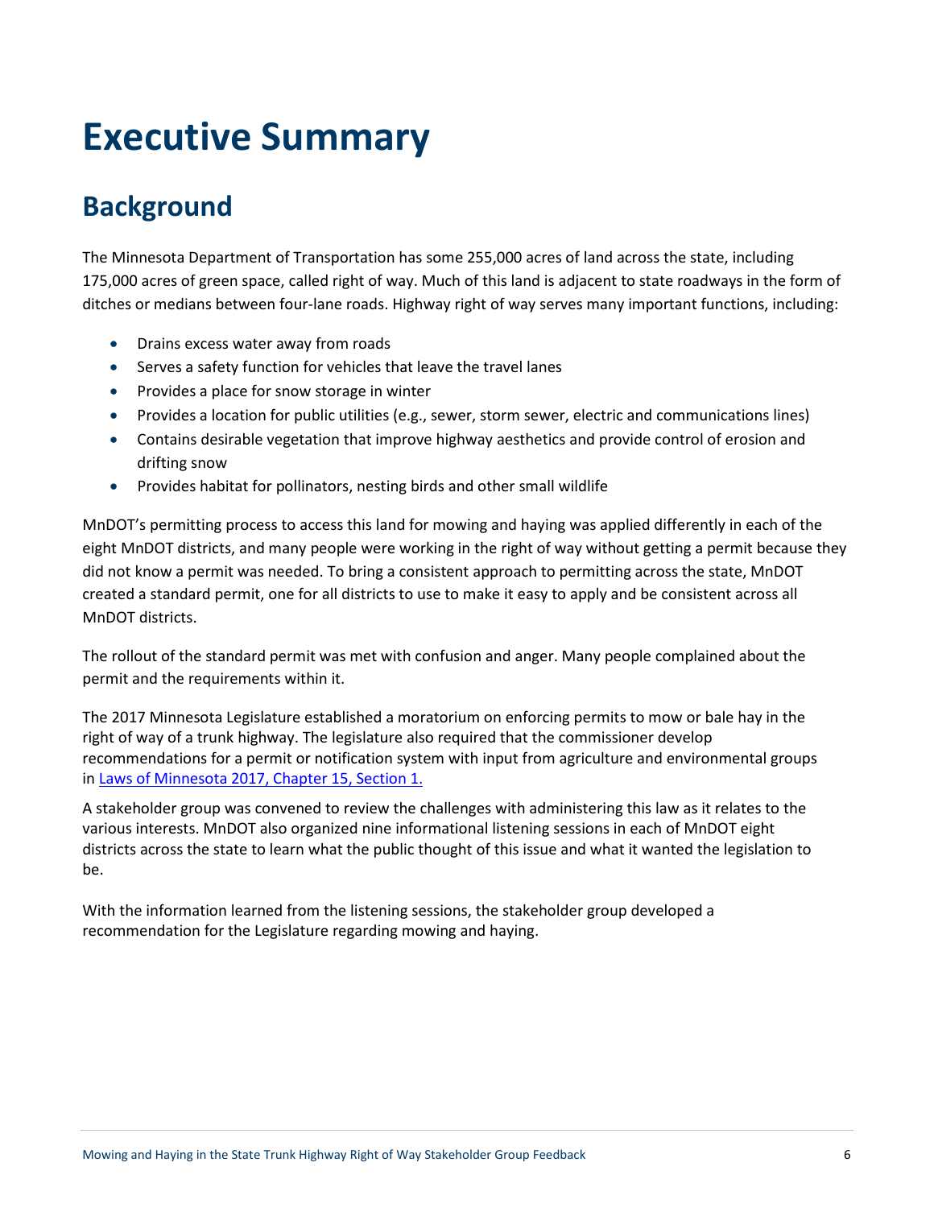# Executive Summary

## Background

The Minnesota Department of Transportation has some 255,000 acres of land across the state, including 175,000 acres of green space, called right of way. Much of this land is adjacent to state roadways in the form of ditches or medians between four-lane roads. Highway right of way serves many important functions, including:

- Drains excess water away from roads
- Serves a safety function for vehicles that leave the travel lanes
- Provides a place for snow storage in winter
- Provides a location for public utilities (e.g., sewer, storm sewer, electric and communications lines)
- Contains desirable vegetation that improve highway aesthetics and provide control of erosion and drifting snow
- Provides habitat for pollinators, nesting birds and other small wildlife

MnDOT's permitting process to access this land for mowing and haying was applied differently in each of the eight MnDOT districts, and many people were working in the right of way without getting a permit because they did not know a permit was needed. To bring a consistent approach to permitting across the state, MnDOT created a standard permit, one for all districts to use to make it easy to apply and be consistent across all MnDOT districts.

The rollout of the standard permit was met with confusion and anger. Many people complained about the permit and the requirements within it.

The 2017 Minnesota Legislature established a moratorium on enforcing permits to mow or bale hay in the right of way of a trunk highway. The legislature also required that the commissioner develop recommendations for a permit or notification system with input from agriculture and environmental groups in [Laws of Minnesota 2017, Chapter 15, Section 1.]

A stakeholder group was convened to review the challenges with administering this law as it relates to the various interests. MnDOT also organized nine informational listening sessions in each of MnDOT eight districts across the state to learn what the public thought of this issue and what it wanted the legislation to be.

With the information learned from the listening sessions, the stakeholder group developed a recommendation for the Legislature regarding mowing and haying.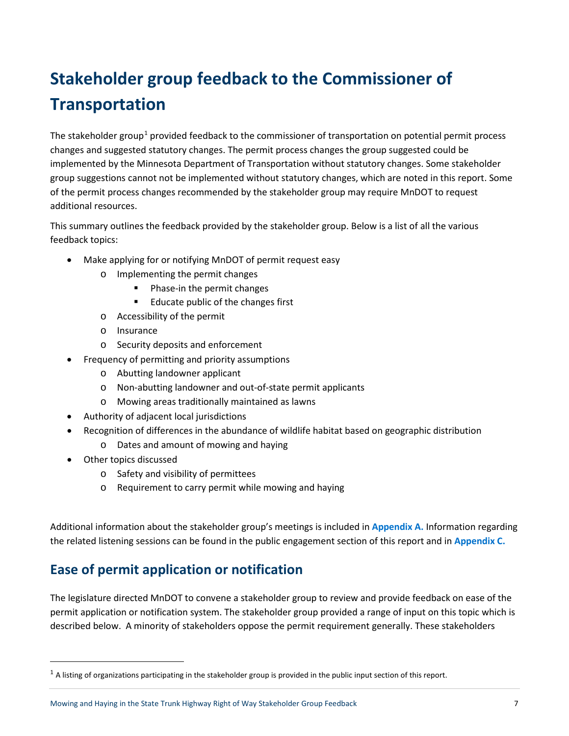# Stakeholder group feedback to the Commissioner of Transportation

The stakeholder group[1] provided feedback to the commissioner of transportation on potential permit process changes and suggested statutory changes. The permit process changes the group suggested could be implemented by the Minnesota Department of Transportation without statutory changes. Some stakeholder group suggestions cannot not be implemented without statutory changes, which are noted in this report. Some of the permit process changes recommended by the stakeholder group may require MnDOT to request additional resources.

This summary outlines the feedback provided by the stakeholder group. Below is a list of all the various feedback topics:

- Make applying for or notifying MnDOT of permit request easy
  - Implementing the permit changes
    - Phase-in the permit changes
    - Educate public of the changes first
  - Accessibility of the permit
  - Insurance
  - Security deposits and enforcement
- Frequency of permitting and priority assumptions
  - Abutting landowner applicant
  - Non-abutting landowner and out-of-state permit applicants
  - Mowing areas traditionally maintained as lawns
- Authority of adjacent local jurisdictions
- Recognition of differences in the abundance of wildlife habitat based on geographic distribution
  - Dates and amount of mowing and haying
- Other topics discussed
  - Safety and visibility of permittees
  - Requirement to carry permit while mowing and haying

Additional information about the stakeholder group's meetings is included in **Appendix A.** Information regarding the related listening sessions can be found in the public engagement section of this report and in **Appendix C.**

## Ease of permit application or notification

The legislature directed MnDOT to convene a stakeholder group to review and provide feedback on ease of the permit application or notification system. The stakeholder group provided a range of input on this topic which is described below. A minority of stakeholders oppose the permit requirement generally. These stakeholders

[1] A listing of organizations participating in the stakeholder group is provided in the public input section of this report.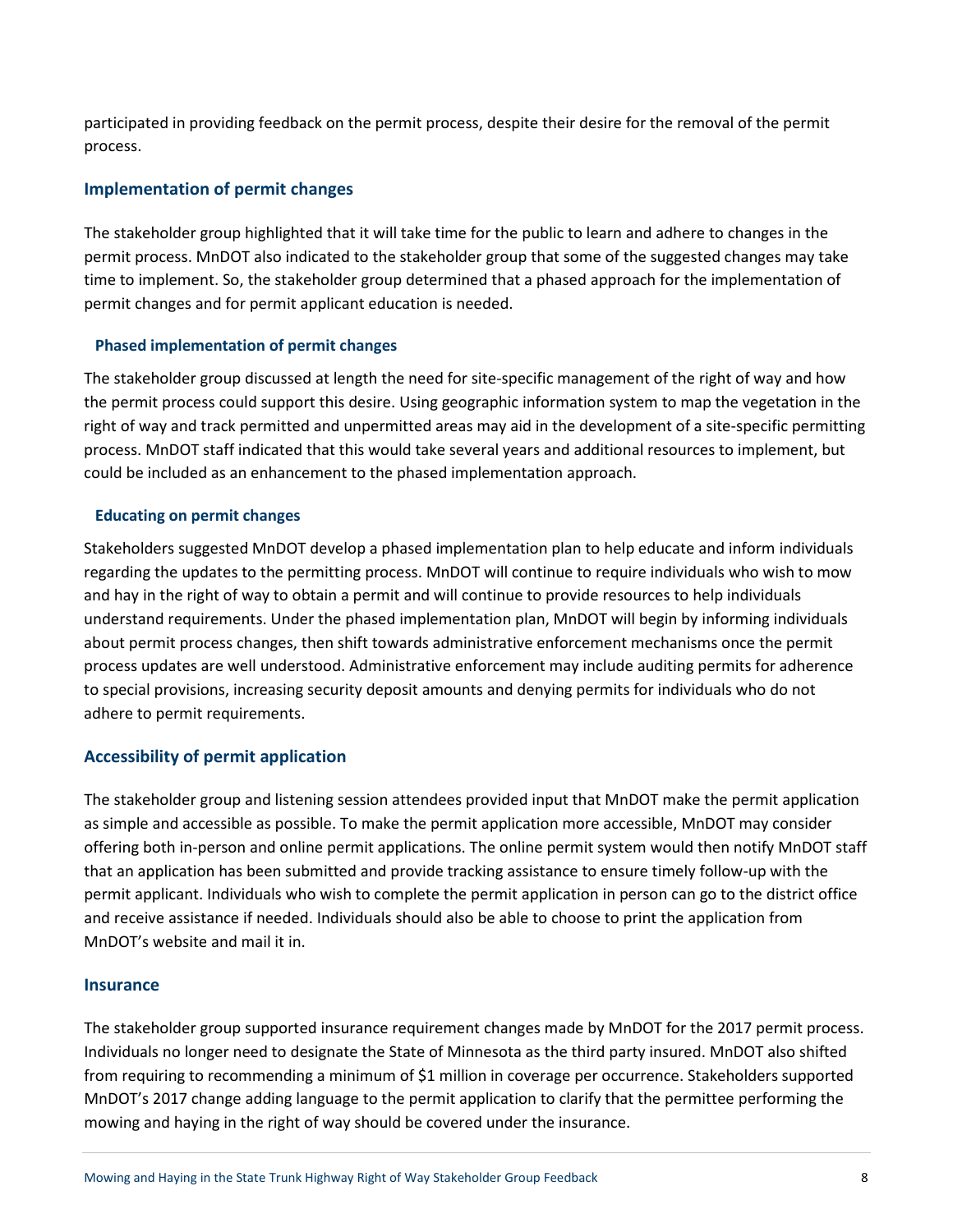participated in providing feedback on the permit process, despite their desire for the removal of the permit process.

## Implementation of permit changes

The stakeholder group highlighted that it will take time for the public to learn and adhere to changes in the permit process. MnDOT also indicated to the stakeholder group that some of the suggested changes may take time to implement. So, the stakeholder group determined that a phased approach for the implementation of permit changes and for permit applicant education is needed.

### Phased implementation of permit changes

The stakeholder group discussed at length the need for site-specific management of the right of way and how the permit process could support this desire. Using geographic information system to map the vegetation in the right of way and track permitted and unpermitted areas may aid in the development of a site-specific permitting process. MnDOT staff indicated that this would take several years and additional resources to implement, but could be included as an enhancement to the phased implementation approach.

### Educating on permit changes

Stakeholders suggested MnDOT develop a phased implementation plan to help educate and inform individuals regarding the updates to the permitting process. MnDOT will continue to require individuals who wish to mow and hay in the right of way to obtain a permit and will continue to provide resources to help individuals understand requirements. Under the phased implementation plan, MnDOT will begin by informing individuals about permit process changes, then shift towards administrative enforcement mechanisms once the permit process updates are well understood. Administrative enforcement may include auditing permits for adherence to special provisions, increasing security deposit amounts and denying permits for individuals who do not adhere to permit requirements.

## Accessibility of permit application

The stakeholder group and listening session attendees provided input that MnDOT make the permit application as simple and accessible as possible. To make the permit application more accessible, MnDOT may consider offering both in-person and online permit applications. The online permit system would then notify MnDOT staff that an application has been submitted and provide tracking assistance to ensure timely follow-up with the permit applicant. Individuals who wish to complete the permit application in person can go to the district office and receive assistance if needed. Individuals should also be able to choose to print the application from MnDOT's website and mail it in.

## Insurance

The stakeholder group supported insurance requirement changes made by MnDOT for the 2017 permit process. Individuals no longer need to designate the State of Minnesota as the third party insured. MnDOT also shifted from requiring to recommending a minimum of $1 million in coverage per occurrence. Stakeholders supported MnDOT's 2017 change adding language to the permit application to clarify that the permittee performing the mowing and haying in the right of way should be covered under the insurance.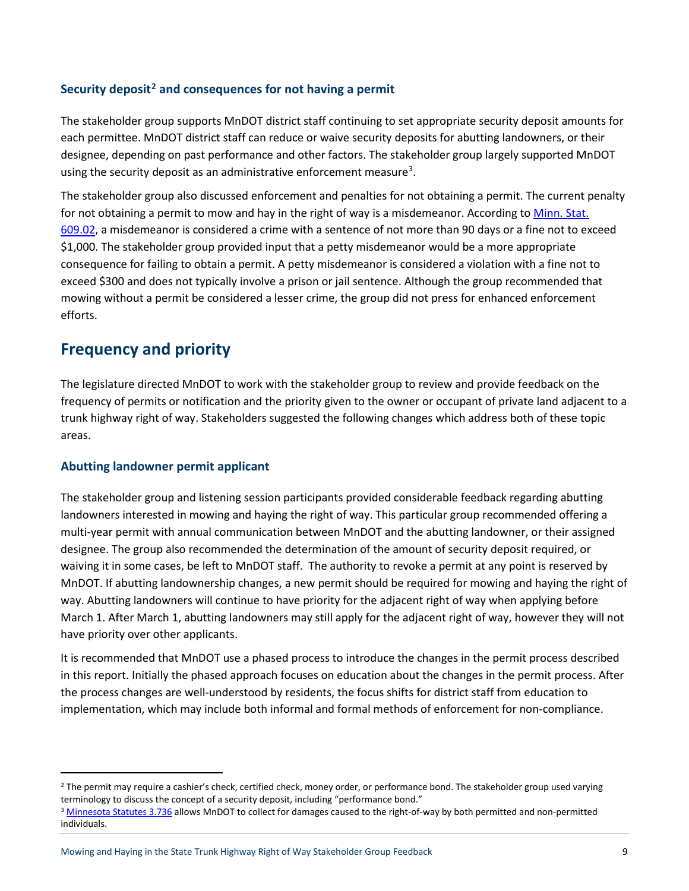### Security deposit[2] and consequences for not having a permit

The stakeholder group supports MnDOT district staff continuing to set appropriate security deposit amounts for each permittee. MnDOT district staff can reduce or waive security deposits for abutting landowners, or their designee, depending on past performance and other factors. The stakeholder group largely supported MnDOT using the security deposit as an administrative enforcement measure[3].

The stakeholder group also discussed enforcement and penalties for not obtaining a permit. The current penalty for not obtaining a permit to mow and hay in the right of way is a misdemeanor. According to Minn. Stat. 609.02, a misdemeanor is considered a crime with a sentence of not more than 90 days or a fine not to exceed $1,000. The stakeholder group provided input that a petty misdemeanor would be a more appropriate consequence for failing to obtain a permit. A petty misdemeanor is considered a violation with a fine not to exceed $300 and does not typically involve a prison or jail sentence. Although the group recommended that mowing without a permit be considered a lesser crime, the group did not press for enhanced enforcement efforts.

## Frequency and priority

The legislature directed MnDOT to work with the stakeholder group to review and provide feedback on the frequency of permits or notification and the priority given to the owner or occupant of private land adjacent to a trunk highway right of way. Stakeholders suggested the following changes which address both of these topic areas.

### Abutting landowner permit applicant

The stakeholder group and listening session participants provided considerable feedback regarding abutting landowners interested in mowing and haying the right of way. This particular group recommended offering a multi-year permit with annual communication between MnDOT and the abutting landowner, or their assigned designee. The group also recommended the determination of the amount of security deposit required, or waiving it in some cases, be left to MnDOT staff. The authority to revoke a permit at any point is reserved by MnDOT. If abutting landownership changes, a new permit should be required for mowing and haying the right of way. Abutting landowners will continue to have priority for the adjacent right of way when applying before March 1. After March 1, abutting landowners may still apply for the adjacent right of way, however they will not have priority over other applicants.

It is recommended that MnDOT use a phased process to introduce the changes in the permit process described in this report. Initially the phased approach focuses on education about the changes in the permit process. After the process changes are well-understood by residents, the focus shifts for district staff from education to implementation, which may include both informal and formal methods of enforcement for non-compliance.

---

[2] The permit may require a cashier's check, certified check, money order, or performance bond. The stakeholder group used varying terminology to discuss the concept of a security deposit, including "performance bond."

[3] Minnesota Statutes 3.736 allows MnDOT to collect for damages caused to the right-of-way by both permitted and non-permitted individuals.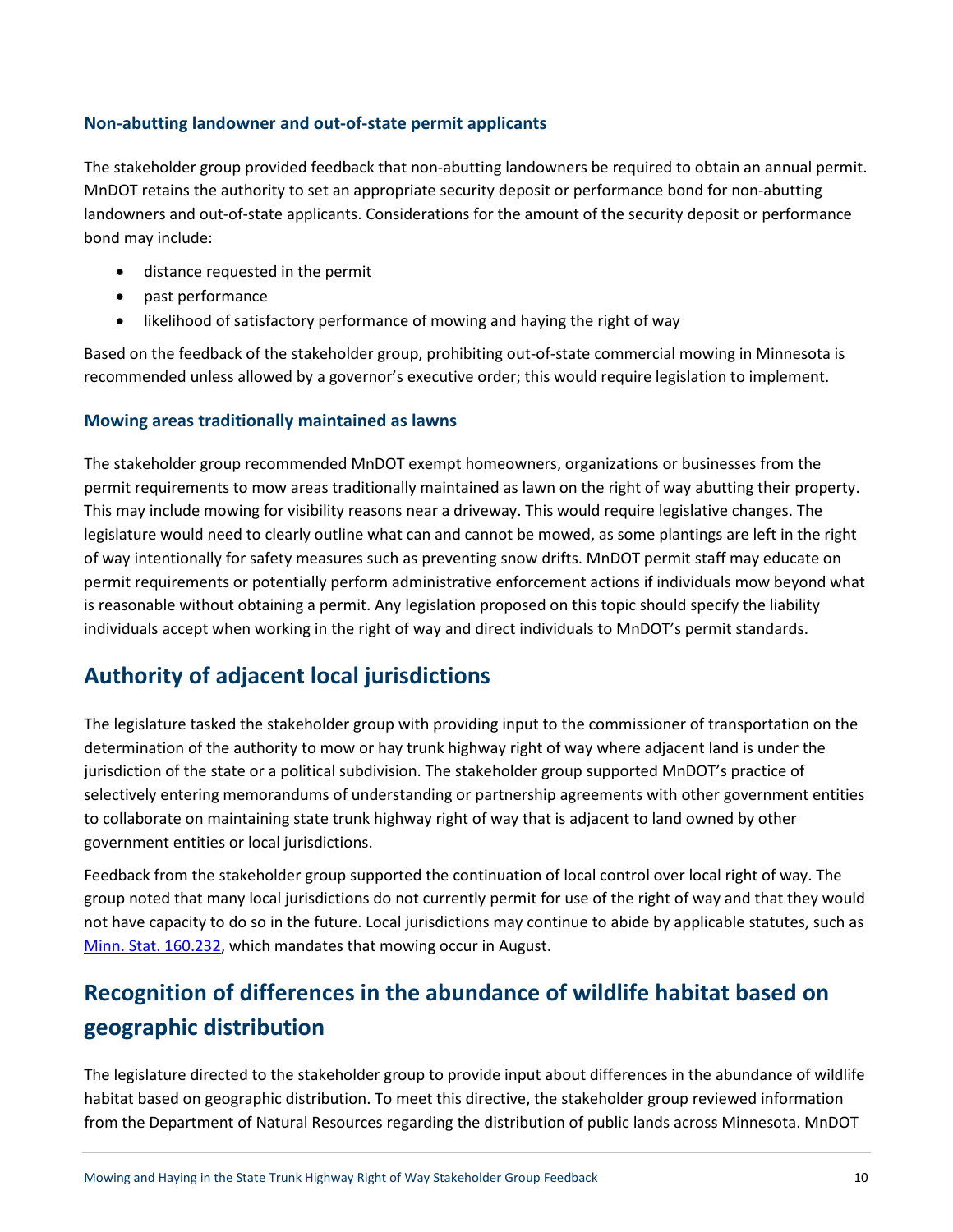### Non-abutting landowner and out-of-state permit applicants

The stakeholder group provided feedback that non-abutting landowners be required to obtain an annual permit. MnDOT retains the authority to set an appropriate security deposit or performance bond for non-abutting landowners and out-of-state applicants. Considerations for the amount of the security deposit or performance bond may include:

- distance requested in the permit
- past performance
- likelihood of satisfactory performance of mowing and haying the right of way

Based on the feedback of the stakeholder group, prohibiting out-of-state commercial mowing in Minnesota is recommended unless allowed by a governor's executive order; this would require legislation to implement.

### Mowing areas traditionally maintained as lawns

The stakeholder group recommended MnDOT exempt homeowners, organizations or businesses from the permit requirements to mow areas traditionally maintained as lawn on the right of way abutting their property. This may include mowing for visibility reasons near a driveway. This would require legislative changes. The legislature would need to clearly outline what can and cannot be mowed, as some plantings are left in the right of way intentionally for safety measures such as preventing snow drifts. MnDOT permit staff may educate on permit requirements or potentially perform administrative enforcement actions if individuals mow beyond what is reasonable without obtaining a permit. Any legislation proposed on this topic should specify the liability individuals accept when working in the right of way and direct individuals to MnDOT's permit standards.

## Authority of adjacent local jurisdictions

The legislature tasked the stakeholder group with providing input to the commissioner of transportation on the determination of the authority to mow or hay trunk highway right of way where adjacent land is under the jurisdiction of the state or a political subdivision. The stakeholder group supported MnDOT's practice of selectively entering memorandums of understanding or partnership agreements with other government entities to collaborate on maintaining state trunk highway right of way that is adjacent to land owned by other government entities or local jurisdictions.

Feedback from the stakeholder group supported the continuation of local control over local right of way. The group noted that many local jurisdictions do not currently permit for use of the right of way and that they would not have capacity to do so in the future. Local jurisdictions may continue to abide by applicable statutes, such as Minn. Stat. 160.232, which mandates that mowing occur in August.

## Recognition of differences in the abundance of wildlife habitat based on geographic distribution

The legislature directed to the stakeholder group to provide input about differences in the abundance of wildlife habitat based on geographic distribution. To meet this directive, the stakeholder group reviewed information from the Department of Natural Resources regarding the distribution of public lands across Minnesota. MnDOT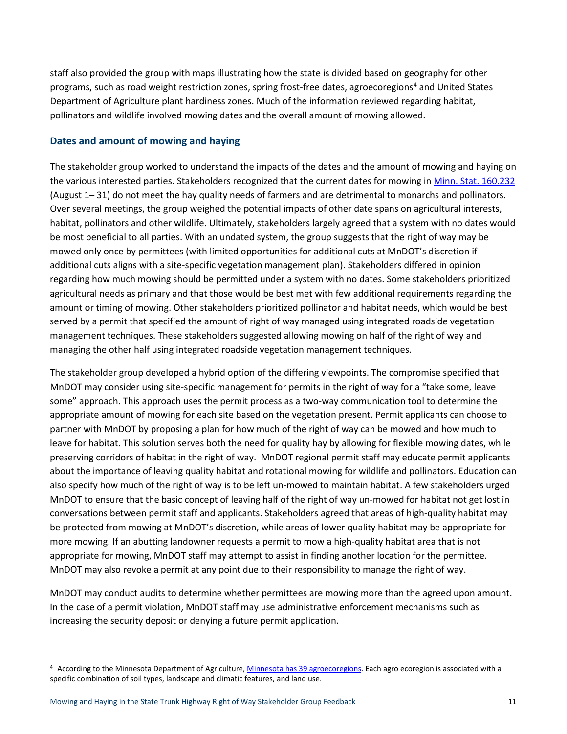staff also provided the group with maps illustrating how the state is divided based on geography for other programs, such as road weight restriction zones, spring frost-free dates, agroecoregions[4] and United States Department of Agriculture plant hardiness zones. Much of the information reviewed regarding habitat, pollinators and wildlife involved mowing dates and the overall amount of mowing allowed.

### Dates and amount of mowing and haying

The stakeholder group worked to understand the impacts of the dates and the amount of mowing and haying on the various interested parties. Stakeholders recognized that the current dates for mowing in [Minn. Stat. 160.232](https://www.revisor.mn.gov/statutes/cite/160.232) (August 1– 31) do not meet the hay quality needs of farmers and are detrimental to monarchs and pollinators. Over several meetings, the group weighed the potential impacts of other date spans on agricultural interests, habitat, pollinators and other wildlife. Ultimately, stakeholders largely agreed that a system with no dates would be most beneficial to all parties. With an undated system, the group suggests that the right of way may be mowed only once by permittees (with limited opportunities for additional cuts at MnDOT's discretion if additional cuts aligns with a site-specific vegetation management plan). Stakeholders differed in opinion regarding how much mowing should be permitted under a system with no dates. Some stakeholders prioritized agricultural needs as primary and that those would be best met with few additional requirements regarding the amount or timing of mowing. Other stakeholders prioritized pollinator and habitat needs, which would be best served by a permit that specified the amount of right of way managed using integrated roadside vegetation management techniques. These stakeholders suggested allowing mowing on half of the right of way and managing the other half using integrated roadside vegetation management techniques.

The stakeholder group developed a hybrid option of the differing viewpoints. The compromise specified that MnDOT may consider using site-specific management for permits in the right of way for a "take some, leave some" approach. This approach uses the permit process as a two-way communication tool to determine the appropriate amount of mowing for each site based on the vegetation present. Permit applicants can choose to partner with MnDOT by proposing a plan for how much of the right of way can be mowed and how much to leave for habitat. This solution serves both the need for quality hay by allowing for flexible mowing dates, while preserving corridors of habitat in the right of way. MnDOT regional permit staff may educate permit applicants about the importance of leaving quality habitat and rotational mowing for wildlife and pollinators. Education can also specify how much of the right of way is to be left un-mowed to maintain habitat. A few stakeholders urged MnDOT to ensure that the basic concept of leaving half of the right of way un-mowed for habitat not get lost in conversations between permit staff and applicants. Stakeholders agreed that areas of high-quality habitat may be protected from mowing at MnDOT's discretion, while areas of lower quality habitat may be appropriate for more mowing. If an abutting landowner requests a permit to mow a high-quality habitat area that is not appropriate for mowing, MnDOT staff may attempt to assist in finding another location for the permittee. MnDOT may also revoke a permit at any point due to their responsibility to manage the right of way.

MnDOT may conduct audits to determine whether permittees are mowing more than the agreed upon amount. In the case of a permit violation, MnDOT staff may use administrative enforcement mechanisms such as increasing the security deposit or denying a future permit application.

---

[4] According to the Minnesota Department of Agriculture, Minnesota has 39 agroecoregions. Each agro ecoregion is associated with a specific combination of soil types, landscape and climatic features, and land use.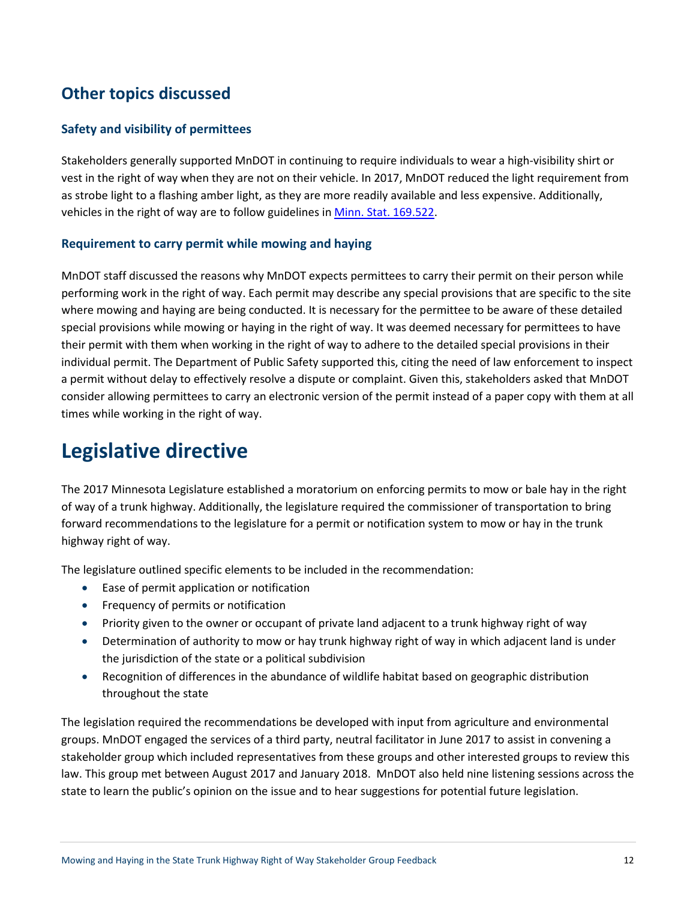## Other topics discussed

### Safety and visibility of permittees

Stakeholders generally supported MnDOT in continuing to require individuals to wear a high-visibility shirt or vest in the right of way when they are not on their vehicle. In 2017, MnDOT reduced the light requirement from as strobe light to a flashing amber light, as they are more readily available and less expensive. Additionally, vehicles in the right of way are to follow guidelines in [Minn. Stat. 169.522](Minn. Stat. 169.522).

### Requirement to carry permit while mowing and haying

MnDOT staff discussed the reasons why MnDOT expects permittees to carry their permit on their person while performing work in the right of way. Each permit may describe any special provisions that are specific to the site where mowing and haying are being conducted. It is necessary for the permittee to be aware of these detailed special provisions while mowing or haying in the right of way. It was deemed necessary for permittees to have their permit with them when working in the right of way to adhere to the detailed special provisions in their individual permit. The Department of Public Safety supported this, citing the need of law enforcement to inspect a permit without delay to effectively resolve a dispute or complaint. Given this, stakeholders asked that MnDOT consider allowing permittees to carry an electronic version of the permit instead of a paper copy with them at all times while working in the right of way.

# Legislative directive

The 2017 Minnesota Legislature established a moratorium on enforcing permits to mow or bale hay in the right of way of a trunk highway. Additionally, the legislature required the commissioner of transportation to bring forward recommendations to the legislature for a permit or notification system to mow or hay in the trunk highway right of way.

The legislature outlined specific elements to be included in the recommendation:

- Ease of permit application or notification
- Frequency of permits or notification
- Priority given to the owner or occupant of private land adjacent to a trunk highway right of way
- Determination of authority to mow or hay trunk highway right of way in which adjacent land is under the jurisdiction of the state or a political subdivision
- Recognition of differences in the abundance of wildlife habitat based on geographic distribution throughout the state

The legislation required the recommendations be developed with input from agriculture and environmental groups. MnDOT engaged the services of a third party, neutral facilitator in June 2017 to assist in convening a stakeholder group which included representatives from these groups and other interested groups to review this law. This group met between August 2017 and January 2018. MnDOT also held nine listening sessions across the state to learn the public's opinion on the issue and to hear suggestions for potential future legislation.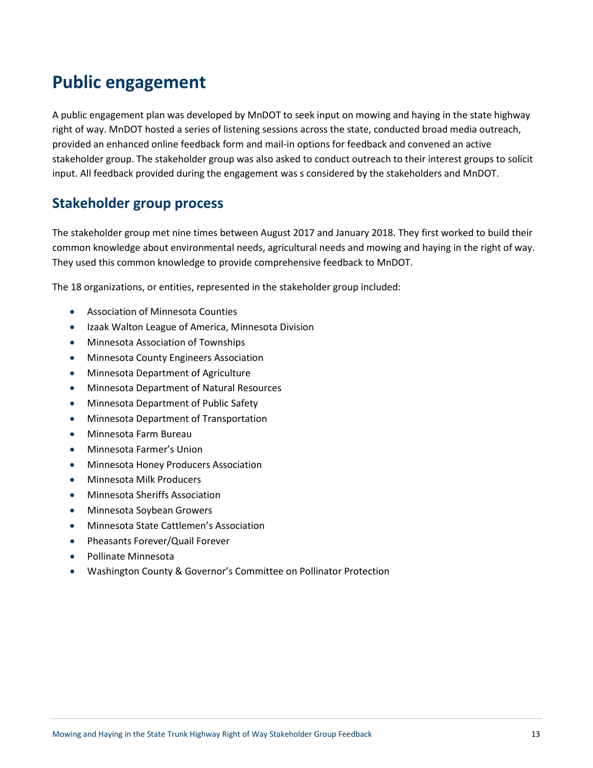# Public engagement

A public engagement plan was developed by MnDOT to seek input on mowing and haying in the state highway right of way. MnDOT hosted a series of listening sessions across the state, conducted broad media outreach, provided an enhanced online feedback form and mail-in options for feedback and convened an active stakeholder group. The stakeholder group was also asked to conduct outreach to their interest groups to solicit input. All feedback provided during the engagement was s considered by the stakeholders and MnDOT.

## Stakeholder group process

The stakeholder group met nine times between August 2017 and January 2018. They first worked to build their common knowledge about environmental needs, agricultural needs and mowing and haying in the right of way. They used this common knowledge to provide comprehensive feedback to MnDOT.

The 18 organizations, or entities, represented in the stakeholder group included:

- Association of Minnesota Counties
- Izaak Walton League of America, Minnesota Division
- Minnesota Association of Townships
- Minnesota County Engineers Association
- Minnesota Department of Agriculture
- Minnesota Department of Natural Resources
- Minnesota Department of Public Safety
- Minnesota Department of Transportation
- Minnesota Farm Bureau
- Minnesota Farmer's Union
- Minnesota Honey Producers Association
- Minnesota Milk Producers
- Minnesota Sheriffs Association
- Minnesota Soybean Growers
- Minnesota State Cattlemen's Association
- Pheasants Forever/Quail Forever
- Pollinate Minnesota
- Washington County & Governor's Committee on Pollinator Protection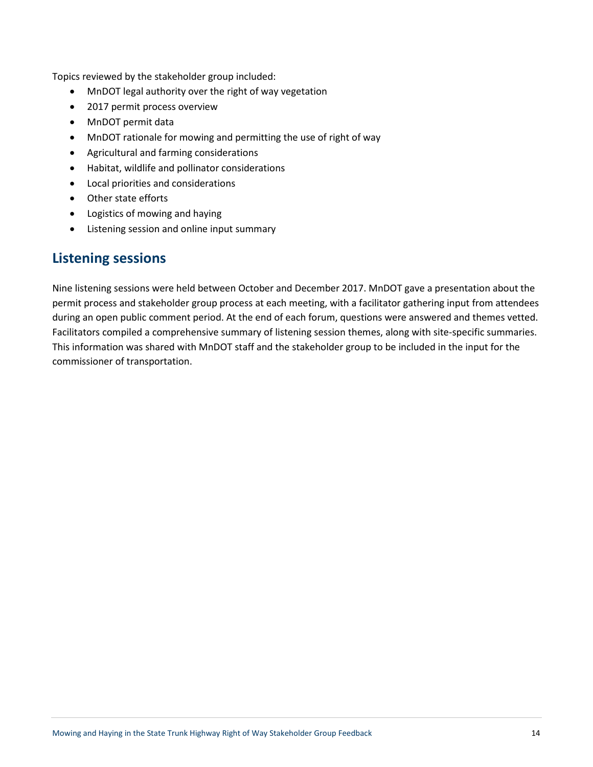Topics reviewed by the stakeholder group included:

- MnDOT legal authority over the right of way vegetation
- 2017 permit process overview
- MnDOT permit data
- MnDOT rationale for mowing and permitting the use of right of way
- Agricultural and farming considerations
- Habitat, wildlife and pollinator considerations
- Local priorities and considerations
- Other state efforts
- Logistics of mowing and haying
- Listening session and online input summary

## Listening sessions

Nine listening sessions were held between October and December 2017. MnDOT gave a presentation about the permit process and stakeholder group process at each meeting, with a facilitator gathering input from attendees during an open public comment period. At the end of each forum, questions were answered and themes vetted. Facilitators compiled a comprehensive summary of listening session themes, along with site-specific summaries. This information was shared with MnDOT staff and the stakeholder group to be included in the input for the commissioner of transportation.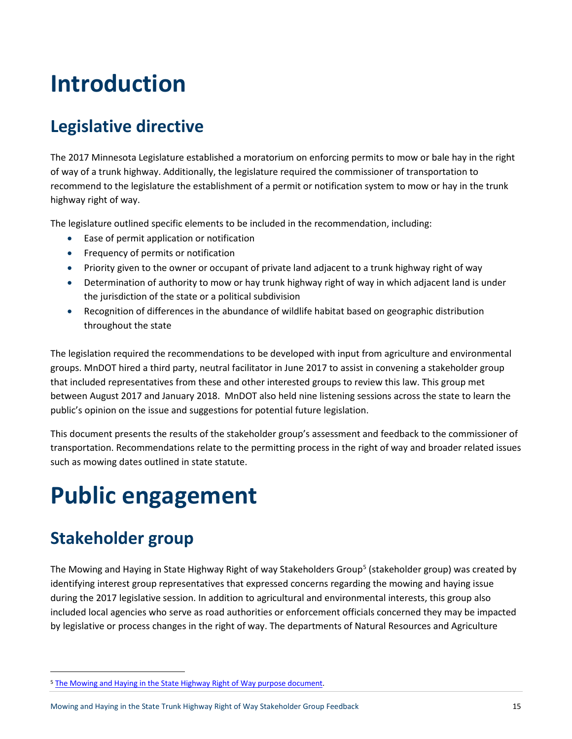# Introduction

## Legislative directive

The 2017 Minnesota Legislature established a moratorium on enforcing permits to mow or bale hay in the right of way of a trunk highway. Additionally, the legislature required the commissioner of transportation to recommend to the legislature the establishment of a permit or notification system to mow or hay in the trunk highway right of way.

The legislature outlined specific elements to be included in the recommendation, including:

- Ease of permit application or notification
- Frequency of permits or notification
- Priority given to the owner or occupant of private land adjacent to a trunk highway right of way
- Determination of authority to mow or hay trunk highway right of way in which adjacent land is under the jurisdiction of the state or a political subdivision
- Recognition of differences in the abundance of wildlife habitat based on geographic distribution throughout the state

The legislation required the recommendations to be developed with input from agriculture and environmental groups. MnDOT hired a third party, neutral facilitator in June 2017 to assist in convening a stakeholder group that included representatives from these and other interested groups to review this law. This group met between August 2017 and January 2018. MnDOT also held nine listening sessions across the state to learn the public's opinion on the issue and suggestions for potential future legislation.

This document presents the results of the stakeholder group's assessment and feedback to the commissioner of transportation. Recommendations relate to the permitting process in the right of way and broader related issues such as mowing dates outlined in state statute.

# Public engagement

## Stakeholder group

The Mowing and Haying in State Highway Right of way Stakeholders Group[5] (stakeholder group) was created by identifying interest group representatives that expressed concerns regarding the mowing and haying issue during the 2017 legislative session. In addition to agricultural and environmental interests, this group also included local agencies who serve as road authorities or enforcement officials concerned they may be impacted by legislative or process changes in the right of way. The departments of Natural Resources and Agriculture

[5] The Mowing and Haying in the State Highway Right of Way purpose document.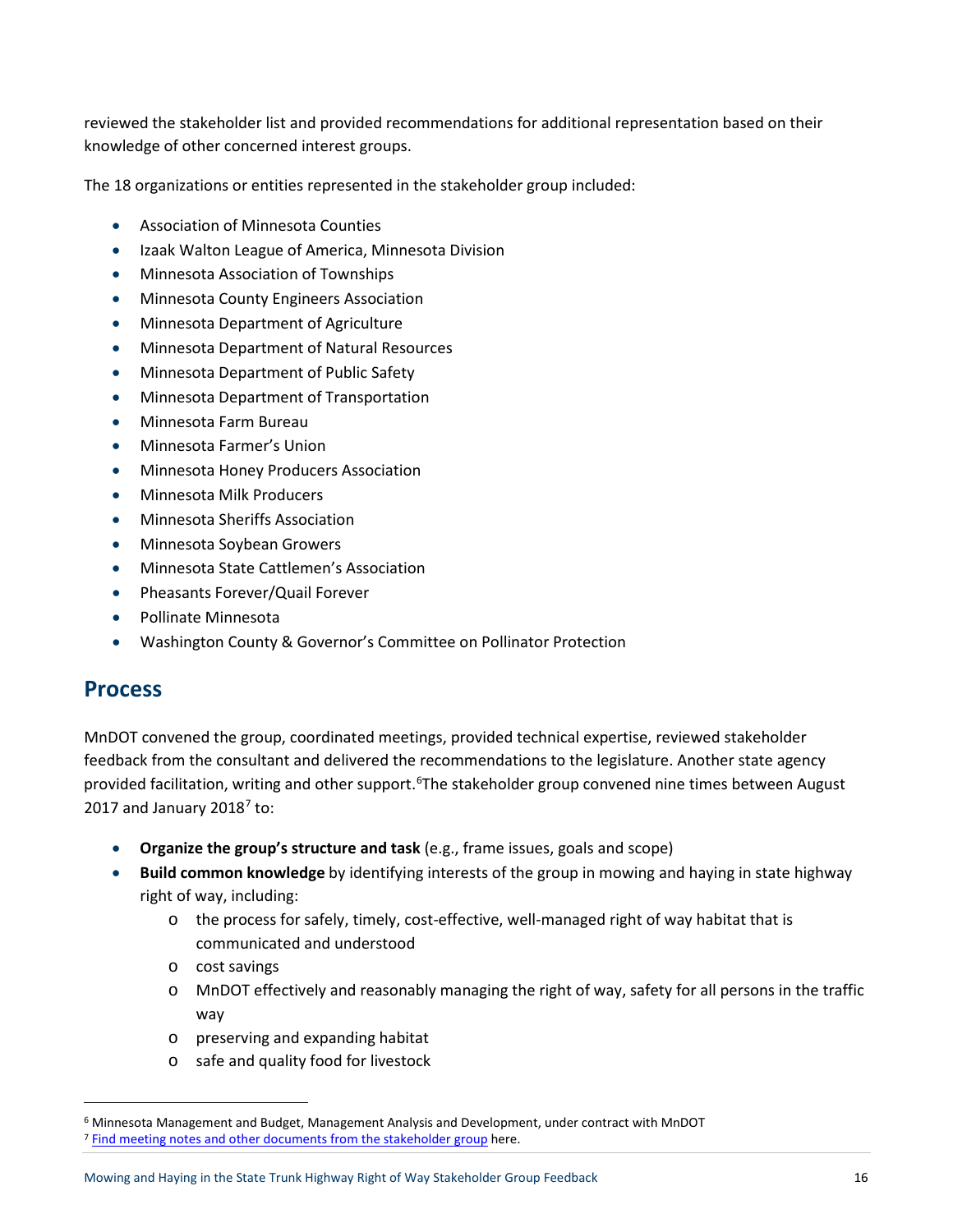reviewed the stakeholder list and provided recommendations for additional representation based on their knowledge of other concerned interest groups.

The 18 organizations or entities represented in the stakeholder group included:

- Association of Minnesota Counties
- Izaak Walton League of America, Minnesota Division
- Minnesota Association of Townships
- Minnesota County Engineers Association
- Minnesota Department of Agriculture
- Minnesota Department of Natural Resources
- Minnesota Department of Public Safety
- Minnesota Department of Transportation
- Minnesota Farm Bureau
- Minnesota Farmer's Union
- Minnesota Honey Producers Association
- Minnesota Milk Producers
- Minnesota Sheriffs Association
- Minnesota Soybean Growers
- Minnesota State Cattlemen's Association
- Pheasants Forever/Quail Forever
- Pollinate Minnesota
- Washington County & Governor's Committee on Pollinator Protection

## Process

MnDOT convened the group, coordinated meetings, provided technical expertise, reviewed stakeholder feedback from the consultant and delivered the recommendations to the legislature. Another state agency provided facilitation, writing and other support.[6]The stakeholder group convened nine times between August 2017 and January 2018[7] to:

- **Organize the group's structure and task** (e.g., frame issues, goals and scope)
- **Build common knowledge** by identifying interests of the group in mowing and haying in state highway right of way, including:
  - the process for safely, timely, cost-effective, well-managed right of way habitat that is communicated and understood
  - cost savings
  - MnDOT effectively and reasonably managing the right of way, safety for all persons in the traffic way
  - preserving and expanding habitat
  - safe and quality food for livestock

[6] Minnesota Management and Budget, Management Analysis and Development, under contract with MnDOT

[7] Find meeting notes and other documents from the stakeholder group here.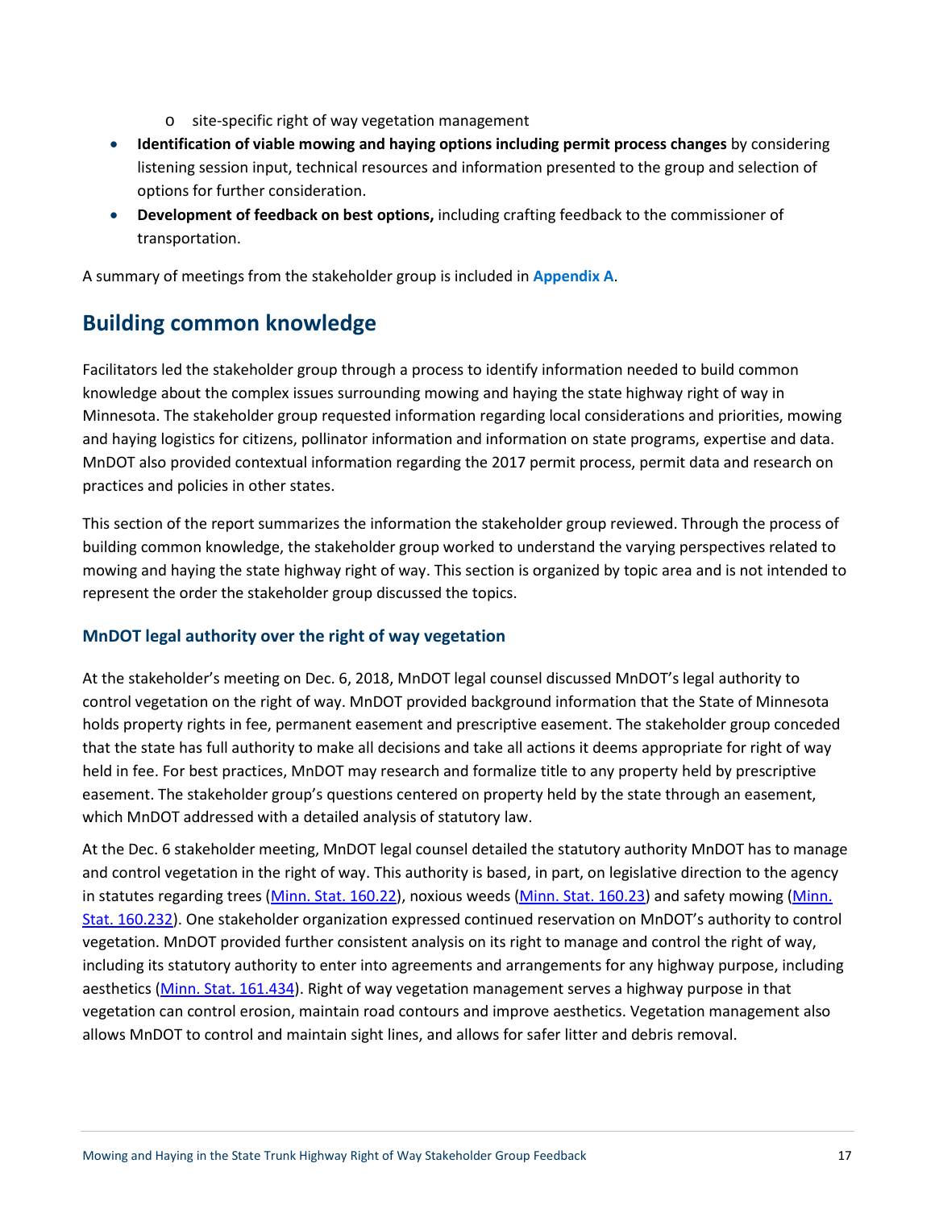- site-specific right of way vegetation management
- **Identification of viable mowing and haying options including permit process changes** by considering listening session input, technical resources and information presented to the group and selection of options for further consideration.
- **Development of feedback on best options,** including crafting feedback to the commissioner of transportation.

A summary of meetings from the stakeholder group is included in **Appendix A**.

## Building common knowledge

Facilitators led the stakeholder group through a process to identify information needed to build common knowledge about the complex issues surrounding mowing and haying the state highway right of way in Minnesota. The stakeholder group requested information regarding local considerations and priorities, mowing and haying logistics for citizens, pollinator information and information on state programs, expertise and data. MnDOT also provided contextual information regarding the 2017 permit process, permit data and research on practices and policies in other states.

This section of the report summarizes the information the stakeholder group reviewed. Through the process of building common knowledge, the stakeholder group worked to understand the varying perspectives related to mowing and haying the state highway right of way. This section is organized by topic area and is not intended to represent the order the stakeholder group discussed the topics.

### MnDOT legal authority over the right of way vegetation

At the stakeholder's meeting on Dec. 6, 2018, MnDOT legal counsel discussed MnDOT's legal authority to control vegetation on the right of way. MnDOT provided background information that the State of Minnesota holds property rights in fee, permanent easement and prescriptive easement. The stakeholder group conceded that the state has full authority to make all decisions and take all actions it deems appropriate for right of way held in fee. For best practices, MnDOT may research and formalize title to any property held by prescriptive easement. The stakeholder group's questions centered on property held by the state through an easement, which MnDOT addressed with a detailed analysis of statutory law.

At the Dec. 6 stakeholder meeting, MnDOT legal counsel detailed the statutory authority MnDOT has to manage and control vegetation in the right of way. This authority is based, in part, on legislative direction to the agency in statutes regarding trees (Minn. Stat. 160.22), noxious weeds (Minn. Stat. 160.23) and safety mowing (Minn. Stat. 160.232). One stakeholder organization expressed continued reservation on MnDOT's authority to control vegetation. MnDOT provided further consistent analysis on its right to manage and control the right of way, including its statutory authority to enter into agreements and arrangements for any highway purpose, including aesthetics (Minn. Stat. 161.434). Right of way vegetation management serves a highway purpose in that vegetation can control erosion, maintain road contours and improve aesthetics. Vegetation management also allows MnDOT to control and maintain sight lines, and allows for safer litter and debris removal.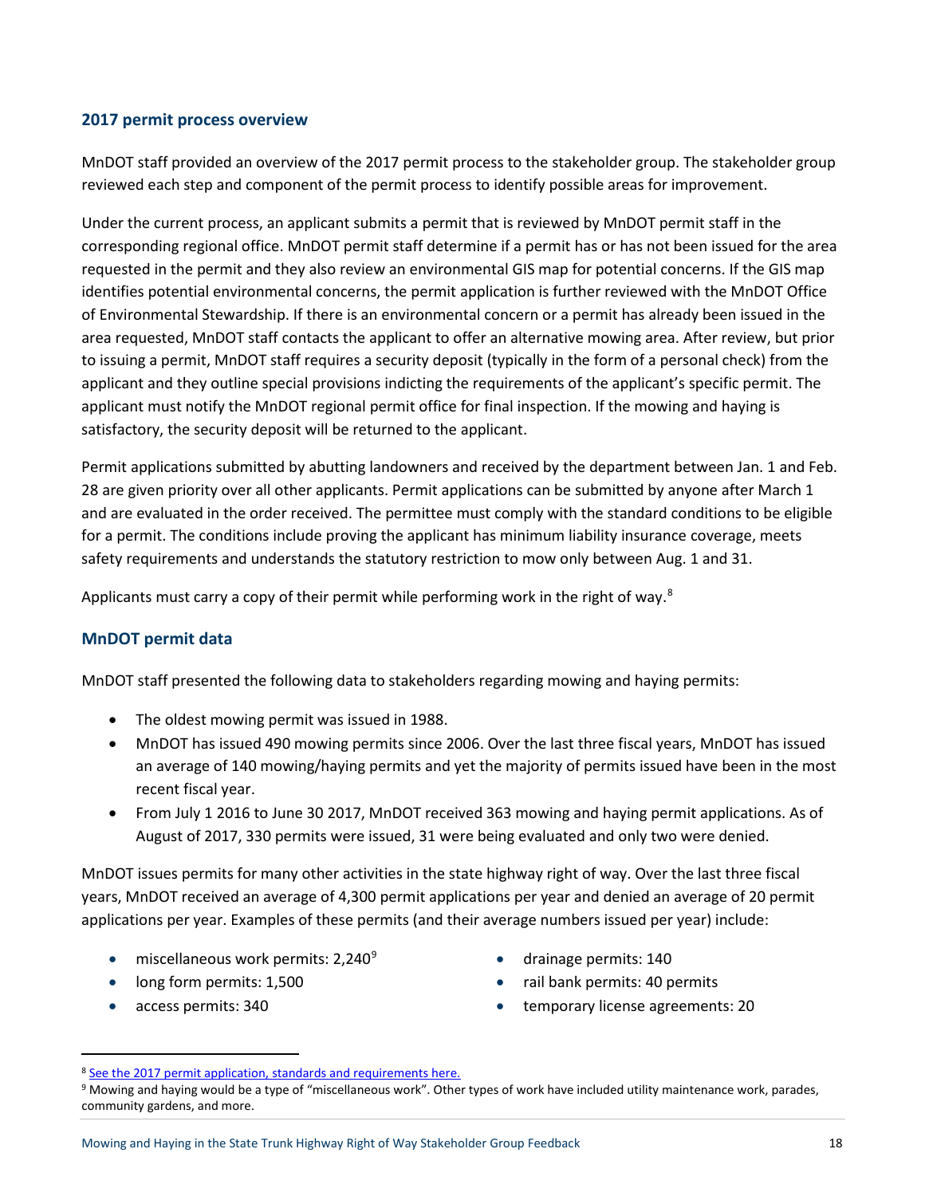### 2017 permit process overview

MnDOT staff provided an overview of the 2017 permit process to the stakeholder group. The stakeholder group reviewed each step and component of the permit process to identify possible areas for improvement.

Under the current process, an applicant submits a permit that is reviewed by MnDOT permit staff in the corresponding regional office. MnDOT permit staff determine if a permit has or has not been issued for the area requested in the permit and they also review an environmental GIS map for potential concerns. If the GIS map identifies potential environmental concerns, the permit application is further reviewed with the MnDOT Office of Environmental Stewardship. If there is an environmental concern or a permit has already been issued in the area requested, MnDOT staff contacts the applicant to offer an alternative mowing area. After review, but prior to issuing a permit, MnDOT staff requires a security deposit (typically in the form of a personal check) from the applicant and they outline special provisions indicting the requirements of the applicant's specific permit. The applicant must notify the MnDOT regional permit office for final inspection. If the mowing and haying is satisfactory, the security deposit will be returned to the applicant.

Permit applications submitted by abutting landowners and received by the department between Jan. 1 and Feb. 28 are given priority over all other applicants. Permit applications can be submitted by anyone after March 1 and are evaluated in the order received. The permittee must comply with the standard conditions to be eligible for a permit. The conditions include proving the applicant has minimum liability insurance coverage, meets safety requirements and understands the statutory restriction to mow only between Aug. 1 and 31.

Applicants must carry a copy of their permit while performing work in the right of way.[8]

### MnDOT permit data

MnDOT staff presented the following data to stakeholders regarding mowing and haying permits:

- The oldest mowing permit was issued in 1988.
- MnDOT has issued 490 mowing permits since 2006. Over the last three fiscal years, MnDOT has issued an average of 140 mowing/haying permits and yet the majority of permits issued have been in the most recent fiscal year.
- From July 1 2016 to June 30 2017, MnDOT received 363 mowing and haying permit applications. As of August of 2017, 330 permits were issued, 31 were being evaluated and only two were denied.

MnDOT issues permits for many other activities in the state highway right of way. Over the last three fiscal years, MnDOT received an average of 4,300 permit applications per year and denied an average of 20 permit applications per year. Examples of these permits (and their average numbers issued per year) include:

- miscellaneous work permits: 2,240[9]
- long form permits: 1,500
- access permits: 340
- drainage permits: 140
- rail bank permits: 40 permits
- temporary license agreements: 20

---

[8] See the 2017 permit application, standards and requirements here.

[9] Mowing and haying would be a type of "miscellaneous work". Other types of work have included utility maintenance work, parades, community gardens, and more.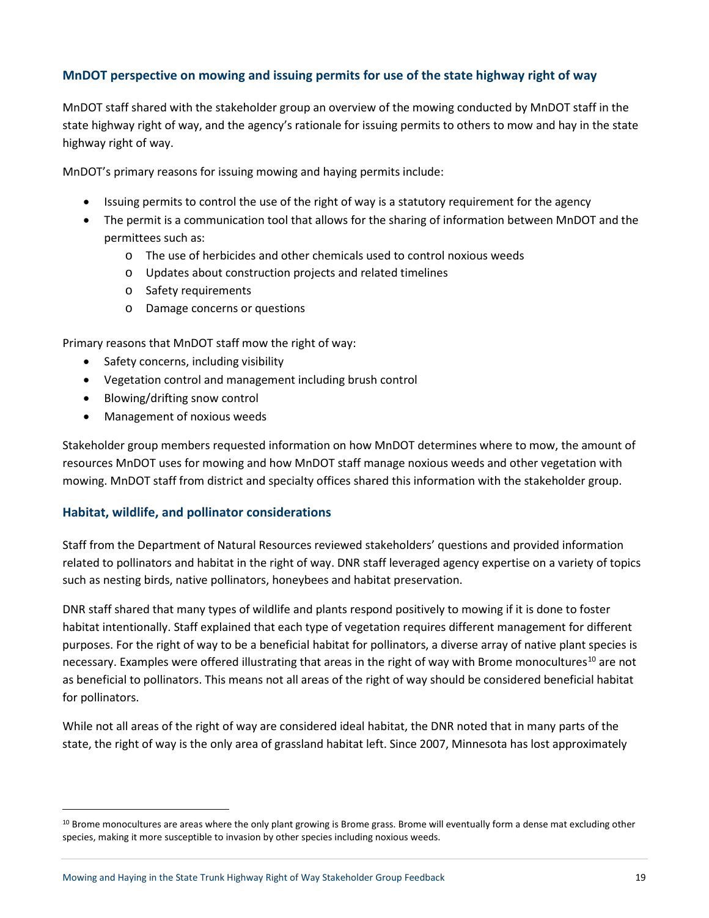## MnDOT perspective on mowing and issuing permits for use of the state highway right of way

MnDOT staff shared with the stakeholder group an overview of the mowing conducted by MnDOT staff in the state highway right of way, and the agency's rationale for issuing permits to others to mow and hay in the state highway right of way.

MnDOT's primary reasons for issuing mowing and haying permits include:

- Issuing permits to control the use of the right of way is a statutory requirement for the agency
- The permit is a communication tool that allows for the sharing of information between MnDOT and the permittees such as:
  - The use of herbicides and other chemicals used to control noxious weeds
  - Updates about construction projects and related timelines
  - Safety requirements
  - Damage concerns or questions

Primary reasons that MnDOT staff mow the right of way:

- Safety concerns, including visibility
- Vegetation control and management including brush control
- Blowing/drifting snow control
- Management of noxious weeds

Stakeholder group members requested information on how MnDOT determines where to mow, the amount of resources MnDOT uses for mowing and how MnDOT staff manage noxious weeds and other vegetation with mowing. MnDOT staff from district and specialty offices shared this information with the stakeholder group.

## Habitat, wildlife, and pollinator considerations

Staff from the Department of Natural Resources reviewed stakeholders' questions and provided information related to pollinators and habitat in the right of way. DNR staff leveraged agency expertise on a variety of topics such as nesting birds, native pollinators, honeybees and habitat preservation.

DNR staff shared that many types of wildlife and plants respond positively to mowing if it is done to foster habitat intentionally. Staff explained that each type of vegetation requires different management for different purposes. For the right of way to be a beneficial habitat for pollinators, a diverse array of native plant species is necessary. Examples were offered illustrating that areas in the right of way with Brome monocultures[10] are not as beneficial to pollinators. This means not all areas of the right of way should be considered beneficial habitat for pollinators.

While not all areas of the right of way are considered ideal habitat, the DNR noted that in many parts of the state, the right of way is the only area of grassland habitat left. Since 2007, Minnesota has lost approximately

[10] Brome monocultures are areas where the only plant growing is Brome grass. Brome will eventually form a dense mat excluding other species, making it more susceptible to invasion by other species including noxious weeds.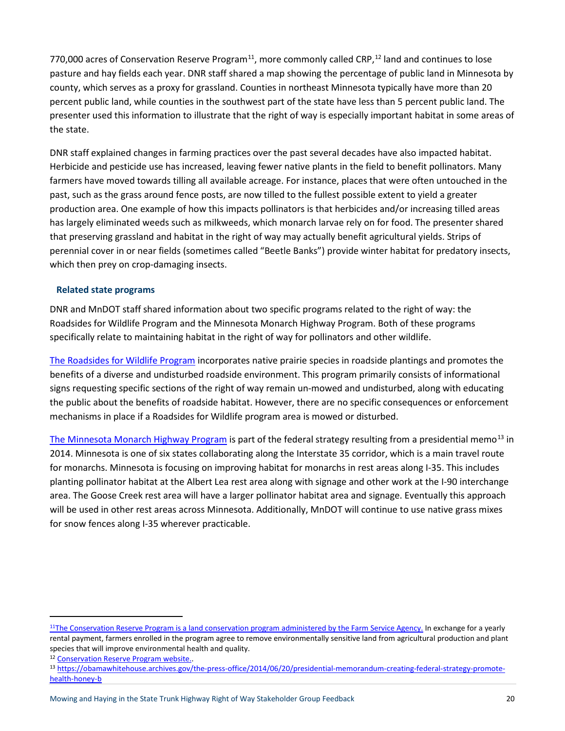770,000 acres of Conservation Reserve Program[11], more commonly called CRP,[12] land and continues to lose pasture and hay fields each year. DNR staff shared a map showing the percentage of public land in Minnesota by county, which serves as a proxy for grassland. Counties in northeast Minnesota typically have more than 20 percent public land, while counties in the southwest part of the state have less than 5 percent public land. The presenter used this information to illustrate that the right of way is especially important habitat in some areas of the state.

DNR staff explained changes in farming practices over the past several decades have also impacted habitat. Herbicide and pesticide use has increased, leaving fewer native plants in the field to benefit pollinators. Many farmers have moved towards tilling all available acreage. For instance, places that were often untouched in the past, such as the grass around fence posts, are now tilled to the fullest possible extent to yield a greater production area. One example of how this impacts pollinators is that herbicides and/or increasing tilled areas has largely eliminated weeds such as milkweeds, which monarch larvae rely on for food. The presenter shared that preserving grassland and habitat in the right of way may actually benefit agricultural yields. Strips of perennial cover in or near fields (sometimes called "Beetle Banks") provide winter habitat for predatory insects, which then prey on crop-damaging insects.

### Related state programs

DNR and MnDOT staff shared information about two specific programs related to the right of way: the Roadsides for Wildlife Program and the Minnesota Monarch Highway Program. Both of these programs specifically relate to maintaining habitat in the right of way for pollinators and other wildlife.

The Roadsides for Wildlife Program incorporates native prairie species in roadside plantings and promotes the benefits of a diverse and undisturbed roadside environment. This program primarily consists of informational signs requesting specific sections of the right of way remain un-mowed and undisturbed, along with educating the public about the benefits of roadside habitat. However, there are no specific consequences or enforcement mechanisms in place if a Roadsides for Wildlife program area is mowed or disturbed.

The Minnesota Monarch Highway Program is part of the federal strategy resulting from a presidential memo[13] in 2014. Minnesota is one of six states collaborating along the Interstate 35 corridor, which is a main travel route for monarchs. Minnesota is focusing on improving habitat for monarchs in rest areas along I-35. This includes planting pollinator habitat at the Albert Lea rest area along with signage and other work at the I-90 interchange area. The Goose Creek rest area will have a larger pollinator habitat area and signage. Eventually this approach will be used in other rest areas across Minnesota. Additionally, MnDOT will continue to use native grass mixes for snow fences along I-35 wherever practicable.

---

[11] The Conservation Reserve Program is a land conservation program administered by the Farm Service Agency. In exchange for a yearly rental payment, farmers enrolled in the program agree to remove environmentally sensitive land from agricultural production and plant species that will improve environmental health and quality.

[12] Conservation Reserve Program website..

[13] https://obamawhitehouse.archives.gov/the-press-office/2014/06/20/presidential-memorandum-creating-federal-strategy-promote-health-honey-b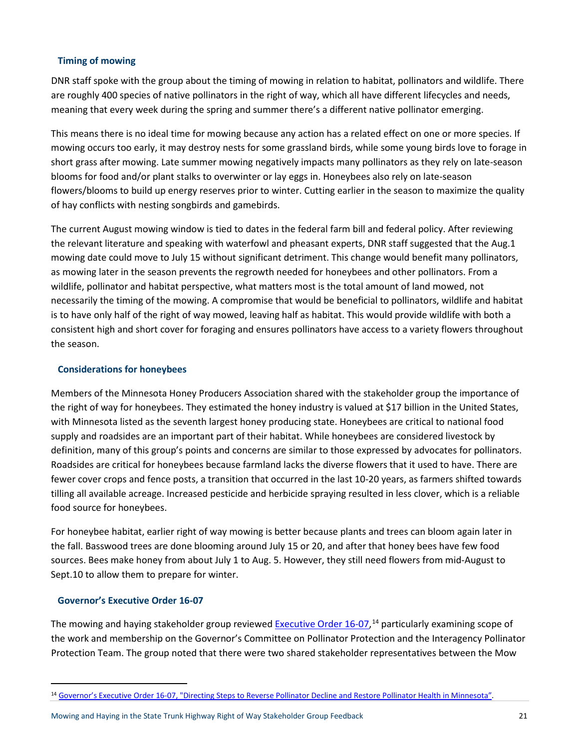### Timing of mowing

DNR staff spoke with the group about the timing of mowing in relation to habitat, pollinators and wildlife. There are roughly 400 species of native pollinators in the right of way, which all have different lifecycles and needs, meaning that every week during the spring and summer there's a different native pollinator emerging.

This means there is no ideal time for mowing because any action has a related effect on one or more species. If mowing occurs too early, it may destroy nests for some grassland birds, while some young birds love to forage in short grass after mowing. Late summer mowing negatively impacts many pollinators as they rely on late-season blooms for food and/or plant stalks to overwinter or lay eggs in. Honeybees also rely on late-season flowers/blooms to build up energy reserves prior to winter. Cutting earlier in the season to maximize the quality of hay conflicts with nesting songbirds and gamebirds.

The current August mowing window is tied to dates in the federal farm bill and federal policy. After reviewing the relevant literature and speaking with waterfowl and pheasant experts, DNR staff suggested that the Aug.1 mowing date could move to July 15 without significant detriment. This change would benefit many pollinators, as mowing later in the season prevents the regrowth needed for honeybees and other pollinators. From a wildlife, pollinator and habitat perspective, what matters most is the total amount of land mowed, not necessarily the timing of the mowing. A compromise that would be beneficial to pollinators, wildlife and habitat is to have only half of the right of way mowed, leaving half as habitat. This would provide wildlife with both a consistent high and short cover for foraging and ensures pollinators have access to a variety flowers throughout the season.

### Considerations for honeybees

Members of the Minnesota Honey Producers Association shared with the stakeholder group the importance of the right of way for honeybees. They estimated the honey industry is valued at $17 billion in the United States, with Minnesota listed as the seventh largest honey producing state. Honeybees are critical to national food supply and roadsides are an important part of their habitat. While honeybees are considered livestock by definition, many of this group's points and concerns are similar to those expressed by advocates for pollinators. Roadsides are critical for honeybees because farmland lacks the diverse flowers that it used to have. There are fewer cover crops and fence posts, a transition that occurred in the last 10-20 years, as farmers shifted towards tilling all available acreage. Increased pesticide and herbicide spraying resulted in less clover, which is a reliable food source for honeybees.

For honeybee habitat, earlier right of way mowing is better because plants and trees can bloom again later in the fall. Basswood trees are done blooming around July 15 or 20, and after that honey bees have few food sources. Bees make honey from about July 1 to Aug. 5. However, they still need flowers from mid-August to Sept.10 to allow them to prepare for winter.

### Governor's Executive Order 16-07

The mowing and haying stakeholder group reviewed Executive Order 16-07,[14] particularly examining scope of the work and membership on the Governor's Committee on Pollinator Protection and the Interagency Pollinator Protection Team. The group noted that there were two shared stakeholder representatives between the Mow

[14] Governor's Executive Order 16-07, "Directing Steps to Reverse Pollinator Decline and Restore Pollinator Health in Minnesota".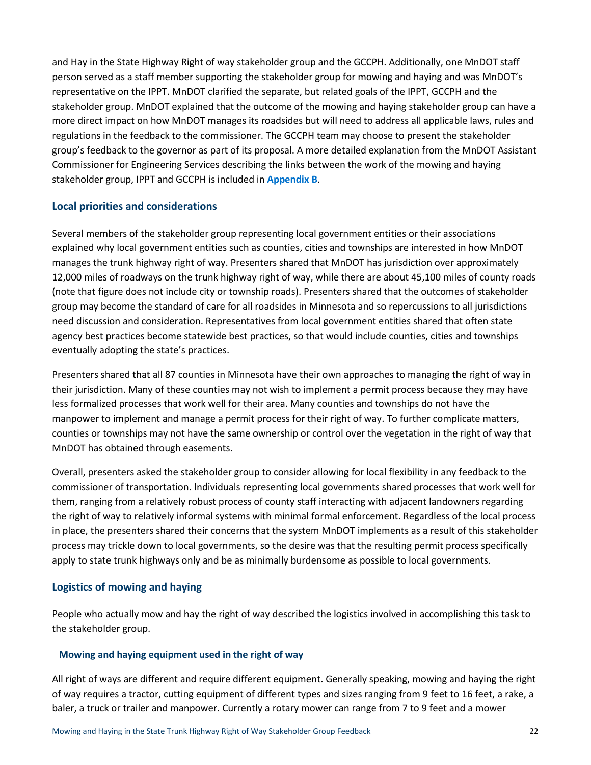and Hay in the State Highway Right of way stakeholder group and the GCCPH. Additionally, one MnDOT staff person served as a staff member supporting the stakeholder group for mowing and haying and was MnDOT's representative on the IPPT. MnDOT clarified the separate, but related goals of the IPPT, GCCPH and the stakeholder group. MnDOT explained that the outcome of the mowing and haying stakeholder group can have a more direct impact on how MnDOT manages its roadsides but will need to address all applicable laws, rules and regulations in the feedback to the commissioner. The GCCPH team may choose to present the stakeholder group's feedback to the governor as part of its proposal. A more detailed explanation from the MnDOT Assistant Commissioner for Engineering Services describing the links between the work of the mowing and haying stakeholder group, IPPT and GCCPH is included in **Appendix B**.

## Local priorities and considerations

Several members of the stakeholder group representing local government entities or their associations explained why local government entities such as counties, cities and townships are interested in how MnDOT manages the trunk highway right of way. Presenters shared that MnDOT has jurisdiction over approximately 12,000 miles of roadways on the trunk highway right of way, while there are about 45,100 miles of county roads (note that figure does not include city or township roads). Presenters shared that the outcomes of stakeholder group may become the standard of care for all roadsides in Minnesota and so repercussions to all jurisdictions need discussion and consideration. Representatives from local government entities shared that often state agency best practices become statewide best practices, so that would include counties, cities and townships eventually adopting the state's practices.

Presenters shared that all 87 counties in Minnesota have their own approaches to managing the right of way in their jurisdiction. Many of these counties may not wish to implement a permit process because they may have less formalized processes that work well for their area. Many counties and townships do not have the manpower to implement and manage a permit process for their right of way. To further complicate matters, counties or townships may not have the same ownership or control over the vegetation in the right of way that MnDOT has obtained through easements.

Overall, presenters asked the stakeholder group to consider allowing for local flexibility in any feedback to the commissioner of transportation. Individuals representing local governments shared processes that work well for them, ranging from a relatively robust process of county staff interacting with adjacent landowners regarding the right of way to relatively informal systems with minimal formal enforcement. Regardless of the local process in place, the presenters shared their concerns that the system MnDOT implements as a result of this stakeholder process may trickle down to local governments, so the desire was that the resulting permit process specifically apply to state trunk highways only and be as minimally burdensome as possible to local governments.

## Logistics of mowing and haying

People who actually mow and hay the right of way described the logistics involved in accomplishing this task to the stakeholder group.

### Mowing and haying equipment used in the right of way

All right of ways are different and require different equipment. Generally speaking, mowing and haying the right of way requires a tractor, cutting equipment of different types and sizes ranging from 9 feet to 16 feet, a rake, a baler, a truck or trailer and manpower. Currently a rotary mower can range from 7 to 9 feet and a mower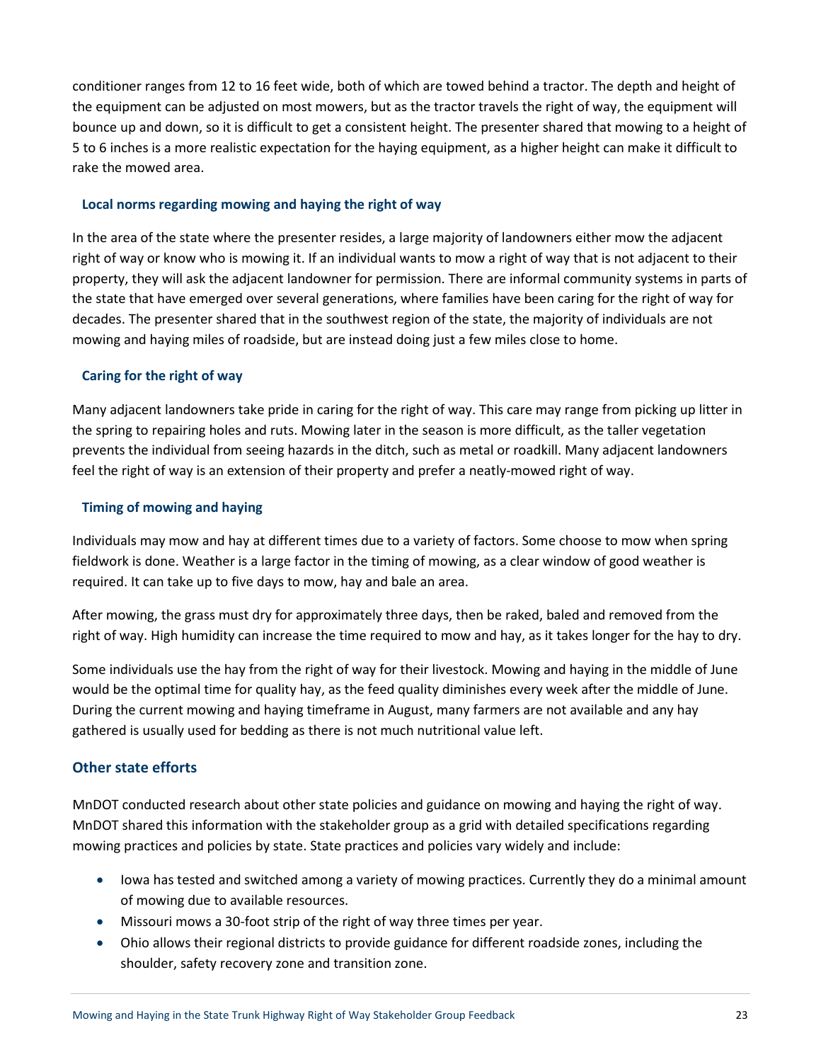conditioner ranges from 12 to 16 feet wide, both of which are towed behind a tractor. The depth and height of the equipment can be adjusted on most mowers, but as the tractor travels the right of way, the equipment will bounce up and down, so it is difficult to get a consistent height. The presenter shared that mowing to a height of 5 to 6 inches is a more realistic expectation for the haying equipment, as a higher height can make it difficult to rake the mowed area.

#### Local norms regarding mowing and haying the right of way

In the area of the state where the presenter resides, a large majority of landowners either mow the adjacent right of way or know who is mowing it. If an individual wants to mow a right of way that is not adjacent to their property, they will ask the adjacent landowner for permission. There are informal community systems in parts of the state that have emerged over several generations, where families have been caring for the right of way for decades. The presenter shared that in the southwest region of the state, the majority of individuals are not mowing and haying miles of roadside, but are instead doing just a few miles close to home.

#### Caring for the right of way

Many adjacent landowners take pride in caring for the right of way. This care may range from picking up litter in the spring to repairing holes and ruts. Mowing later in the season is more difficult, as the taller vegetation prevents the individual from seeing hazards in the ditch, such as metal or roadkill. Many adjacent landowners feel the right of way is an extension of their property and prefer a neatly-mowed right of way.

#### Timing of mowing and haying

Individuals may mow and hay at different times due to a variety of factors. Some choose to mow when spring fieldwork is done. Weather is a large factor in the timing of mowing, as a clear window of good weather is required. It can take up to five days to mow, hay and bale an area.

After mowing, the grass must dry for approximately three days, then be raked, baled and removed from the right of way. High humidity can increase the time required to mow and hay, as it takes longer for the hay to dry.

Some individuals use the hay from the right of way for their livestock. Mowing and haying in the middle of June would be the optimal time for quality hay, as the feed quality diminishes every week after the middle of June. During the current mowing and haying timeframe in August, many farmers are not available and any hay gathered is usually used for bedding as there is not much nutritional value left.

### Other state efforts

MnDOT conducted research about other state policies and guidance on mowing and haying the right of way. MnDOT shared this information with the stakeholder group as a grid with detailed specifications regarding mowing practices and policies by state. State practices and policies vary widely and include:

- Iowa has tested and switched among a variety of mowing practices. Currently they do a minimal amount of mowing due to available resources.
- Missouri mows a 30-foot strip of the right of way three times per year.
- Ohio allows their regional districts to provide guidance for different roadside zones, including the shoulder, safety recovery zone and transition zone.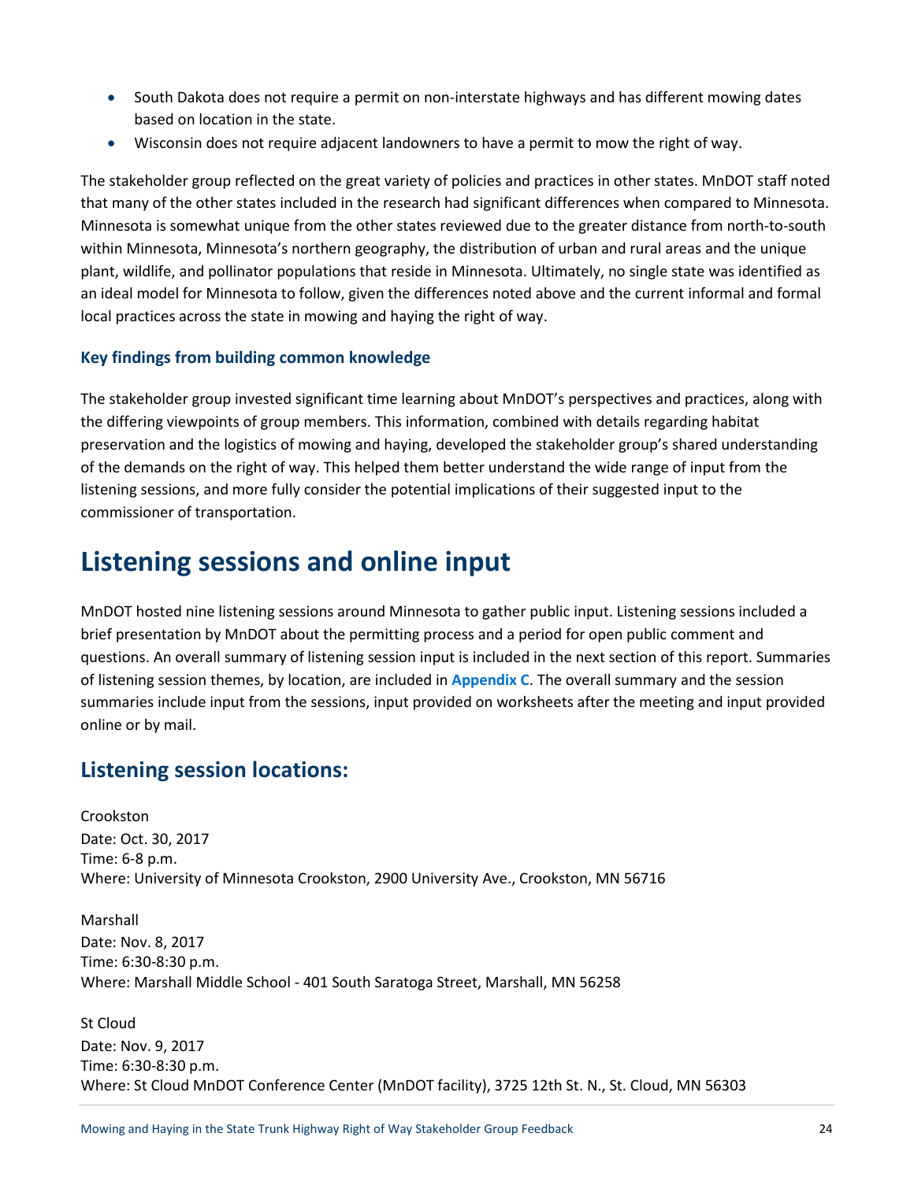- South Dakota does not require a permit on non-interstate highways and has different mowing dates based on location in the state.
- Wisconsin does not require adjacent landowners to have a permit to mow the right of way.

The stakeholder group reflected on the great variety of policies and practices in other states. MnDOT staff noted that many of the other states included in the research had significant differences when compared to Minnesota. Minnesota is somewhat unique from the other states reviewed due to the greater distance from north-to-south within Minnesota, Minnesota's northern geography, the distribution of urban and rural areas and the unique plant, wildlife, and pollinator populations that reside in Minnesota. Ultimately, no single state was identified as an ideal model for Minnesota to follow, given the differences noted above and the current informal and formal local practices across the state in mowing and haying the right of way.

### Key findings from building common knowledge

The stakeholder group invested significant time learning about MnDOT's perspectives and practices, along with the differing viewpoints of group members. This information, combined with details regarding habitat preservation and the logistics of mowing and haying, developed the stakeholder group's shared understanding of the demands on the right of way. This helped them better understand the wide range of input from the listening sessions, and more fully consider the potential implications of their suggested input to the commissioner of transportation.

# Listening sessions and online input

MnDOT hosted nine listening sessions around Minnesota to gather public input. Listening sessions included a brief presentation by MnDOT about the permitting process and a period for open public comment and questions. An overall summary of listening session input is included in the next section of this report. Summaries of listening session themes, by location, are included in **Appendix C**. The overall summary and the session summaries include input from the sessions, input provided on worksheets after the meeting and input provided online or by mail.

## Listening session locations:

Crookston
Date: Oct. 30, 2017
Time: 6-8 p.m.
Where: University of Minnesota Crookston, 2900 University Ave., Crookston, MN 56716

Marshall
Date: Nov. 8, 2017
Time: 6:30-8:30 p.m.
Where: Marshall Middle School - 401 South Saratoga Street, Marshall, MN 56258

St Cloud
Date: Nov. 9, 2017
Time: 6:30-8:30 p.m.
Where: St Cloud MnDOT Conference Center (MnDOT facility), 3725 12th St. N., St. Cloud, MN 56303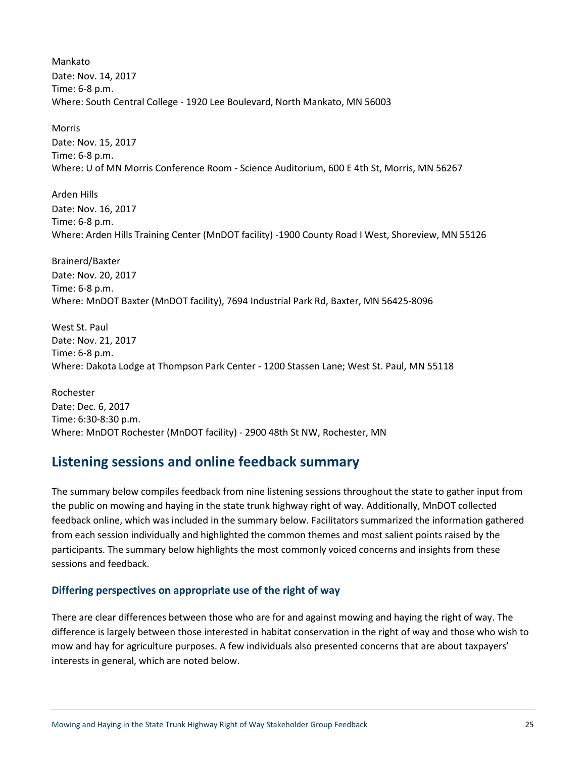Mankato
Date: Nov. 14, 2017
Time: 6-8 p.m.
Where: South Central College - 1920 Lee Boulevard, North Mankato, MN 56003

Morris
Date: Nov. 15, 2017
Time: 6-8 p.m.
Where: U of MN Morris Conference Room - Science Auditorium, 600 E 4th St, Morris, MN 56267

Arden Hills
Date: Nov. 16, 2017
Time: 6-8 p.m.
Where: Arden Hills Training Center (MnDOT facility) -1900 County Road I West, Shoreview, MN 55126

Brainerd/Baxter
Date: Nov. 20, 2017
Time: 6-8 p.m.
Where: MnDOT Baxter (MnDOT facility), 7694 Industrial Park Rd, Baxter, MN 56425-8096

West St. Paul
Date: Nov. 21, 2017
Time: 6-8 p.m.
Where: Dakota Lodge at Thompson Park Center - 1200 Stassen Lane; West St. Paul, MN 55118

Rochester
Date: Dec. 6, 2017
Time: 6:30-8:30 p.m.
Where: MnDOT Rochester (MnDOT facility) - 2900 48th St NW, Rochester, MN

## Listening sessions and online feedback summary

The summary below compiles feedback from nine listening sessions throughout the state to gather input from the public on mowing and haying in the state trunk highway right of way. Additionally, MnDOT collected feedback online, which was included in the summary below. Facilitators summarized the information gathered from each session individually and highlighted the common themes and most salient points raised by the participants. The summary below highlights the most commonly voiced concerns and insights from these sessions and feedback.

### Differing perspectives on appropriate use of the right of way

There are clear differences between those who are for and against mowing and haying the right of way. The difference is largely between those interested in habitat conservation in the right of way and those who wish to mow and hay for agriculture purposes. A few individuals also presented concerns that are about taxpayers' interests in general, which are noted below.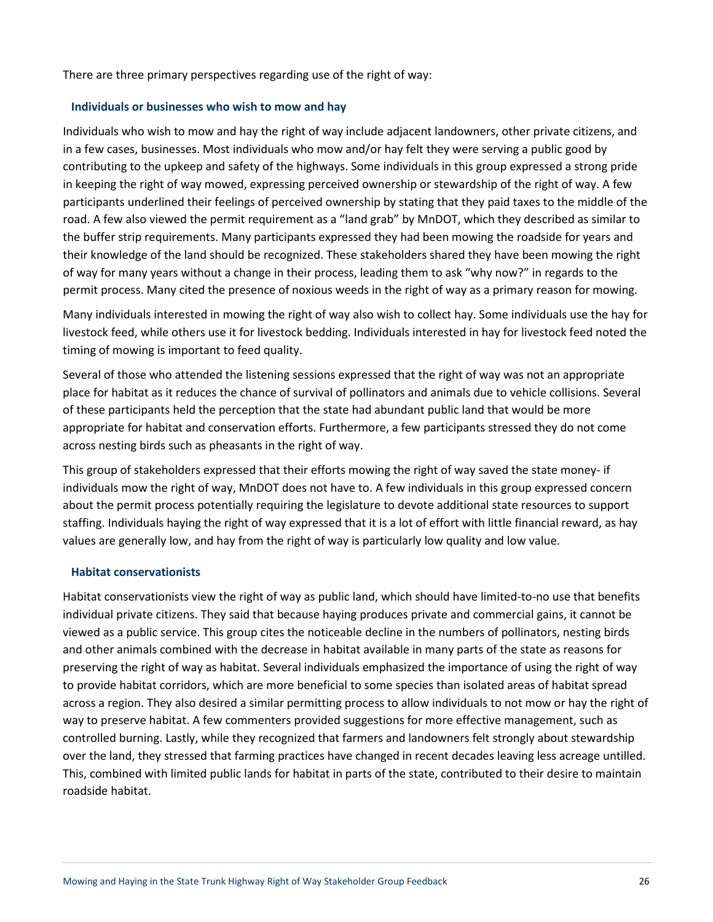There are three primary perspectives regarding use of the right of way:

### Individuals or businesses who wish to mow and hay

Individuals who wish to mow and hay the right of way include adjacent landowners, other private citizens, and in a few cases, businesses. Most individuals who mow and/or hay felt they were serving a public good by contributing to the upkeep and safety of the highways. Some individuals in this group expressed a strong pride in keeping the right of way mowed, expressing perceived ownership or stewardship of the right of way. A few participants underlined their feelings of perceived ownership by stating that they paid taxes to the middle of the road. A few also viewed the permit requirement as a "land grab" by MnDOT, which they described as similar to the buffer strip requirements. Many participants expressed they had been mowing the roadside for years and their knowledge of the land should be recognized. These stakeholders shared they have been mowing the right of way for many years without a change in their process, leading them to ask "why now?" in regards to the permit process. Many cited the presence of noxious weeds in the right of way as a primary reason for mowing.

Many individuals interested in mowing the right of way also wish to collect hay. Some individuals use the hay for livestock feed, while others use it for livestock bedding. Individuals interested in hay for livestock feed noted the timing of mowing is important to feed quality.

Several of those who attended the listening sessions expressed that the right of way was not an appropriate place for habitat as it reduces the chance of survival of pollinators and animals due to vehicle collisions. Several of these participants held the perception that the state had abundant public land that would be more appropriate for habitat and conservation efforts. Furthermore, a few participants stressed they do not come across nesting birds such as pheasants in the right of way.

This group of stakeholders expressed that their efforts mowing the right of way saved the state money- if individuals mow the right of way, MnDOT does not have to. A few individuals in this group expressed concern about the permit process potentially requiring the legislature to devote additional state resources to support staffing. Individuals haying the right of way expressed that it is a lot of effort with little financial reward, as hay values are generally low, and hay from the right of way is particularly low quality and low value.

### Habitat conservationists

Habitat conservationists view the right of way as public land, which should have limited-to-no use that benefits individual private citizens. They said that because haying produces private and commercial gains, it cannot be viewed as a public service. This group cites the noticeable decline in the numbers of pollinators, nesting birds and other animals combined with the decrease in habitat available in many parts of the state as reasons for preserving the right of way as habitat. Several individuals emphasized the importance of using the right of way to provide habitat corridors, which are more beneficial to some species than isolated areas of habitat spread across a region. They also desired a similar permitting process to allow individuals to not mow or hay the right of way to preserve habitat. A few commenters provided suggestions for more effective management, such as controlled burning. Lastly, while they recognized that farmers and landowners felt strongly about stewardship over the land, they stressed that farming practices have changed in recent decades leaving less acreage untilled. This, combined with limited public lands for habitat in parts of the state, contributed to their desire to maintain roadside habitat.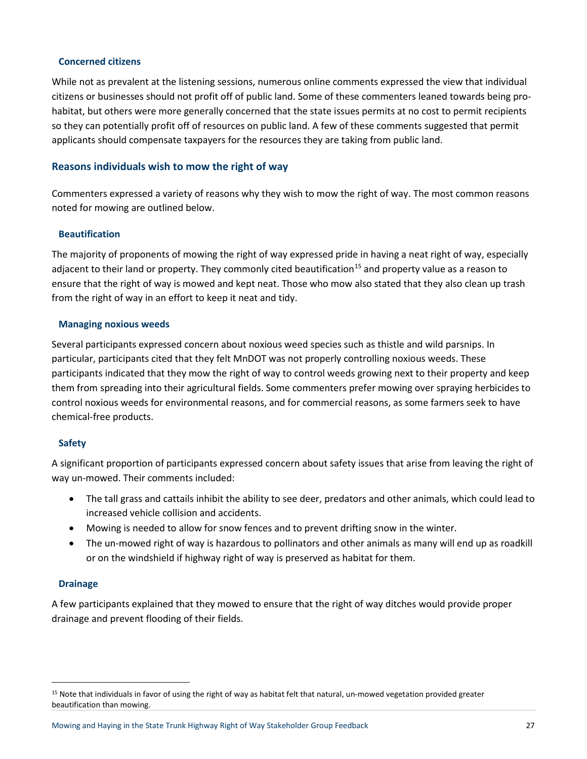### Concerned citizens

While not as prevalent at the listening sessions, numerous online comments expressed the view that individual citizens or businesses should not profit off of public land. Some of these commenters leaned towards being pro-habitat, but others were more generally concerned that the state issues permits at no cost to permit recipients so they can potentially profit off of resources on public land. A few of these comments suggested that permit applicants should compensate taxpayers for the resources they are taking from public land.

## Reasons individuals wish to mow the right of way

Commenters expressed a variety of reasons why they wish to mow the right of way. The most common reasons noted for mowing are outlined below.

### Beautification

The majority of proponents of mowing the right of way expressed pride in having a neat right of way, especially adjacent to their land or property. They commonly cited beautification[15] and property value as a reason to ensure that the right of way is mowed and kept neat. Those who mow also stated that they also clean up trash from the right of way in an effort to keep it neat and tidy.

### Managing noxious weeds

Several participants expressed concern about noxious weed species such as thistle and wild parsnips. In particular, participants cited that they felt MnDOT was not properly controlling noxious weeds. These participants indicated that they mow the right of way to control weeds growing next to their property and keep them from spreading into their agricultural fields. Some commenters prefer mowing over spraying herbicides to control noxious weeds for environmental reasons, and for commercial reasons, as some farmers seek to have chemical-free products.

### Safety

A significant proportion of participants expressed concern about safety issues that arise from leaving the right of way un-mowed. Their comments included:

- The tall grass and cattails inhibit the ability to see deer, predators and other animals, which could lead to increased vehicle collision and accidents.
- Mowing is needed to allow for snow fences and to prevent drifting snow in the winter.
- The un-mowed right of way is hazardous to pollinators and other animals as many will end up as roadkill or on the windshield if highway right of way is preserved as habitat for them.

### Drainage

A few participants explained that they mowed to ensure that the right of way ditches would provide proper drainage and prevent flooding of their fields.

[15] Note that individuals in favor of using the right of way as habitat felt that natural, un-mowed vegetation provided greater beautification than mowing.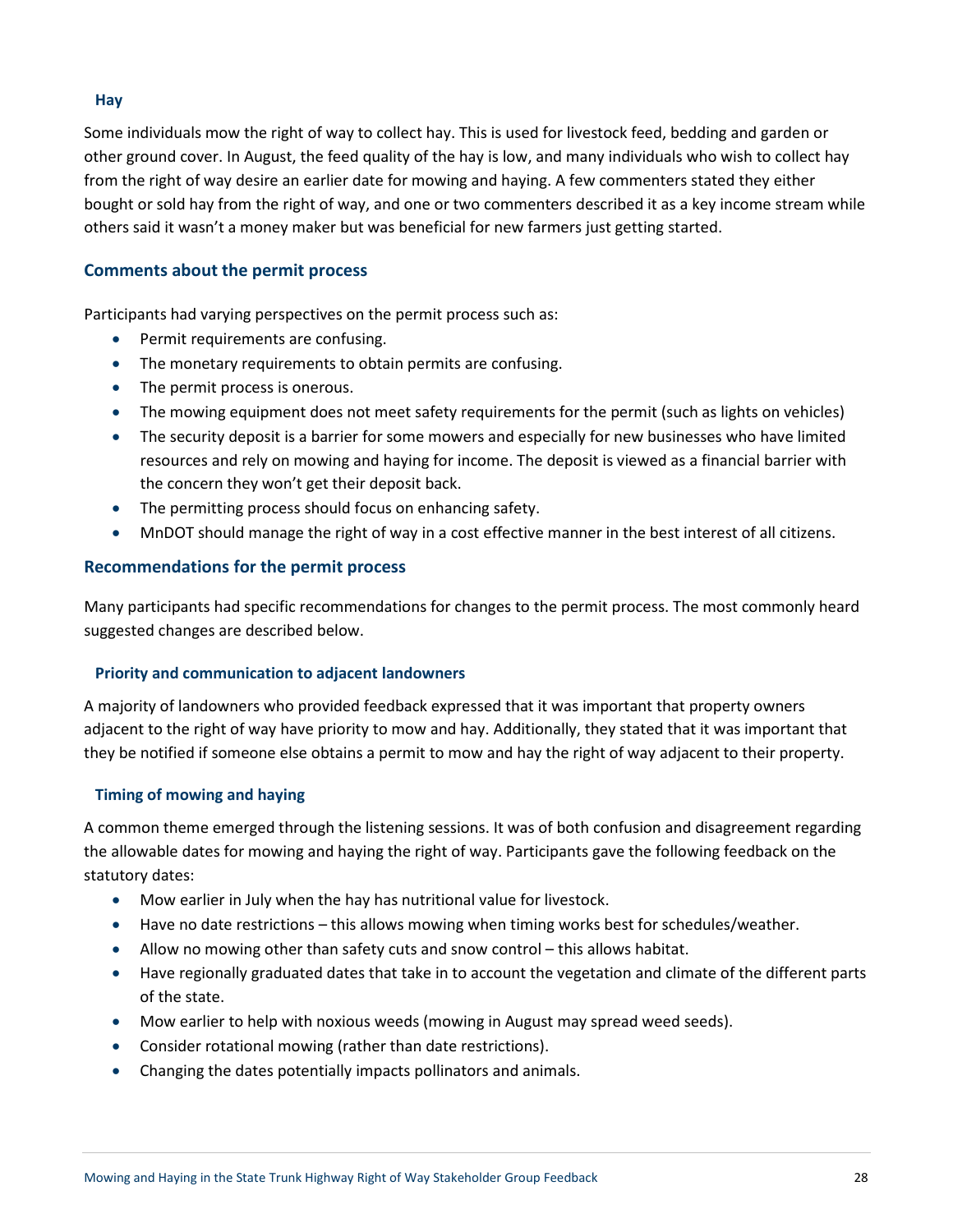#### Hay

Some individuals mow the right of way to collect hay. This is used for livestock feed, bedding and garden or other ground cover. In August, the feed quality of the hay is low, and many individuals who wish to collect hay from the right of way desire an earlier date for mowing and haying. A few commenters stated they either bought or sold hay from the right of way, and one or two commenters described it as a key income stream while others said it wasn't a money maker but was beneficial for new farmers just getting started.

### Comments about the permit process

Participants had varying perspectives on the permit process such as:

- Permit requirements are confusing.
- The monetary requirements to obtain permits are confusing.
- The permit process is onerous.
- The mowing equipment does not meet safety requirements for the permit (such as lights on vehicles)
- The security deposit is a barrier for some mowers and especially for new businesses who have limited resources and rely on mowing and haying for income. The deposit is viewed as a financial barrier with the concern they won't get their deposit back.
- The permitting process should focus on enhancing safety.
- MnDOT should manage the right of way in a cost effective manner in the best interest of all citizens.

### Recommendations for the permit process

Many participants had specific recommendations for changes to the permit process. The most commonly heard suggested changes are described below.

#### Priority and communication to adjacent landowners

A majority of landowners who provided feedback expressed that it was important that property owners adjacent to the right of way have priority to mow and hay. Additionally, they stated that it was important that they be notified if someone else obtains a permit to mow and hay the right of way adjacent to their property.

#### Timing of mowing and haying

A common theme emerged through the listening sessions. It was of both confusion and disagreement regarding the allowable dates for mowing and haying the right of way. Participants gave the following feedback on the statutory dates:

- Mow earlier in July when the hay has nutritional value for livestock.
- Have no date restrictions – this allows mowing when timing works best for schedules/weather.
- Allow no mowing other than safety cuts and snow control – this allows habitat.
- Have regionally graduated dates that take in to account the vegetation and climate of the different parts of the state.
- Mow earlier to help with noxious weeds (mowing in August may spread weed seeds).
- Consider rotational mowing (rather than date restrictions).
- Changing the dates potentially impacts pollinators and animals.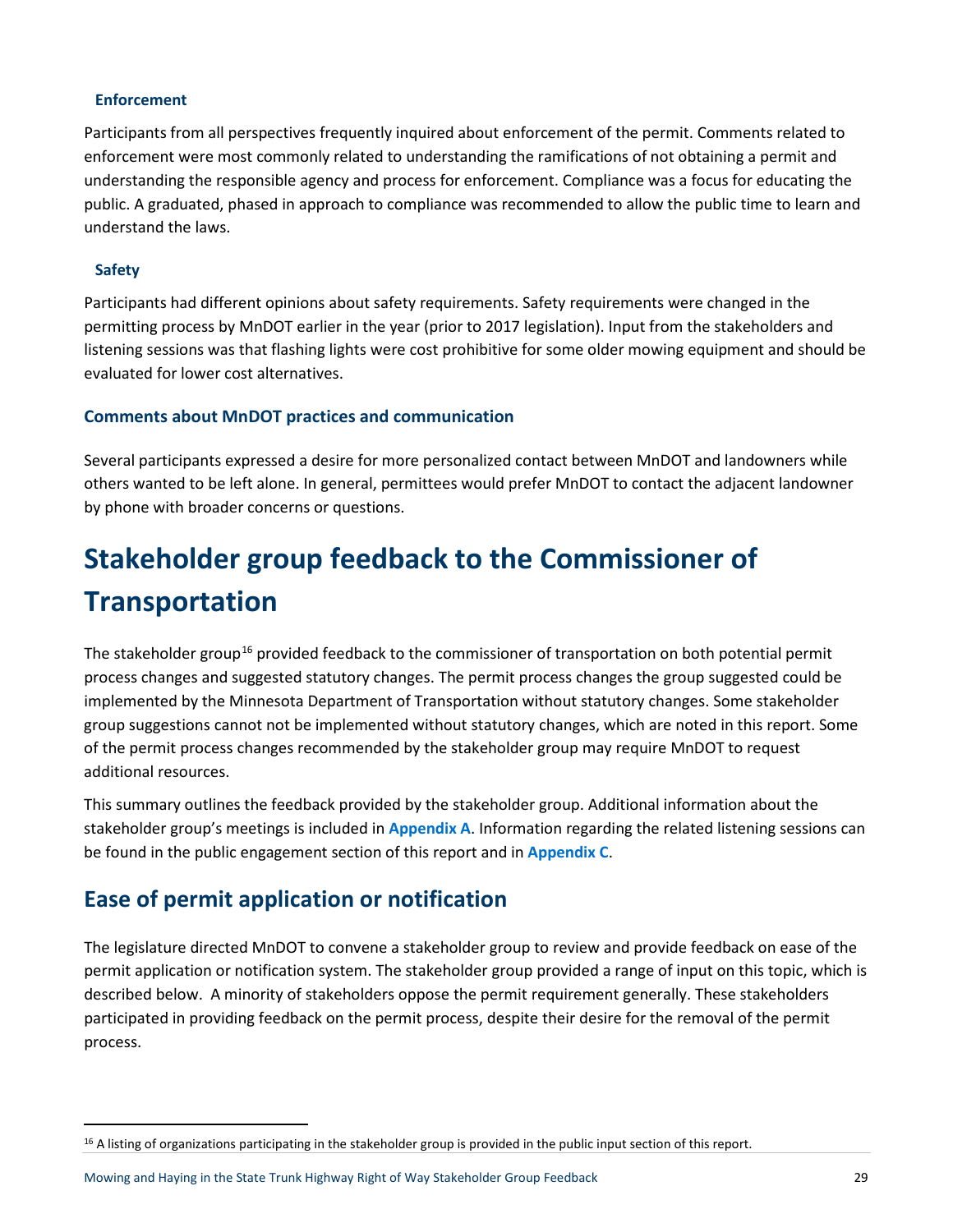#### Enforcement

Participants from all perspectives frequently inquired about enforcement of the permit. Comments related to enforcement were most commonly related to understanding the ramifications of not obtaining a permit and understanding the responsible agency and process for enforcement. Compliance was a focus for educating the public. A graduated, phased in approach to compliance was recommended to allow the public time to learn and understand the laws.

#### Safety

Participants had different opinions about safety requirements. Safety requirements were changed in the permitting process by MnDOT earlier in the year (prior to 2017 legislation). Input from the stakeholders and listening sessions was that flashing lights were cost prohibitive for some older mowing equipment and should be evaluated for lower cost alternatives.

### Comments about MnDOT practices and communication

Several participants expressed a desire for more personalized contact between MnDOT and landowners while others wanted to be left alone. In general, permittees would prefer MnDOT to contact the adjacent landowner by phone with broader concerns or questions.

# Stakeholder group feedback to the Commissioner of Transportation

The stakeholder group[16] provided feedback to the commissioner of transportation on both potential permit process changes and suggested statutory changes. The permit process changes the group suggested could be implemented by the Minnesota Department of Transportation without statutory changes. Some stakeholder group suggestions cannot not be implemented without statutory changes, which are noted in this report. Some of the permit process changes recommended by the stakeholder group may require MnDOT to request additional resources.

This summary outlines the feedback provided by the stakeholder group. Additional information about the stakeholder group's meetings is included in **Appendix A**. Information regarding the related listening sessions can be found in the public engagement section of this report and in **Appendix C**.

## Ease of permit application or notification

The legislature directed MnDOT to convene a stakeholder group to review and provide feedback on ease of the permit application or notification system. The stakeholder group provided a range of input on this topic, which is described below. A minority of stakeholders oppose the permit requirement generally. These stakeholders participated in providing feedback on the permit process, despite their desire for the removal of the permit process.

[16] A listing of organizations participating in the stakeholder group is provided in the public input section of this report.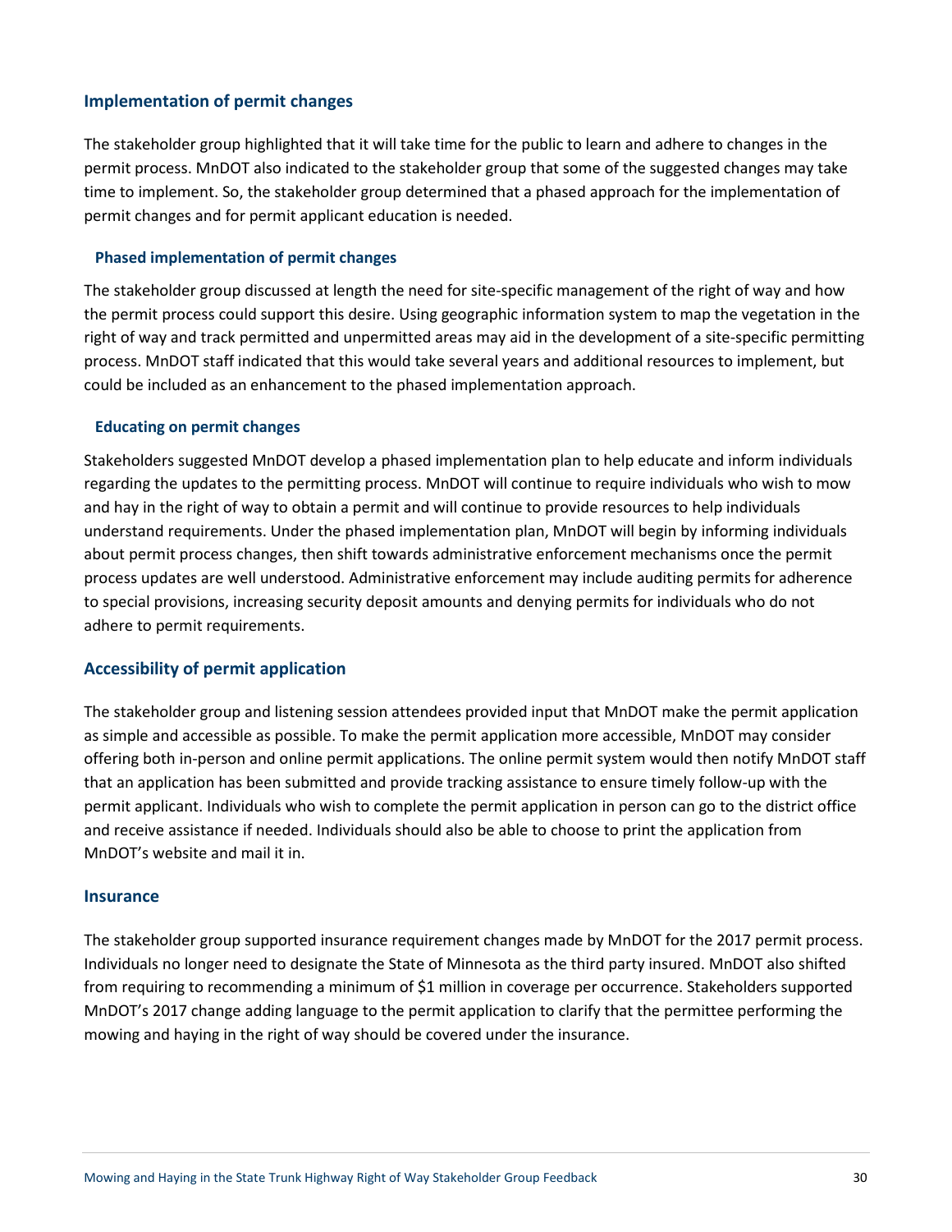## Implementation of permit changes

The stakeholder group highlighted that it will take time for the public to learn and adhere to changes in the permit process. MnDOT also indicated to the stakeholder group that some of the suggested changes may take time to implement. So, the stakeholder group determined that a phased approach for the implementation of permit changes and for permit applicant education is needed.

### Phased implementation of permit changes

The stakeholder group discussed at length the need for site-specific management of the right of way and how the permit process could support this desire. Using geographic information system to map the vegetation in the right of way and track permitted and unpermitted areas may aid in the development of a site-specific permitting process. MnDOT staff indicated that this would take several years and additional resources to implement, but could be included as an enhancement to the phased implementation approach.

### Educating on permit changes

Stakeholders suggested MnDOT develop a phased implementation plan to help educate and inform individuals regarding the updates to the permitting process. MnDOT will continue to require individuals who wish to mow and hay in the right of way to obtain a permit and will continue to provide resources to help individuals understand requirements. Under the phased implementation plan, MnDOT will begin by informing individuals about permit process changes, then shift towards administrative enforcement mechanisms once the permit process updates are well understood. Administrative enforcement may include auditing permits for adherence to special provisions, increasing security deposit amounts and denying permits for individuals who do not adhere to permit requirements.

## Accessibility of permit application

The stakeholder group and listening session attendees provided input that MnDOT make the permit application as simple and accessible as possible. To make the permit application more accessible, MnDOT may consider offering both in-person and online permit applications. The online permit system would then notify MnDOT staff that an application has been submitted and provide tracking assistance to ensure timely follow-up with the permit applicant. Individuals who wish to complete the permit application in person can go to the district office and receive assistance if needed. Individuals should also be able to choose to print the application from MnDOT's website and mail it in.

## Insurance

The stakeholder group supported insurance requirement changes made by MnDOT for the 2017 permit process. Individuals no longer need to designate the State of Minnesota as the third party insured. MnDOT also shifted from requiring to recommending a minimum of $1 million in coverage per occurrence. Stakeholders supported MnDOT's 2017 change adding language to the permit application to clarify that the permittee performing the mowing and haying in the right of way should be covered under the insurance.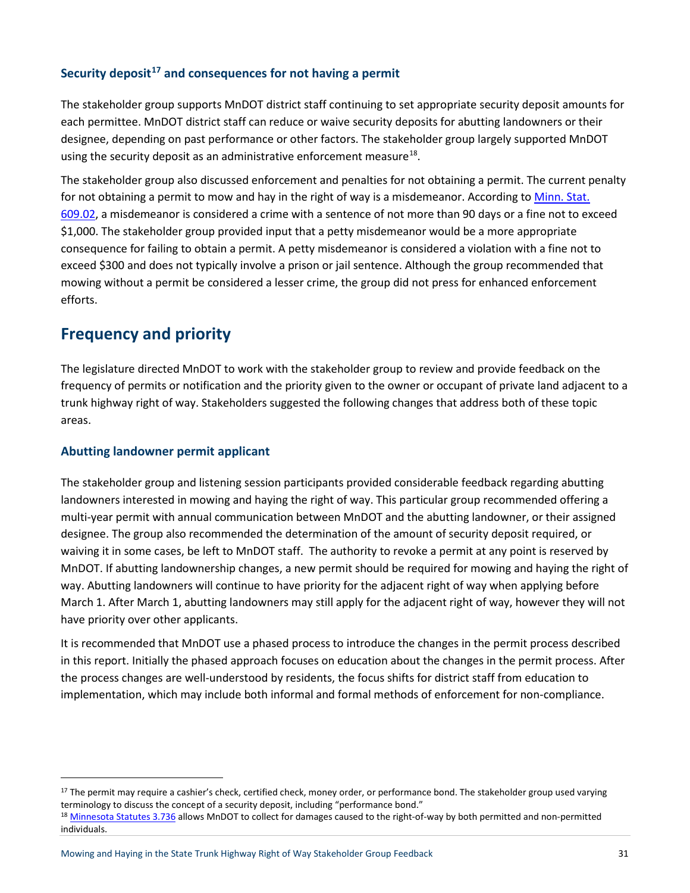### Security deposit[17] and consequences for not having a permit

The stakeholder group supports MnDOT district staff continuing to set appropriate security deposit amounts for each permittee. MnDOT district staff can reduce or waive security deposits for abutting landowners or their designee, depending on past performance or other factors. The stakeholder group largely supported MnDOT using the security deposit as an administrative enforcement measure[18].

The stakeholder group also discussed enforcement and penalties for not obtaining a permit. The current penalty for not obtaining a permit to mow and hay in the right of way is a misdemeanor. According to Minn. Stat. 609.02, a misdemeanor is considered a crime with a sentence of not more than 90 days or a fine not to exceed $1,000. The stakeholder group provided input that a petty misdemeanor would be a more appropriate consequence for failing to obtain a permit. A petty misdemeanor is considered a violation with a fine not to exceed $300 and does not typically involve a prison or jail sentence. Although the group recommended that mowing without a permit be considered a lesser crime, the group did not press for enhanced enforcement efforts.

## Frequency and priority

The legislature directed MnDOT to work with the stakeholder group to review and provide feedback on the frequency of permits or notification and the priority given to the owner or occupant of private land adjacent to a trunk highway right of way. Stakeholders suggested the following changes that address both of these topic areas.

### Abutting landowner permit applicant

The stakeholder group and listening session participants provided considerable feedback regarding abutting landowners interested in mowing and haying the right of way. This particular group recommended offering a multi-year permit with annual communication between MnDOT and the abutting landowner, or their assigned designee. The group also recommended the determination of the amount of security deposit required, or waiving it in some cases, be left to MnDOT staff. The authority to revoke a permit at any point is reserved by MnDOT. If abutting landownership changes, a new permit should be required for mowing and haying the right of way. Abutting landowners will continue to have priority for the adjacent right of way when applying before March 1. After March 1, abutting landowners may still apply for the adjacent right of way, however they will not have priority over other applicants.

It is recommended that MnDOT use a phased process to introduce the changes in the permit process described in this report. Initially the phased approach focuses on education about the changes in the permit process. After the process changes are well-understood by residents, the focus shifts for district staff from education to implementation, which may include both informal and formal methods of enforcement for non-compliance.

---

[17] The permit may require a cashier's check, certified check, money order, or performance bond. The stakeholder group used varying terminology to discuss the concept of a security deposit, including "performance bond."

[18] Minnesota Statutes 3.736 allows MnDOT to collect for damages caused to the right-of-way by both permitted and non-permitted individuals.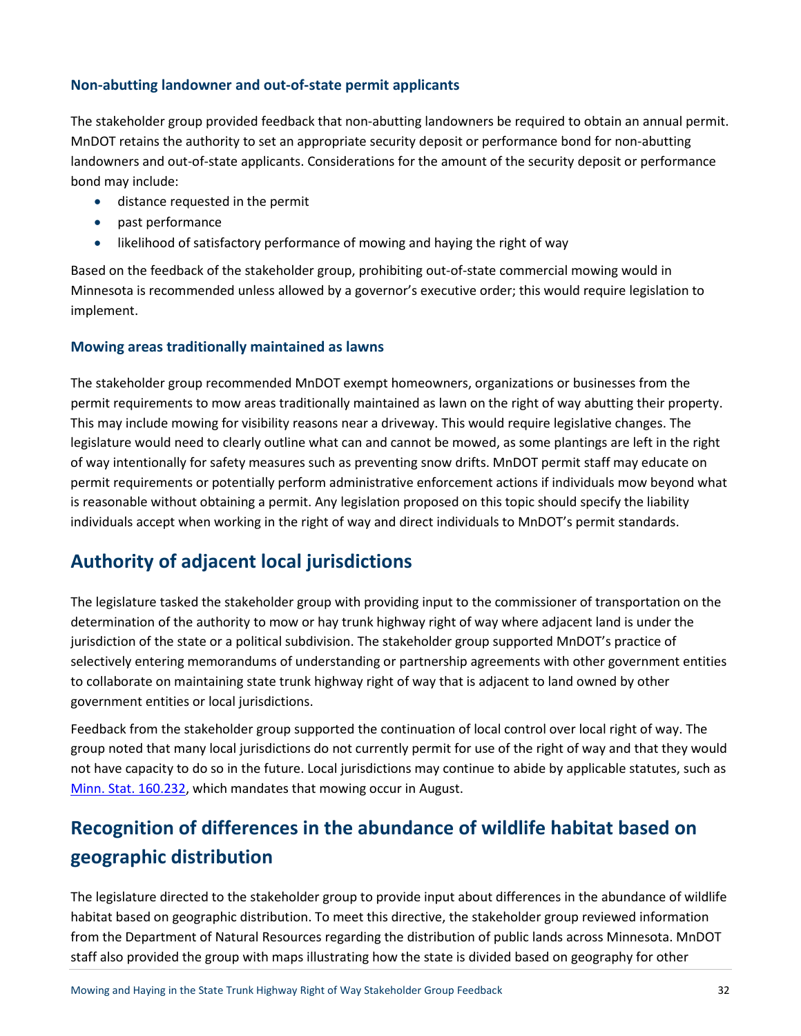### Non-abutting landowner and out-of-state permit applicants

The stakeholder group provided feedback that non-abutting landowners be required to obtain an annual permit. MnDOT retains the authority to set an appropriate security deposit or performance bond for non-abutting landowners and out-of-state applicants. Considerations for the amount of the security deposit or performance bond may include:

- distance requested in the permit
- past performance
- likelihood of satisfactory performance of mowing and haying the right of way

Based on the feedback of the stakeholder group, prohibiting out-of-state commercial mowing would in Minnesota is recommended unless allowed by a governor's executive order; this would require legislation to implement.

### Mowing areas traditionally maintained as lawns

The stakeholder group recommended MnDOT exempt homeowners, organizations or businesses from the permit requirements to mow areas traditionally maintained as lawn on the right of way abutting their property. This may include mowing for visibility reasons near a driveway. This would require legislative changes. The legislature would need to clearly outline what can and cannot be mowed, as some plantings are left in the right of way intentionally for safety measures such as preventing snow drifts. MnDOT permit staff may educate on permit requirements or potentially perform administrative enforcement actions if individuals mow beyond what is reasonable without obtaining a permit. Any legislation proposed on this topic should specify the liability individuals accept when working in the right of way and direct individuals to MnDOT's permit standards.

## Authority of adjacent local jurisdictions

The legislature tasked the stakeholder group with providing input to the commissioner of transportation on the determination of the authority to mow or hay trunk highway right of way where adjacent land is under the jurisdiction of the state or a political subdivision. The stakeholder group supported MnDOT's practice of selectively entering memorandums of understanding or partnership agreements with other government entities to collaborate on maintaining state trunk highway right of way that is adjacent to land owned by other government entities or local jurisdictions.

Feedback from the stakeholder group supported the continuation of local control over local right of way. The group noted that many local jurisdictions do not currently permit for use of the right of way and that they would not have capacity to do so in the future. Local jurisdictions may continue to abide by applicable statutes, such as Minn. Stat. 160.232, which mandates that mowing occur in August.

## Recognition of differences in the abundance of wildlife habitat based on geographic distribution

The legislature directed to the stakeholder group to provide input about differences in the abundance of wildlife habitat based on geographic distribution. To meet this directive, the stakeholder group reviewed information from the Department of Natural Resources regarding the distribution of public lands across Minnesota. MnDOT staff also provided the group with maps illustrating how the state is divided based on geography for other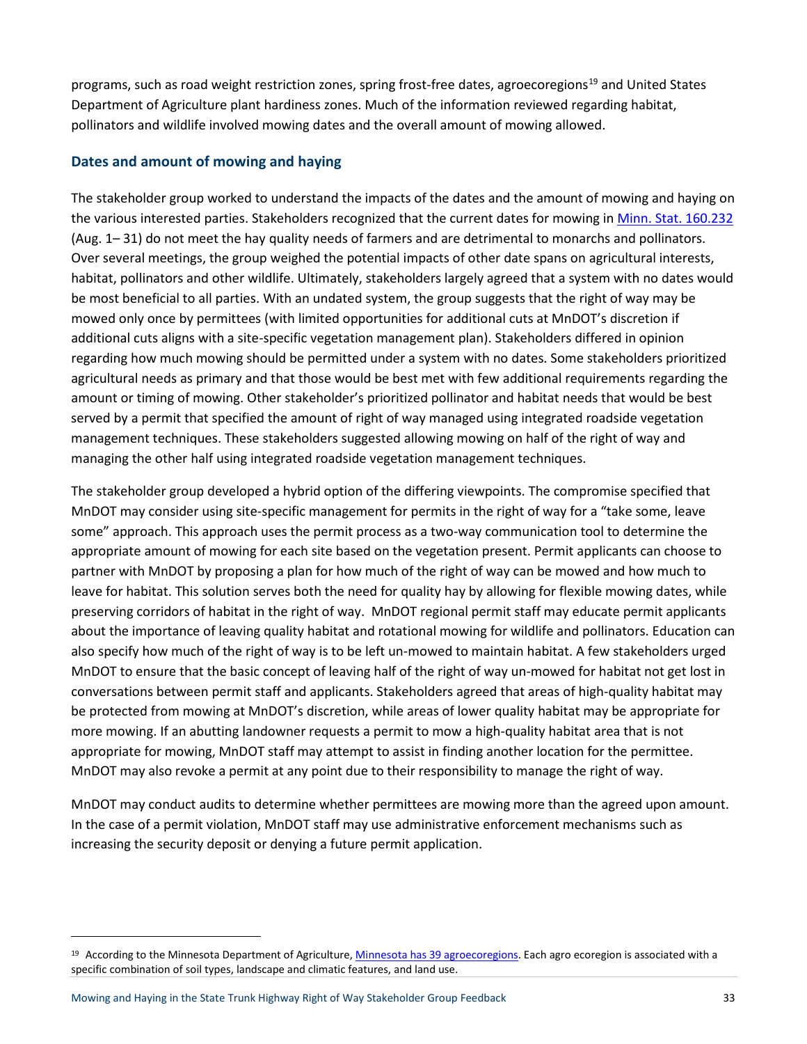programs, such as road weight restriction zones, spring frost-free dates, agroecoregions[19] and United States Department of Agriculture plant hardiness zones. Much of the information reviewed regarding habitat, pollinators and wildlife involved mowing dates and the overall amount of mowing allowed.

### Dates and amount of mowing and haying

The stakeholder group worked to understand the impacts of the dates and the amount of mowing and haying on the various interested parties. Stakeholders recognized that the current dates for mowing in Minn. Stat. 160.232 (Aug. 1– 31) do not meet the hay quality needs of farmers and are detrimental to monarchs and pollinators. Over several meetings, the group weighed the potential impacts of other date spans on agricultural interests, habitat, pollinators and other wildlife. Ultimately, stakeholders largely agreed that a system with no dates would be most beneficial to all parties. With an undated system, the group suggests that the right of way may be mowed only once by permittees (with limited opportunities for additional cuts at MnDOT's discretion if additional cuts aligns with a site-specific vegetation management plan). Stakeholders differed in opinion regarding how much mowing should be permitted under a system with no dates. Some stakeholders prioritized agricultural needs as primary and that those would be best met with few additional requirements regarding the amount or timing of mowing. Other stakeholder's prioritized pollinator and habitat needs that would be best served by a permit that specified the amount of right of way managed using integrated roadside vegetation management techniques. These stakeholders suggested allowing mowing on half of the right of way and managing the other half using integrated roadside vegetation management techniques.

The stakeholder group developed a hybrid option of the differing viewpoints. The compromise specified that MnDOT may consider using site-specific management for permits in the right of way for a "take some, leave some" approach. This approach uses the permit process as a two-way communication tool to determine the appropriate amount of mowing for each site based on the vegetation present. Permit applicants can choose to partner with MnDOT by proposing a plan for how much of the right of way can be mowed and how much to leave for habitat. This solution serves both the need for quality hay by allowing for flexible mowing dates, while preserving corridors of habitat in the right of way. MnDOT regional permit staff may educate permit applicants about the importance of leaving quality habitat and rotational mowing for wildlife and pollinators. Education can also specify how much of the right of way is to be left un-mowed to maintain habitat. A few stakeholders urged MnDOT to ensure that the basic concept of leaving half of the right of way un-mowed for habitat not get lost in conversations between permit staff and applicants. Stakeholders agreed that areas of high-quality habitat may be protected from mowing at MnDOT's discretion, while areas of lower quality habitat may be appropriate for more mowing. If an abutting landowner requests a permit to mow a high-quality habitat area that is not appropriate for mowing, MnDOT staff may attempt to assist in finding another location for the permittee. MnDOT may also revoke a permit at any point due to their responsibility to manage the right of way.

MnDOT may conduct audits to determine whether permittees are mowing more than the agreed upon amount. In the case of a permit violation, MnDOT staff may use administrative enforcement mechanisms such as increasing the security deposit or denying a future permit application.

---

[19] According to the Minnesota Department of Agriculture, Minnesota has 39 agroecoregions. Each agro ecoregion is associated with a specific combination of soil types, landscape and climatic features, and land use.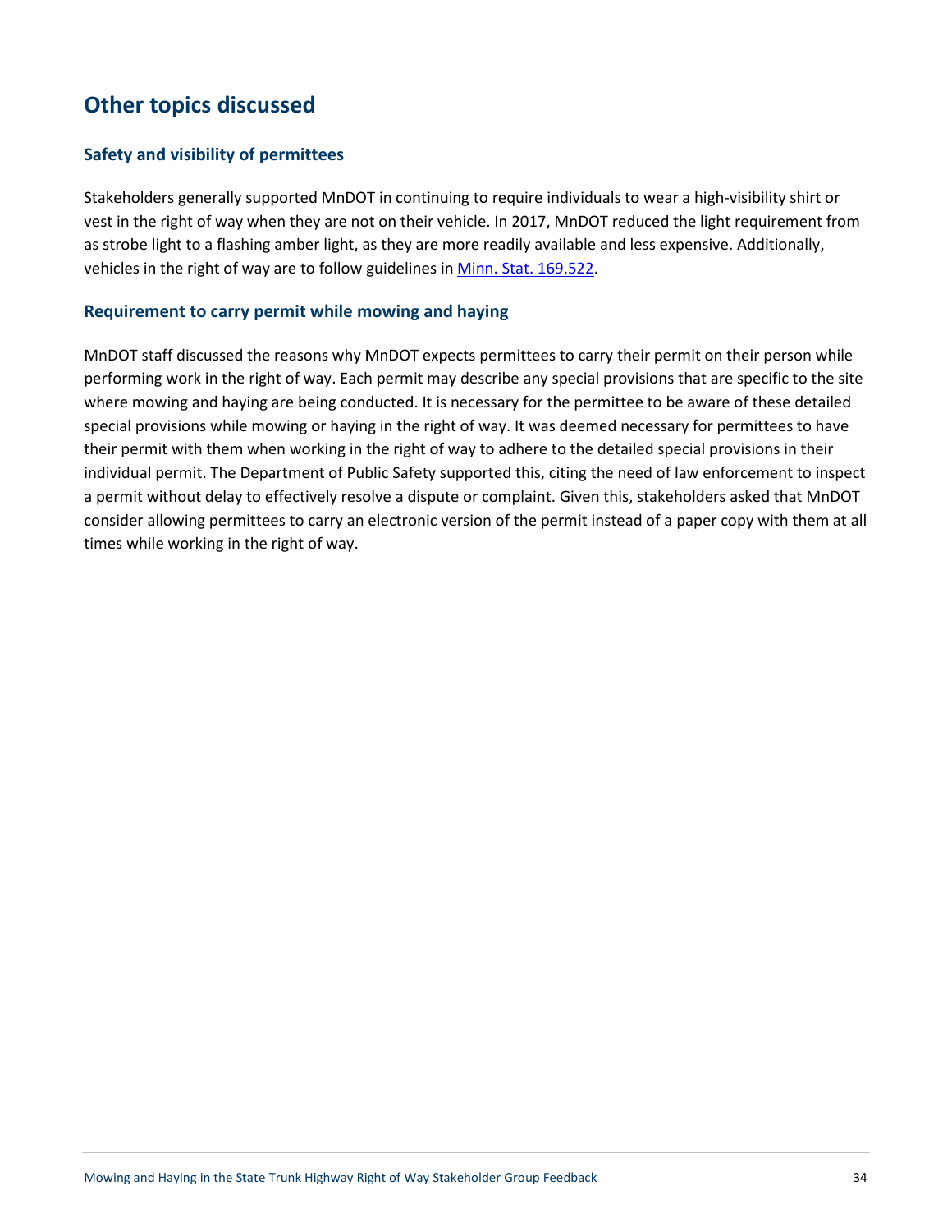## Other topics discussed

### Safety and visibility of permittees

Stakeholders generally supported MnDOT in continuing to require individuals to wear a high-visibility shirt or vest in the right of way when they are not on their vehicle. In 2017, MnDOT reduced the light requirement from as strobe light to a flashing amber light, as they are more readily available and less expensive. Additionally, vehicles in the right of way are to follow guidelines in [Minn. Stat. 169.522](#).

### Requirement to carry permit while mowing and haying

MnDOT staff discussed the reasons why MnDOT expects permittees to carry their permit on their person while performing work in the right of way. Each permit may describe any special provisions that are specific to the site where mowing and haying are being conducted. It is necessary for the permittee to be aware of these detailed special provisions while mowing or haying in the right of way. It was deemed necessary for permittees to have their permit with them when working in the right of way to adhere to the detailed special provisions in their individual permit. The Department of Public Safety supported this, citing the need of law enforcement to inspect a permit without delay to effectively resolve a dispute or complaint. Given this, stakeholders asked that MnDOT consider allowing permittees to carry an electronic version of the permit instead of a paper copy with them at all times while working in the right of way.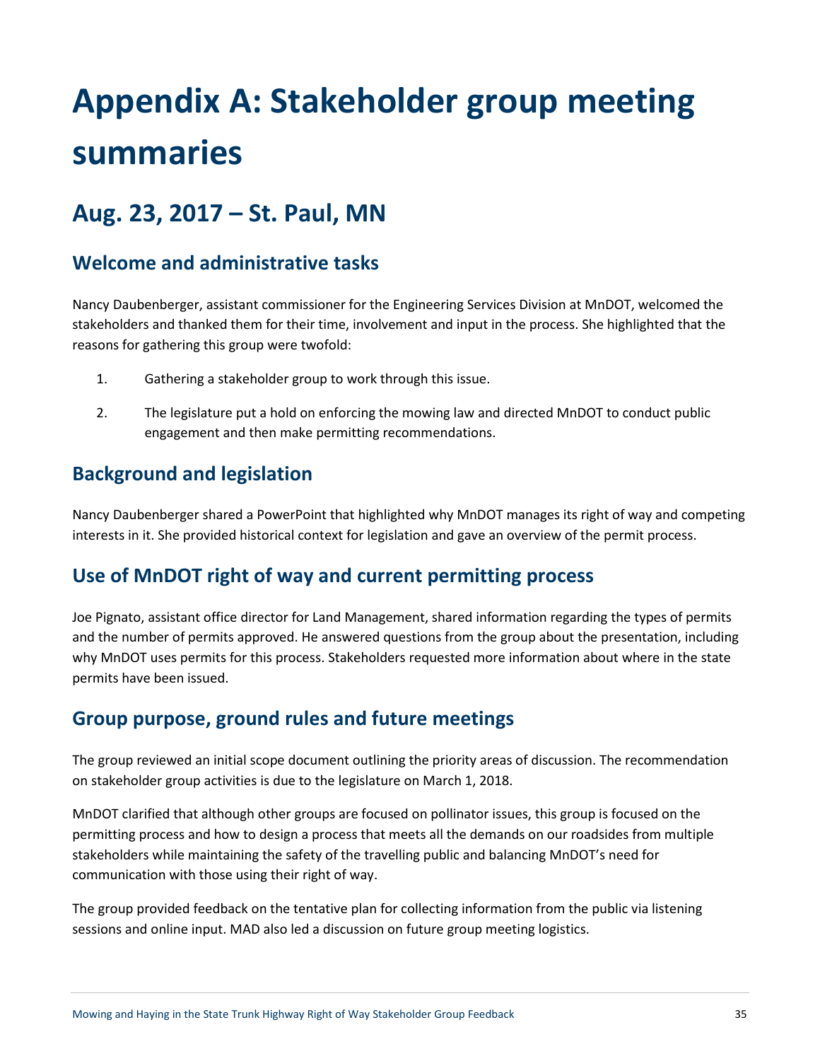# Appendix A: Stakeholder group meeting summaries

## Aug. 23, 2017 – St. Paul, MN

### Welcome and administrative tasks

Nancy Daubenberger, assistant commissioner for the Engineering Services Division at MnDOT, welcomed the stakeholders and thanked them for their time, involvement and input in the process. She highlighted that the reasons for gathering this group were twofold:

1. Gathering a stakeholder group to work through this issue.
2. The legislature put a hold on enforcing the mowing law and directed MnDOT to conduct public engagement and then make permitting recommendations.

### Background and legislation

Nancy Daubenberger shared a PowerPoint that highlighted why MnDOT manages its right of way and competing interests in it. She provided historical context for legislation and gave an overview of the permit process.

### Use of MnDOT right of way and current permitting process

Joe Pignato, assistant office director for Land Management, shared information regarding the types of permits and the number of permits approved. He answered questions from the group about the presentation, including why MnDOT uses permits for this process. Stakeholders requested more information about where in the state permits have been issued.

### Group purpose, ground rules and future meetings

The group reviewed an initial scope document outlining the priority areas of discussion. The recommendation on stakeholder group activities is due to the legislature on March 1, 2018.

MnDOT clarified that although other groups are focused on pollinator issues, this group is focused on the permitting process and how to design a process that meets all the demands on our roadsides from multiple stakeholders while maintaining the safety of the travelling public and balancing MnDOT's need for communication with those using their right of way.

The group provided feedback on the tentative plan for collecting information from the public via listening sessions and online input. MAD also led a discussion on future group meeting logistics.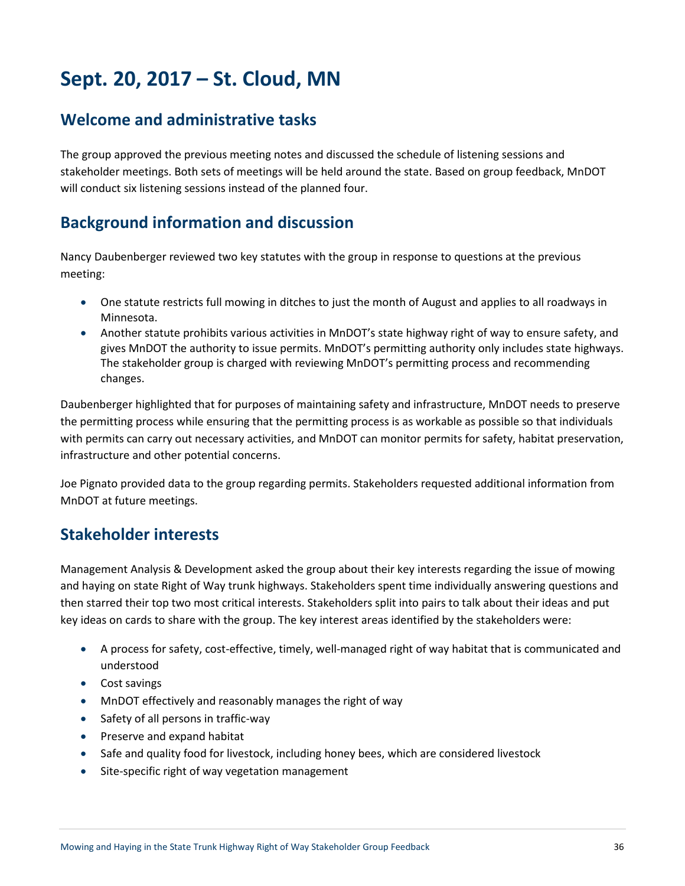# Sept. 20, 2017 – St. Cloud, MN

## Welcome and administrative tasks

The group approved the previous meeting notes and discussed the schedule of listening sessions and stakeholder meetings. Both sets of meetings will be held around the state. Based on group feedback, MnDOT will conduct six listening sessions instead of the planned four.

## Background information and discussion

Nancy Daubenberger reviewed two key statutes with the group in response to questions at the previous meeting:

- One statute restricts full mowing in ditches to just the month of August and applies to all roadways in Minnesota.
- Another statute prohibits various activities in MnDOT's state highway right of way to ensure safety, and gives MnDOT the authority to issue permits. MnDOT's permitting authority only includes state highways. The stakeholder group is charged with reviewing MnDOT's permitting process and recommending changes.

Daubenberger highlighted that for purposes of maintaining safety and infrastructure, MnDOT needs to preserve the permitting process while ensuring that the permitting process is as workable as possible so that individuals with permits can carry out necessary activities, and MnDOT can monitor permits for safety, habitat preservation, infrastructure and other potential concerns.

Joe Pignato provided data to the group regarding permits. Stakeholders requested additional information from MnDOT at future meetings.

## Stakeholder interests

Management Analysis & Development asked the group about their key interests regarding the issue of mowing and haying on state Right of Way trunk highways. Stakeholders spent time individually answering questions and then starred their top two most critical interests. Stakeholders split into pairs to talk about their ideas and put key ideas on cards to share with the group. The key interest areas identified by the stakeholders were:

- A process for safety, cost-effective, timely, well-managed right of way habitat that is communicated and understood
- Cost savings
- MnDOT effectively and reasonably manages the right of way
- Safety of all persons in traffic-way
- Preserve and expand habitat
- Safe and quality food for livestock, including honey bees, which are considered livestock
- Site-specific right of way vegetation management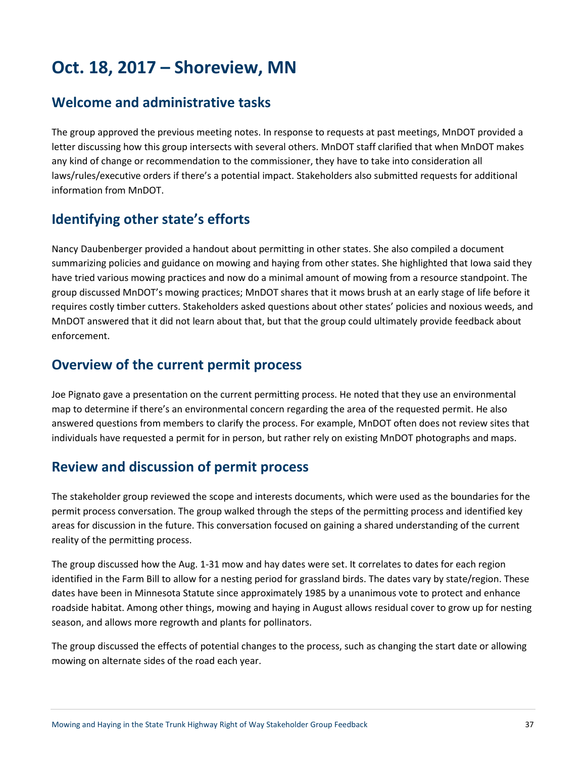# Oct. 18, 2017 – Shoreview, MN

## Welcome and administrative tasks

The group approved the previous meeting notes. In response to requests at past meetings, MnDOT provided a letter discussing how this group intersects with several others. MnDOT staff clarified that when MnDOT makes any kind of change or recommendation to the commissioner, they have to take into consideration all laws/rules/executive orders if there's a potential impact. Stakeholders also submitted requests for additional information from MnDOT.

## Identifying other state's efforts

Nancy Daubenberger provided a handout about permitting in other states. She also compiled a document summarizing policies and guidance on mowing and haying from other states. She highlighted that Iowa said they have tried various mowing practices and now do a minimal amount of mowing from a resource standpoint. The group discussed MnDOT's mowing practices; MnDOT shares that it mows brush at an early stage of life before it requires costly timber cutters. Stakeholders asked questions about other states' policies and noxious weeds, and MnDOT answered that it did not learn about that, but that the group could ultimately provide feedback about enforcement.

## Overview of the current permit process

Joe Pignato gave a presentation on the current permitting process. He noted that they use an environmental map to determine if there's an environmental concern regarding the area of the requested permit. He also answered questions from members to clarify the process. For example, MnDOT often does not review sites that individuals have requested a permit for in person, but rather rely on existing MnDOT photographs and maps.

## Review and discussion of permit process

The stakeholder group reviewed the scope and interests documents, which were used as the boundaries for the permit process conversation. The group walked through the steps of the permitting process and identified key areas for discussion in the future. This conversation focused on gaining a shared understanding of the current reality of the permitting process.

The group discussed how the Aug. 1-31 mow and hay dates were set. It correlates to dates for each region identified in the Farm Bill to allow for a nesting period for grassland birds. The dates vary by state/region. These dates have been in Minnesota Statute since approximately 1985 by a unanimous vote to protect and enhance roadside habitat. Among other things, mowing and haying in August allows residual cover to grow up for nesting season, and allows more regrowth and plants for pollinators.

The group discussed the effects of potential changes to the process, such as changing the start date or allowing mowing on alternate sides of the road each year.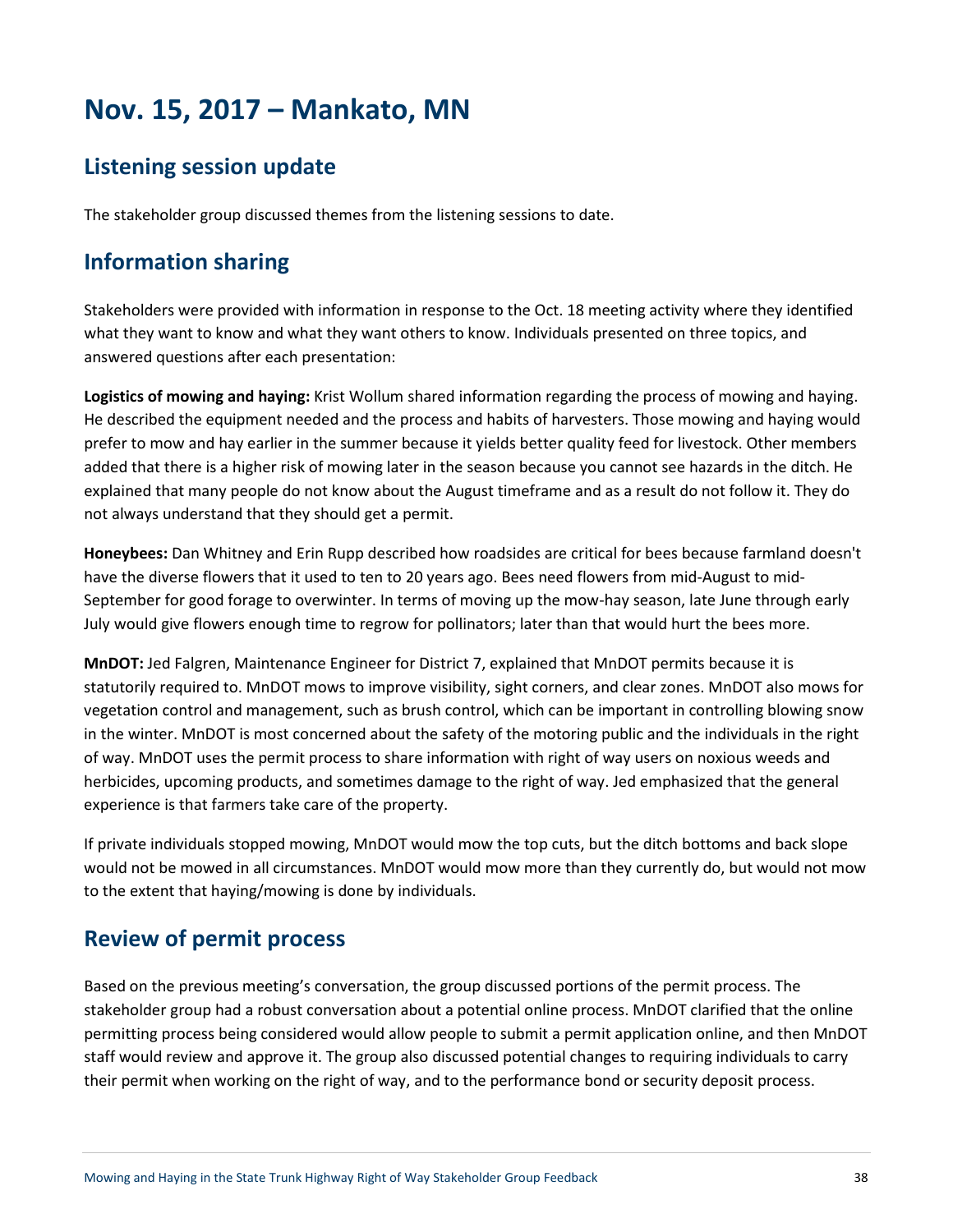# Nov. 15, 2017 – Mankato, MN

## Listening session update

The stakeholder group discussed themes from the listening sessions to date.

## Information sharing

Stakeholders were provided with information in response to the Oct. 18 meeting activity where they identified what they want to know and what they want others to know. Individuals presented on three topics, and answered questions after each presentation:

**Logistics of mowing and haying:** Krist Wollum shared information regarding the process of mowing and haying. He described the equipment needed and the process and habits of harvesters. Those mowing and haying would prefer to mow and hay earlier in the summer because it yields better quality feed for livestock. Other members added that there is a higher risk of mowing later in the season because you cannot see hazards in the ditch. He explained that many people do not know about the August timeframe and as a result do not follow it. They do not always understand that they should get a permit.

**Honeybees:** Dan Whitney and Erin Rupp described how roadsides are critical for bees because farmland doesn't have the diverse flowers that it used to ten to 20 years ago. Bees need flowers from mid-August to mid-September for good forage to overwinter. In terms of moving up the mow-hay season, late June through early July would give flowers enough time to regrow for pollinators; later than that would hurt the bees more.

**MnDOT:** Jed Falgren, Maintenance Engineer for District 7, explained that MnDOT permits because it is statutorily required to. MnDOT mows to improve visibility, sight corners, and clear zones. MnDOT also mows for vegetation control and management, such as brush control, which can be important in controlling blowing snow in the winter. MnDOT is most concerned about the safety of the motoring public and the individuals in the right of way. MnDOT uses the permit process to share information with right of way users on noxious weeds and herbicides, upcoming products, and sometimes damage to the right of way. Jed emphasized that the general experience is that farmers take care of the property.

If private individuals stopped mowing, MnDOT would mow the top cuts, but the ditch bottoms and back slope would not be mowed in all circumstances. MnDOT would mow more than they currently do, but would not mow to the extent that haying/mowing is done by individuals.

## Review of permit process

Based on the previous meeting's conversation, the group discussed portions of the permit process. The stakeholder group had a robust conversation about a potential online process. MnDOT clarified that the online permitting process being considered would allow people to submit a permit application online, and then MnDOT staff would review and approve it. The group also discussed potential changes to requiring individuals to carry their permit when working on the right of way, and to the performance bond or security deposit process.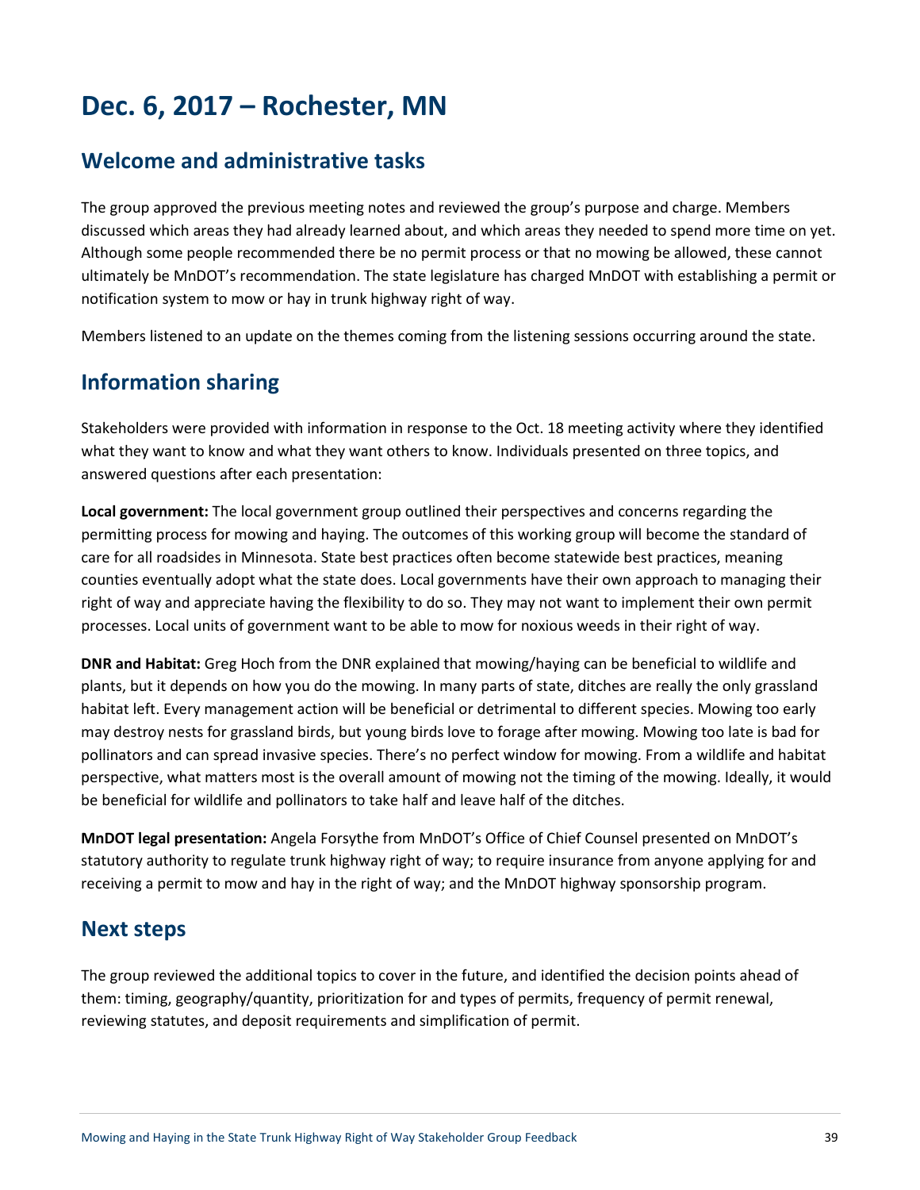# Dec. 6, 2017 – Rochester, MN

## Welcome and administrative tasks

The group approved the previous meeting notes and reviewed the group's purpose and charge. Members discussed which areas they had already learned about, and which areas they needed to spend more time on yet. Although some people recommended there be no permit process or that no mowing be allowed, these cannot ultimately be MnDOT's recommendation. The state legislature has charged MnDOT with establishing a permit or notification system to mow or hay in trunk highway right of way.

Members listened to an update on the themes coming from the listening sessions occurring around the state.

## Information sharing

Stakeholders were provided with information in response to the Oct. 18 meeting activity where they identified what they want to know and what they want others to know. Individuals presented on three topics, and answered questions after each presentation:

**Local government:** The local government group outlined their perspectives and concerns regarding the permitting process for mowing and haying. The outcomes of this working group will become the standard of care for all roadsides in Minnesota. State best practices often become statewide best practices, meaning counties eventually adopt what the state does. Local governments have their own approach to managing their right of way and appreciate having the flexibility to do so. They may not want to implement their own permit processes. Local units of government want to be able to mow for noxious weeds in their right of way.

**DNR and Habitat:** Greg Hoch from the DNR explained that mowing/haying can be beneficial to wildlife and plants, but it depends on how you do the mowing. In many parts of state, ditches are really the only grassland habitat left. Every management action will be beneficial or detrimental to different species. Mowing too early may destroy nests for grassland birds, but young birds love to forage after mowing. Mowing too late is bad for pollinators and can spread invasive species. There's no perfect window for mowing. From a wildlife and habitat perspective, what matters most is the overall amount of mowing not the timing of the mowing. Ideally, it would be beneficial for wildlife and pollinators to take half and leave half of the ditches.

**MnDOT legal presentation:** Angela Forsythe from MnDOT's Office of Chief Counsel presented on MnDOT's statutory authority to regulate trunk highway right of way; to require insurance from anyone applying for and receiving a permit to mow and hay in the right of way; and the MnDOT highway sponsorship program.

## Next steps

The group reviewed the additional topics to cover in the future, and identified the decision points ahead of them: timing, geography/quantity, prioritization for and types of permits, frequency of permit renewal, reviewing statutes, and deposit requirements and simplification of permit.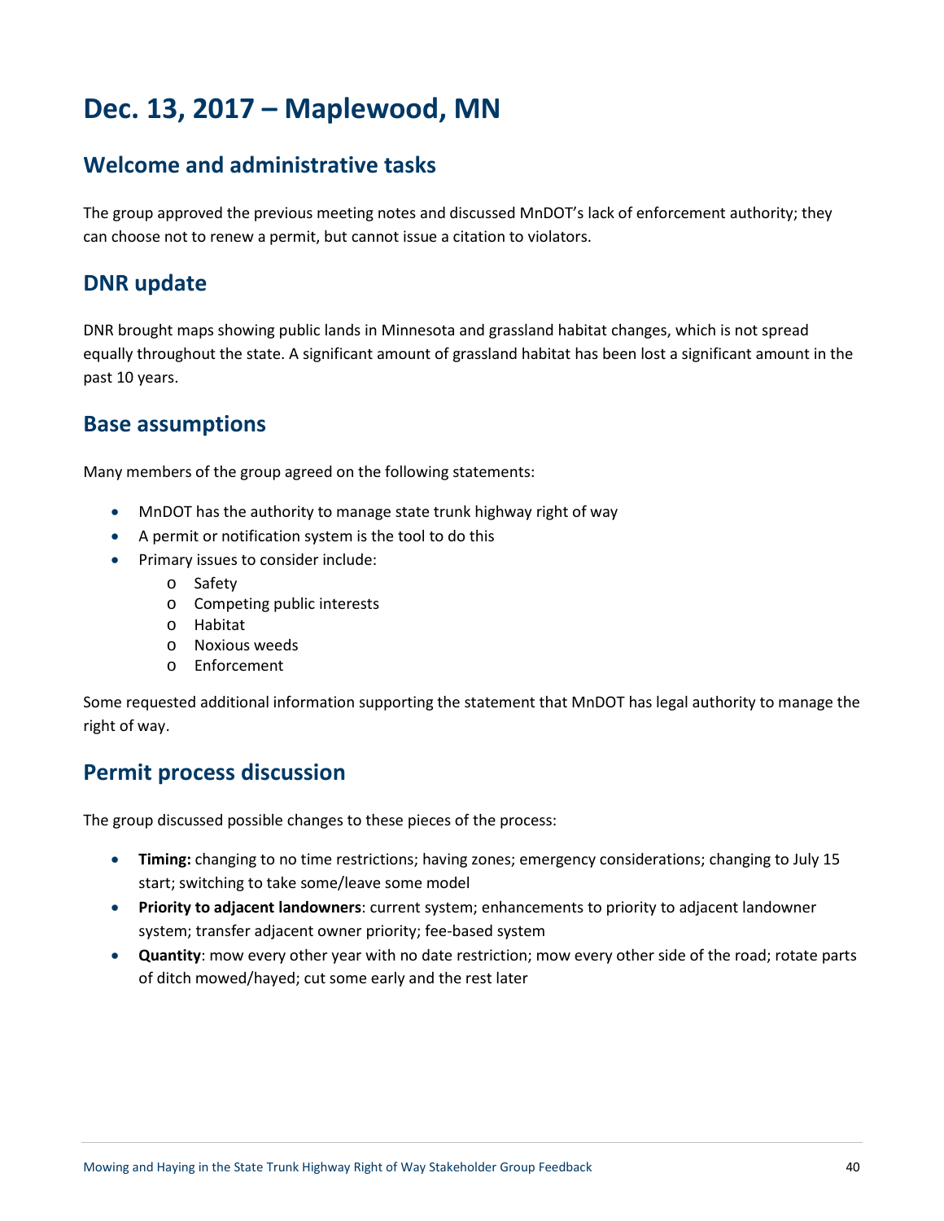# Dec. 13, 2017 – Maplewood, MN

## Welcome and administrative tasks

The group approved the previous meeting notes and discussed MnDOT's lack of enforcement authority; they can choose not to renew a permit, but cannot issue a citation to violators.

## DNR update

DNR brought maps showing public lands in Minnesota and grassland habitat changes, which is not spread equally throughout the state. A significant amount of grassland habitat has been lost a significant amount in the past 10 years.

## Base assumptions

Many members of the group agreed on the following statements:

- MnDOT has the authority to manage state trunk highway right of way
- A permit or notification system is the tool to do this
- Primary issues to consider include:
  - Safety
  - Competing public interests
  - Habitat
  - Noxious weeds
  - Enforcement

Some requested additional information supporting the statement that MnDOT has legal authority to manage the right of way.

## Permit process discussion

The group discussed possible changes to these pieces of the process:

- **Timing:** changing to no time restrictions; having zones; emergency considerations; changing to July 15 start; switching to take some/leave some model
- **Priority to adjacent landowners**: current system; enhancements to priority to adjacent landowner system; transfer adjacent owner priority; fee-based system
- **Quantity**: mow every other year with no date restriction; mow every other side of the road; rotate parts of ditch mowed/hayed; cut some early and the rest later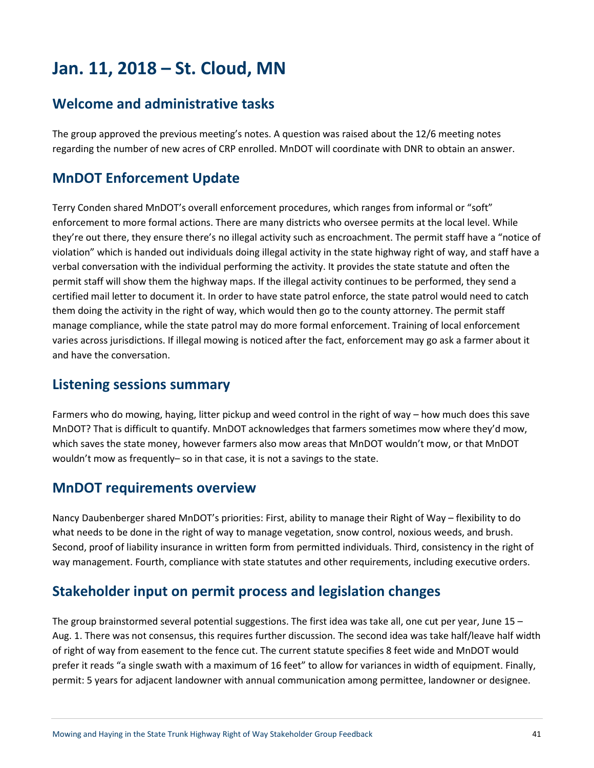# Jan. 11, 2018 – St. Cloud, MN

## Welcome and administrative tasks

The group approved the previous meeting's notes. A question was raised about the 12/6 meeting notes regarding the number of new acres of CRP enrolled. MnDOT will coordinate with DNR to obtain an answer.

## MnDOT Enforcement Update

Terry Conden shared MnDOT's overall enforcement procedures, which ranges from informal or "soft" enforcement to more formal actions. There are many districts who oversee permits at the local level. While they're out there, they ensure there's no illegal activity such as encroachment. The permit staff have a "notice of violation" which is handed out individuals doing illegal activity in the state highway right of way, and staff have a verbal conversation with the individual performing the activity. It provides the state statute and often the permit staff will show them the highway maps. If the illegal activity continues to be performed, they send a certified mail letter to document it. In order to have state patrol enforce, the state patrol would need to catch them doing the activity in the right of way, which would then go to the county attorney. The permit staff manage compliance, while the state patrol may do more formal enforcement. Training of local enforcement varies across jurisdictions. If illegal mowing is noticed after the fact, enforcement may go ask a farmer about it and have the conversation.

## Listening sessions summary

Farmers who do mowing, haying, litter pickup and weed control in the right of way – how much does this save MnDOT? That is difficult to quantify. MnDOT acknowledges that farmers sometimes mow where they'd mow, which saves the state money, however farmers also mow areas that MnDOT wouldn't mow, or that MnDOT wouldn't mow as frequently– so in that case, it is not a savings to the state.

## MnDOT requirements overview

Nancy Daubenberger shared MnDOT's priorities: First, ability to manage their Right of Way – flexibility to do what needs to be done in the right of way to manage vegetation, snow control, noxious weeds, and brush. Second, proof of liability insurance in written form from permitted individuals. Third, consistency in the right of way management. Fourth, compliance with state statutes and other requirements, including executive orders.

## Stakeholder input on permit process and legislation changes

The group brainstormed several potential suggestions. The first idea was take all, one cut per year, June 15 – Aug. 1. There was not consensus, this requires further discussion. The second idea was take half/leave half width of right of way from easement to the fence cut. The current statute specifies 8 feet wide and MnDOT would prefer it reads "a single swath with a maximum of 16 feet" to allow for variances in width of equipment. Finally, permit: 5 years for adjacent landowner with annual communication among permittee, landowner or designee.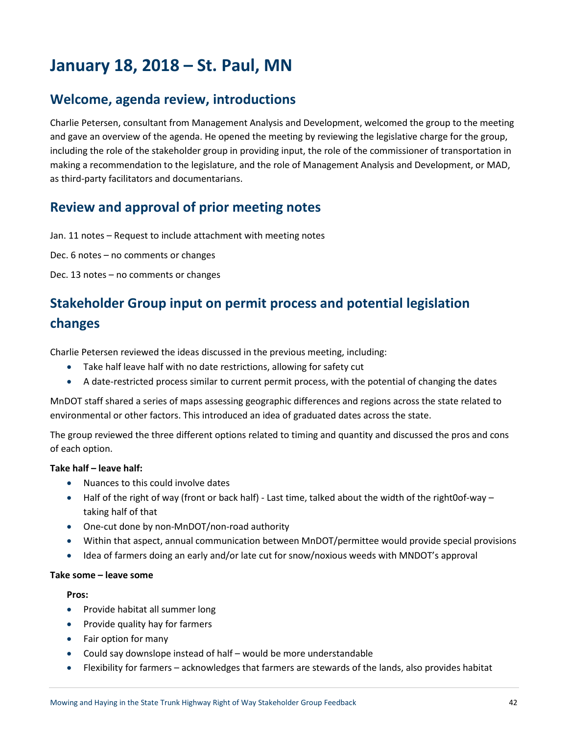# January 18, 2018 – St. Paul, MN

## Welcome, agenda review, introductions

Charlie Petersen, consultant from Management Analysis and Development, welcomed the group to the meeting and gave an overview of the agenda. He opened the meeting by reviewing the legislative charge for the group, including the role of the stakeholder group in providing input, the role of the commissioner of transportation in making a recommendation to the legislature, and the role of Management Analysis and Development, or MAD, as third-party facilitators and documentarians.

## Review and approval of prior meeting notes

Jan. 11 notes – Request to include attachment with meeting notes

Dec. 6 notes – no comments or changes

Dec. 13 notes – no comments or changes

## Stakeholder Group input on permit process and potential legislation changes

Charlie Petersen reviewed the ideas discussed in the previous meeting, including:

- Take half leave half with no date restrictions, allowing for safety cut
- A date-restricted process similar to current permit process, with the potential of changing the dates

MnDOT staff shared a series of maps assessing geographic differences and regions across the state related to environmental or other factors. This introduced an idea of graduated dates across the state.

The group reviewed the three different options related to timing and quantity and discussed the pros and cons of each option.

**Take half – leave half:**

- Nuances to this could involve dates
- Half of the right of way (front or back half) - Last time, talked about the width of the right0of-way – taking half of that
- One-cut done by non-MnDOT/non-road authority
- Within that aspect, annual communication between MnDOT/permittee would provide special provisions
- Idea of farmers doing an early and/or late cut for snow/noxious weeds with MNDOT's approval

**Take some – leave some**

**Pros:**

- Provide habitat all summer long
- Provide quality hay for farmers
- Fair option for many
- Could say downslope instead of half – would be more understandable
- Flexibility for farmers – acknowledges that farmers are stewards of the lands, also provides habitat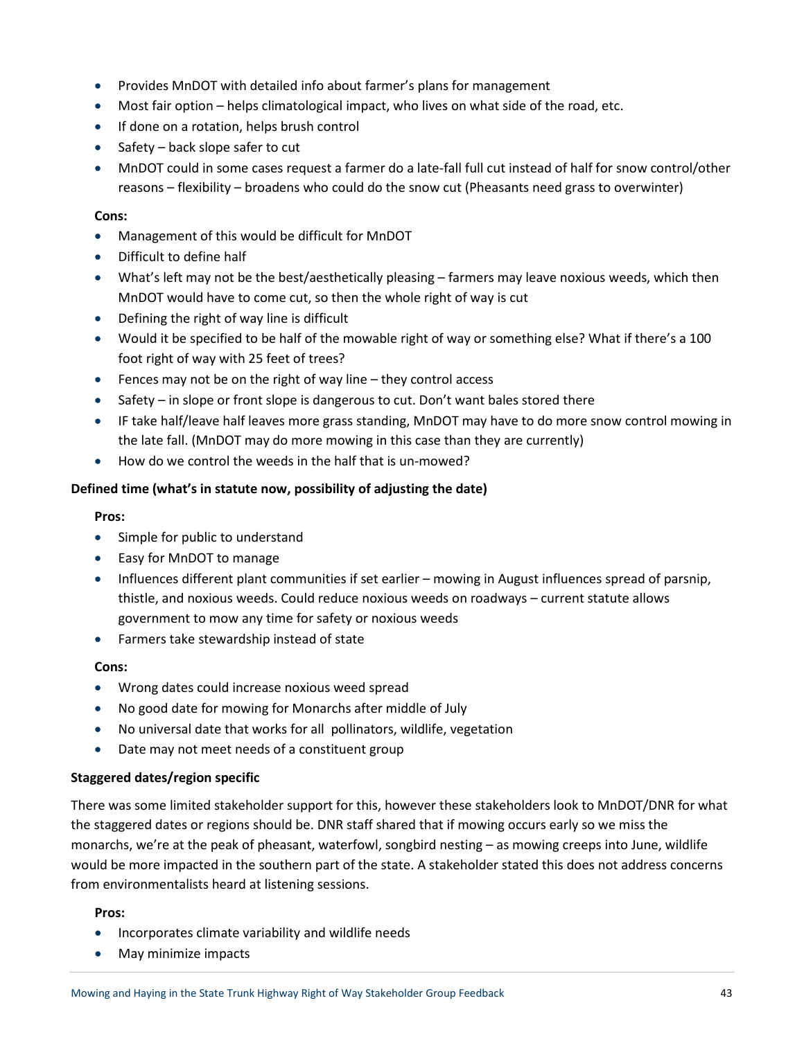- Provides MnDOT with detailed info about farmer's plans for management
- Most fair option – helps climatological impact, who lives on what side of the road, etc.
- If done on a rotation, helps brush control
- Safety – back slope safer to cut
- MnDOT could in some cases request a farmer do a late-fall full cut instead of half for snow control/other reasons – flexibility – broadens who could do the snow cut (Pheasants need grass to overwinter)

**Cons:**

- Management of this would be difficult for MnDOT
- Difficult to define half
- What's left may not be the best/aesthetically pleasing – farmers may leave noxious weeds, which then MnDOT would have to come cut, so then the whole right of way is cut
- Defining the right of way line is difficult
- Would it be specified to be half of the mowable right of way or something else? What if there's a 100 foot right of way with 25 feet of trees?
- Fences may not be on the right of way line – they control access
- Safety – in slope or front slope is dangerous to cut. Don't want bales stored there
- IF take half/leave half leaves more grass standing, MnDOT may have to do more snow control mowing in the late fall. (MnDOT may do more mowing in this case than they are currently)
- How do we control the weeds in the half that is un-mowed?

**Defined time (what's in statute now, possibility of adjusting the date)**

**Pros:**

- Simple for public to understand
- Easy for MnDOT to manage
- Influences different plant communities if set earlier – mowing in August influences spread of parsnip, thistle, and noxious weeds. Could reduce noxious weeds on roadways – current statute allows government to mow any time for safety or noxious weeds
- Farmers take stewardship instead of state

**Cons:**

- Wrong dates could increase noxious weed spread
- No good date for mowing for Monarchs after middle of July
- No universal date that works for all pollinators, wildlife, vegetation
- Date may not meet needs of a constituent group

**Staggered dates/region specific**

There was some limited stakeholder support for this, however these stakeholders look to MnDOT/DNR for what the staggered dates or regions should be. DNR staff shared that if mowing occurs early so we miss the monarchs, we're at the peak of pheasant, waterfowl, songbird nesting – as mowing creeps into June, wildlife would be more impacted in the southern part of the state. A stakeholder stated this does not address concerns from environmentalists heard at listening sessions.

**Pros:**

- Incorporates climate variability and wildlife needs
- May minimize impacts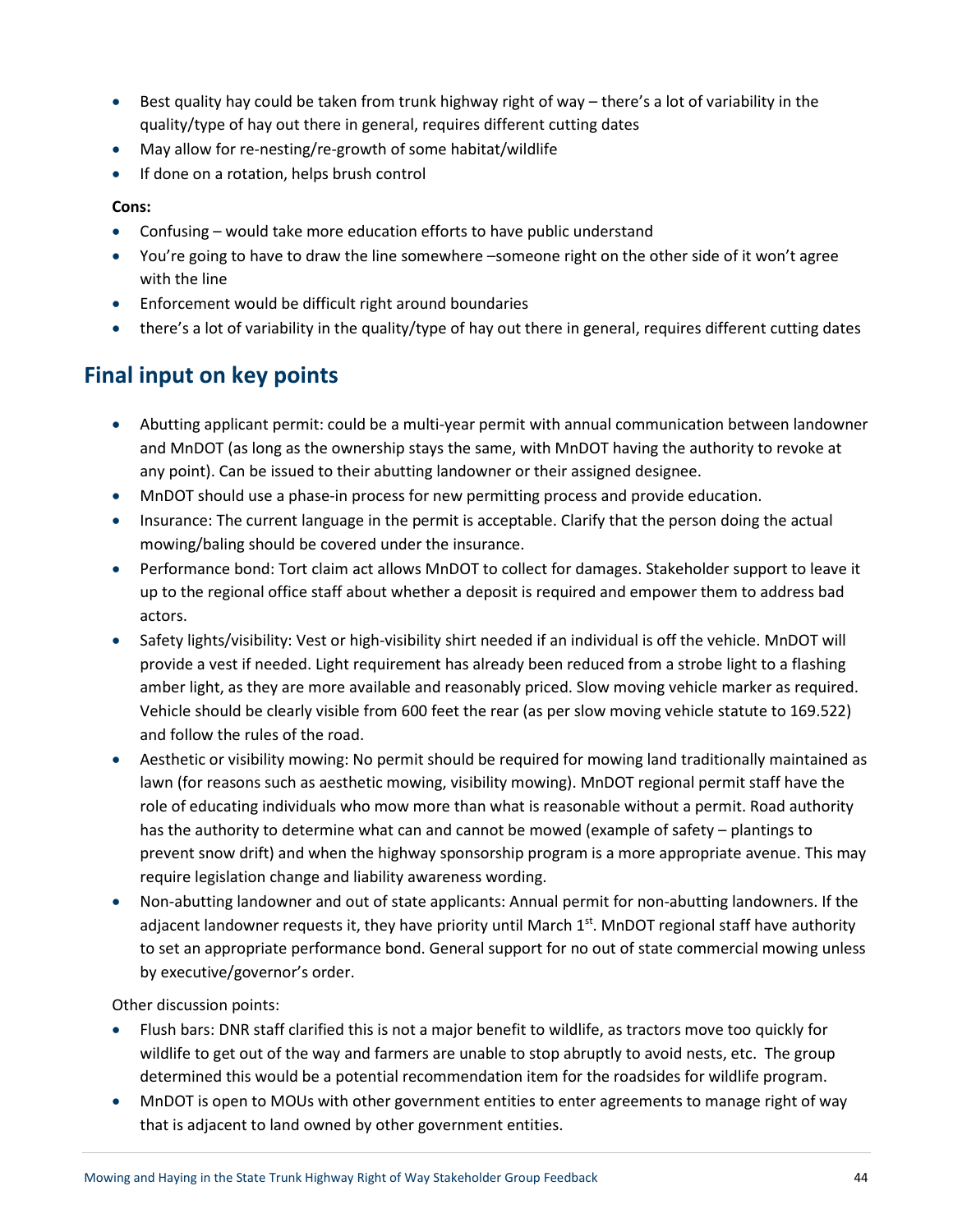- Best quality hay could be taken from trunk highway right of way – there's a lot of variability in the quality/type of hay out there in general, requires different cutting dates
- May allow for re-nesting/re-growth of some habitat/wildlife
- If done on a rotation, helps brush control

**Cons:**

- Confusing – would take more education efforts to have public understand
- You're going to have to draw the line somewhere –someone right on the other side of it won't agree with the line
- Enforcement would be difficult right around boundaries
- there's a lot of variability in the quality/type of hay out there in general, requires different cutting dates

## Final input on key points

- Abutting applicant permit: could be a multi-year permit with annual communication between landowner and MnDOT (as long as the ownership stays the same, with MnDOT having the authority to revoke at any point). Can be issued to their abutting landowner or their assigned designee.
- MnDOT should use a phase-in process for new permitting process and provide education.
- Insurance: The current language in the permit is acceptable. Clarify that the person doing the actual mowing/baling should be covered under the insurance.
- Performance bond: Tort claim act allows MnDOT to collect for damages. Stakeholder support to leave it up to the regional office staff about whether a deposit is required and empower them to address bad actors.
- Safety lights/visibility: Vest or high-visibility shirt needed if an individual is off the vehicle. MnDOT will provide a vest if needed. Light requirement has already been reduced from a strobe light to a flashing amber light, as they are more available and reasonably priced. Slow moving vehicle marker as required. Vehicle should be clearly visible from 600 feet the rear (as per slow moving vehicle statute to 169.522) and follow the rules of the road.
- Aesthetic or visibility mowing: No permit should be required for mowing land traditionally maintained as lawn (for reasons such as aesthetic mowing, visibility mowing). MnDOT regional permit staff have the role of educating individuals who mow more than what is reasonable without a permit. Road authority has the authority to determine what can and cannot be mowed (example of safety – plantings to prevent snow drift) and when the highway sponsorship program is a more appropriate avenue. This may require legislation change and liability awareness wording.
- Non-abutting landowner and out of state applicants: Annual permit for non-abutting landowners. If the adjacent landowner requests it, they have priority until March 1st. MnDOT regional staff have authority to set an appropriate performance bond. General support for no out of state commercial mowing unless by executive/governor's order.

Other discussion points:

- Flush bars: DNR staff clarified this is not a major benefit to wildlife, as tractors move too quickly for wildlife to get out of the way and farmers are unable to stop abruptly to avoid nests, etc. The group determined this would be a potential recommendation item for the roadsides for wildlife program.
- MnDOT is open to MOUs with other government entities to enter agreements to manage right of way that is adjacent to land owned by other government entities.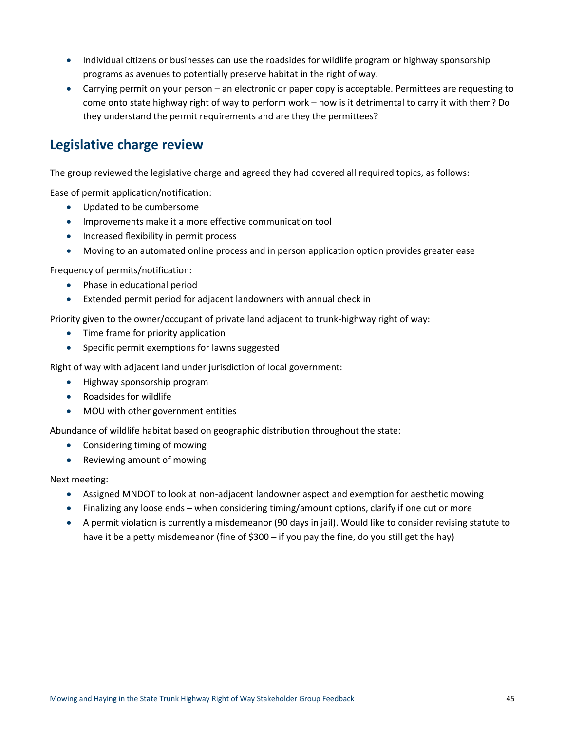- Individual citizens or businesses can use the roadsides for wildlife program or highway sponsorship programs as avenues to potentially preserve habitat in the right of way.
- Carrying permit on your person – an electronic or paper copy is acceptable. Permittees are requesting to come onto state highway right of way to perform work – how is it detrimental to carry it with them? Do they understand the permit requirements and are they the permittees?

## Legislative charge review

The group reviewed the legislative charge and agreed they had covered all required topics, as follows:

Ease of permit application/notification:

- Updated to be cumbersome
- Improvements make it a more effective communication tool
- Increased flexibility in permit process
- Moving to an automated online process and in person application option provides greater ease

Frequency of permits/notification:

- Phase in educational period
- Extended permit period for adjacent landowners with annual check in

Priority given to the owner/occupant of private land adjacent to trunk-highway right of way:

- Time frame for priority application
- Specific permit exemptions for lawns suggested

Right of way with adjacent land under jurisdiction of local government:

- Highway sponsorship program
- Roadsides for wildlife
- MOU with other government entities

Abundance of wildlife habitat based on geographic distribution throughout the state:

- Considering timing of mowing
- Reviewing amount of mowing

Next meeting:

- Assigned MNDOT to look at non-adjacent landowner aspect and exemption for aesthetic mowing
- Finalizing any loose ends – when considering timing/amount options, clarify if one cut or more
- A permit violation is currently a misdemeanor (90 days in jail). Would like to consider revising statute to have it be a petty misdemeanor (fine of $300 – if you pay the fine, do you still get the hay)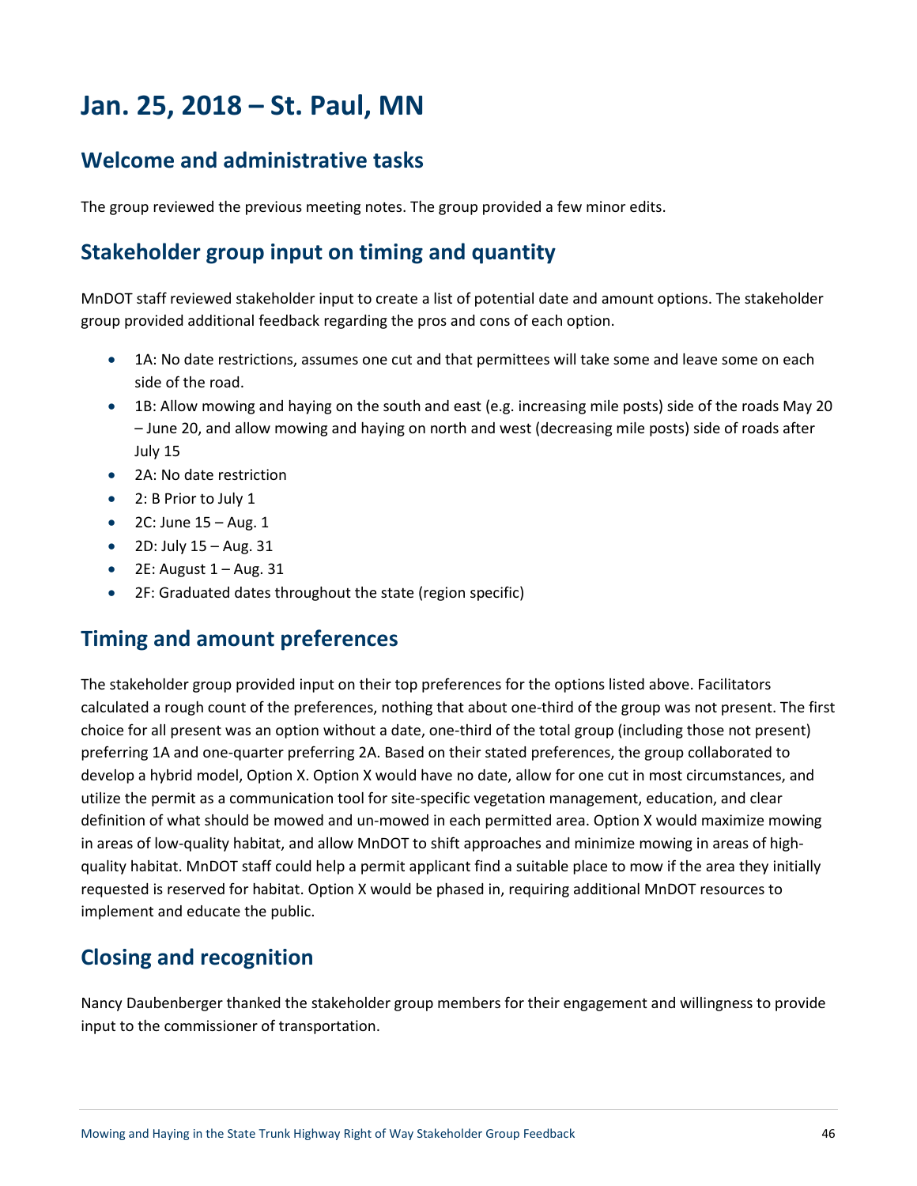# Jan. 25, 2018 – St. Paul, MN

## Welcome and administrative tasks

The group reviewed the previous meeting notes. The group provided a few minor edits.

## Stakeholder group input on timing and quantity

MnDOT staff reviewed stakeholder input to create a list of potential date and amount options. The stakeholder group provided additional feedback regarding the pros and cons of each option.

- 1A: No date restrictions, assumes one cut and that permittees will take some and leave some on each side of the road.
- 1B: Allow mowing and haying on the south and east (e.g. increasing mile posts) side of the roads May 20 – June 20, and allow mowing and haying on north and west (decreasing mile posts) side of roads after July 15
- 2A: No date restriction
- 2: B Prior to July 1
- 2C: June 15 – Aug. 1
- 2D: July 15 – Aug. 31
- 2E: August 1 – Aug. 31
- 2F: Graduated dates throughout the state (region specific)

## Timing and amount preferences

The stakeholder group provided input on their top preferences for the options listed above. Facilitators calculated a rough count of the preferences, nothing that about one-third of the group was not present. The first choice for all present was an option without a date, one-third of the total group (including those not present) preferring 1A and one-quarter preferring 2A. Based on their stated preferences, the group collaborated to develop a hybrid model, Option X. Option X would have no date, allow for one cut in most circumstances, and utilize the permit as a communication tool for site-specific vegetation management, education, and clear definition of what should be mowed and un-mowed in each permitted area. Option X would maximize mowing in areas of low-quality habitat, and allow MnDOT to shift approaches and minimize mowing in areas of high-quality habitat. MnDOT staff could help a permit applicant find a suitable place to mow if the area they initially requested is reserved for habitat. Option X would be phased in, requiring additional MnDOT resources to implement and educate the public.

## Closing and recognition

Nancy Daubenberger thanked the stakeholder group members for their engagement and willingness to provide input to the commissioner of transportation.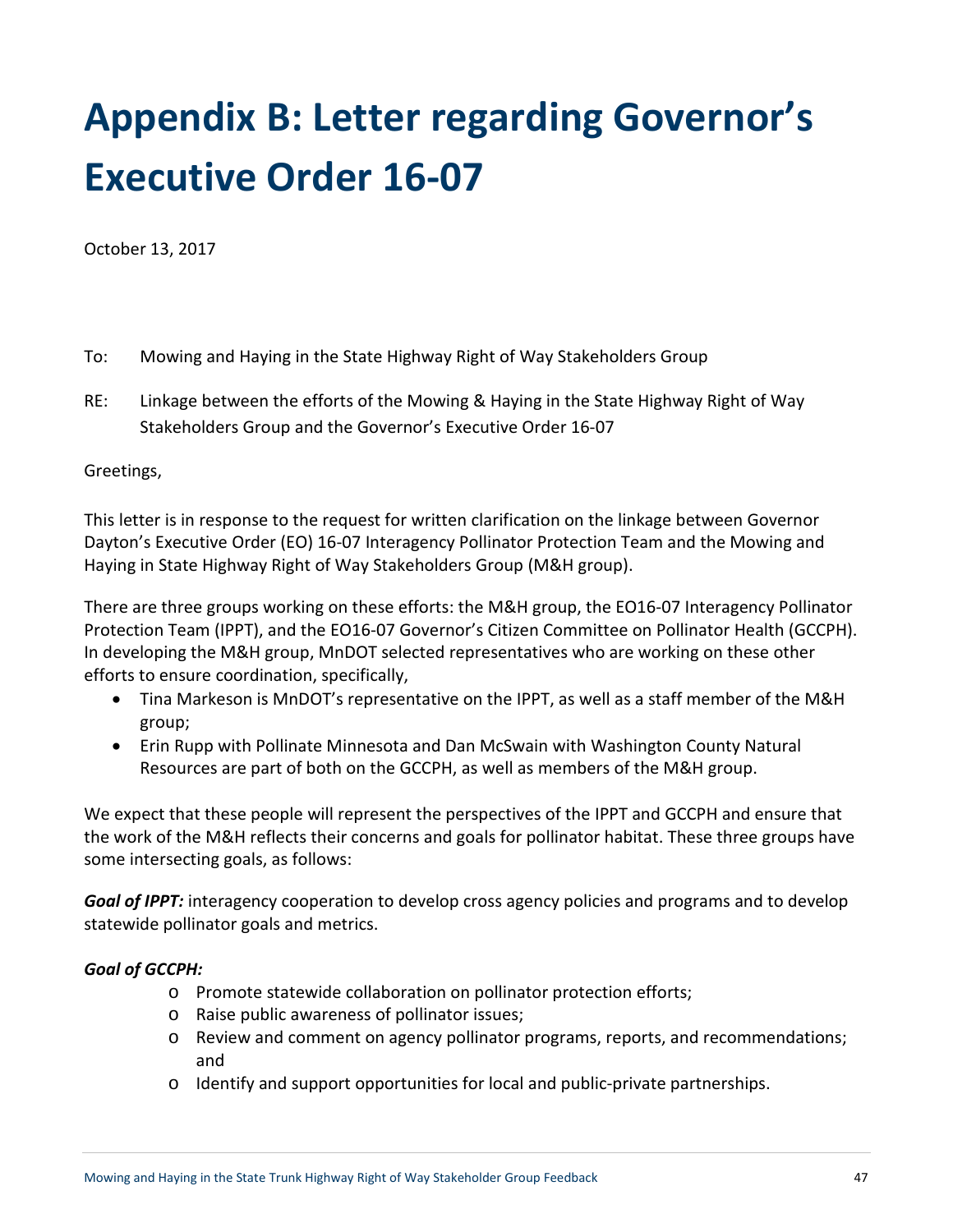# Appendix B: Letter regarding Governor's Executive Order 16-07

October 13, 2017

To: Mowing and Haying in the State Highway Right of Way Stakeholders Group

RE: Linkage between the efforts of the Mowing & Haying in the State Highway Right of Way Stakeholders Group and the Governor's Executive Order 16-07

Greetings,

This letter is in response to the request for written clarification on the linkage between Governor Dayton's Executive Order (EO) 16-07 Interagency Pollinator Protection Team and the Mowing and Haying in State Highway Right of Way Stakeholders Group (M&H group).

There are three groups working on these efforts: the M&H group, the EO16-07 Interagency Pollinator Protection Team (IPPT), and the EO16-07 Governor's Citizen Committee on Pollinator Health (GCCPH). In developing the M&H group, MnDOT selected representatives who are working on these other efforts to ensure coordination, specifically,

- Tina Markeson is MnDOT's representative on the IPPT, as well as a staff member of the M&H group;
- Erin Rupp with Pollinate Minnesota and Dan McSwain with Washington County Natural Resources are part of both on the GCCPH, as well as members of the M&H group.

We expect that these people will represent the perspectives of the IPPT and GCCPH and ensure that the work of the M&H reflects their concerns and goals for pollinator habitat. These three groups have some intersecting goals, as follows:

***Goal of IPPT:*** interagency cooperation to develop cross agency policies and programs and to develop statewide pollinator goals and metrics.

***Goal of GCCPH:***

- Promote statewide collaboration on pollinator protection efforts;
- Raise public awareness of pollinator issues;
- Review and comment on agency pollinator programs, reports, and recommendations; and
- Identify and support opportunities for local and public-private partnerships.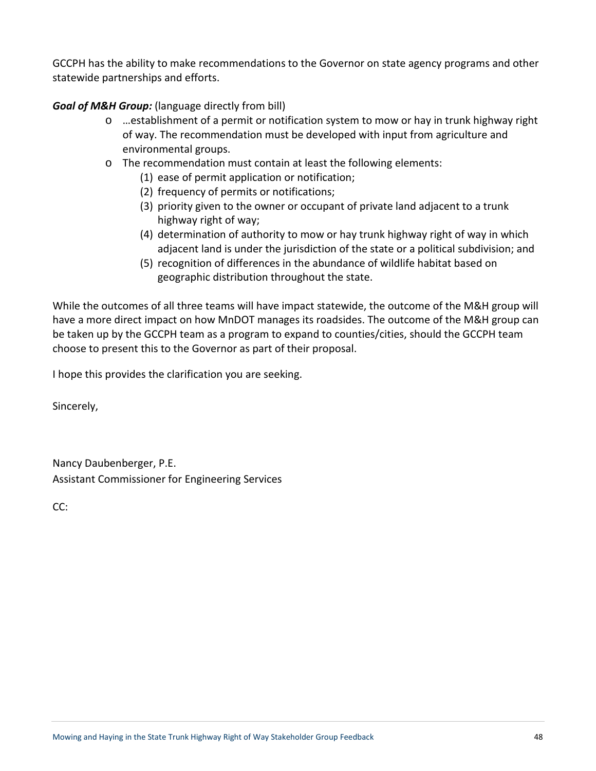GCCPH has the ability to make recommendations to the Governor on state agency programs and other statewide partnerships and efforts.

***Goal of M&H Group:*** (language directly from bill)

- …establishment of a permit or notification system to mow or hay in trunk highway right of way. The recommendation must be developed with input from agriculture and environmental groups.
- The recommendation must contain at least the following elements:
  1. ease of permit application or notification;
  2. frequency of permits or notifications;
  3. priority given to the owner or occupant of private land adjacent to a trunk highway right of way;
  4. determination of authority to mow or hay trunk highway right of way in which adjacent land is under the jurisdiction of the state or a political subdivision; and
  5. recognition of differences in the abundance of wildlife habitat based on geographic distribution throughout the state.

While the outcomes of all three teams will have impact statewide, the outcome of the M&H group will have a more direct impact on how MnDOT manages its roadsides. The outcome of the M&H group can be taken up by the GCCPH team as a program to expand to counties/cities, should the GCCPH team choose to present this to the Governor as part of their proposal.

I hope this provides the clarification you are seeking.

Sincerely,

Nancy Daubenberger, P.E.
Assistant Commissioner for Engineering Services

CC: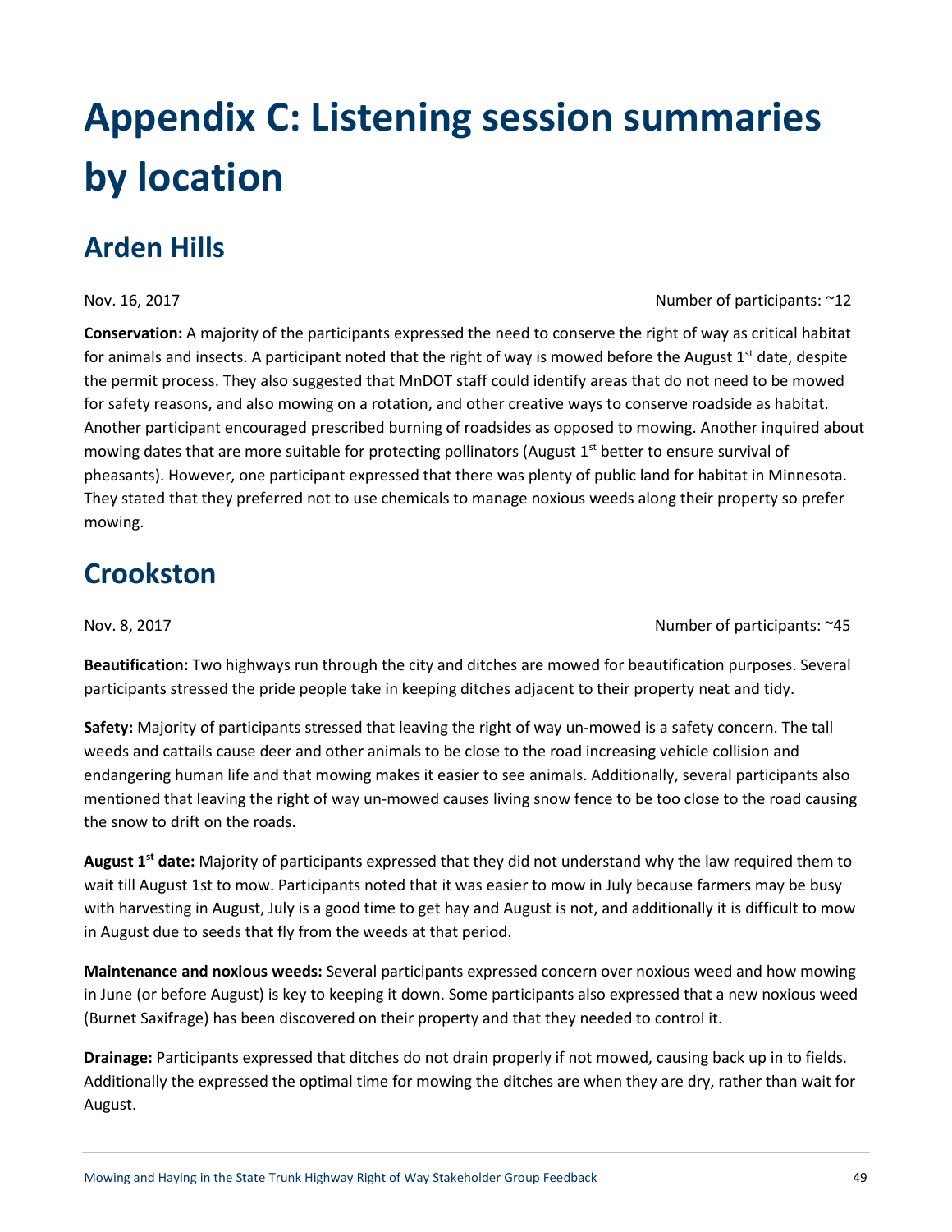# Appendix C: Listening session summaries by location

## Arden Hills

Nov. 16, 2017 Number of participants: ~12

**Conservation:** A majority of the participants expressed the need to conserve the right of way as critical habitat for animals and insects. A participant noted that the right of way is mowed before the August 1st date, despite the permit process. They also suggested that MnDOT staff could identify areas that do not need to be mowed for safety reasons, and also mowing on a rotation, and other creative ways to conserve roadside as habitat. Another participant encouraged prescribed burning of roadsides as opposed to mowing. Another inquired about mowing dates that are more suitable for protecting pollinators (August 1st better to ensure survival of pheasants). However, one participant expressed that there was plenty of public land for habitat in Minnesota. They stated that they preferred not to use chemicals to manage noxious weeds along their property so prefer mowing.

## Crookston

Nov. 8, 2017 Number of participants: ~45

**Beautification:** Two highways run through the city and ditches are mowed for beautification purposes. Several participants stressed the pride people take in keeping ditches adjacent to their property neat and tidy.

**Safety:** Majority of participants stressed that leaving the right of way un-mowed is a safety concern. The tall weeds and cattails cause deer and other animals to be close to the road increasing vehicle collision and endangering human life and that mowing makes it easier to see animals. Additionally, several participants also mentioned that leaving the right of way un-mowed causes living snow fence to be too close to the road causing the snow to drift on the roads.

**August 1st date:** Majority of participants expressed that they did not understand why the law required them to wait till August 1st to mow. Participants noted that it was easier to mow in July because farmers may be busy with harvesting in August, July is a good time to get hay and August is not, and additionally it is difficult to mow in August due to seeds that fly from the weeds at that period.

**Maintenance and noxious weeds:** Several participants expressed concern over noxious weed and how mowing in June (or before August) is key to keeping it down. Some participants also expressed that a new noxious weed (Burnet Saxifrage) has been discovered on their property and that they needed to control it.

**Drainage:** Participants expressed that ditches do not drain properly if not mowed, causing back up in to fields. Additionally the expressed the optimal time for mowing the ditches are when they are dry, rather than wait for August.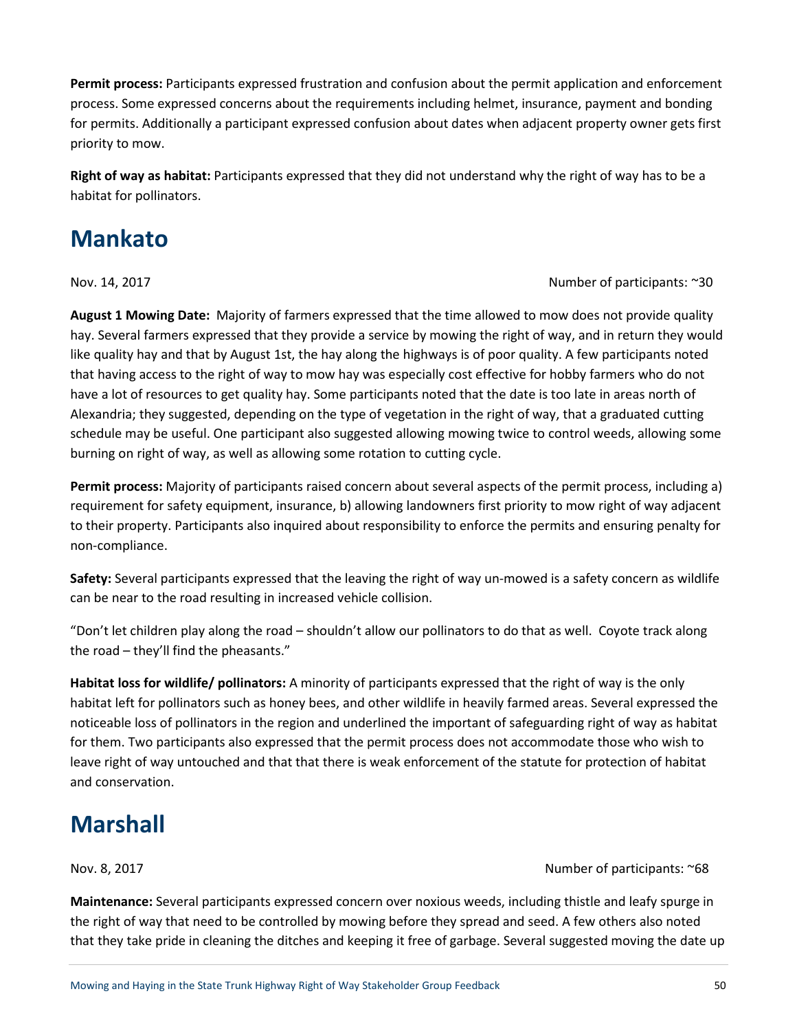**Permit process:** Participants expressed frustration and confusion about the permit application and enforcement process. Some expressed concerns about the requirements including helmet, insurance, payment and bonding for permits. Additionally a participant expressed confusion about dates when adjacent property owner gets first priority to mow.

**Right of way as habitat:** Participants expressed that they did not understand why the right of way has to be a habitat for pollinators.

# Mankato

Nov. 14, 2017 Number of participants: ~30

**August 1 Mowing Date:** Majority of farmers expressed that the time allowed to mow does not provide quality hay. Several farmers expressed that they provide a service by mowing the right of way, and in return they would like quality hay and that by August 1st, the hay along the highways is of poor quality. A few participants noted that having access to the right of way to mow hay was especially cost effective for hobby farmers who do not have a lot of resources to get quality hay. Some participants noted that the date is too late in areas north of Alexandria; they suggested, depending on the type of vegetation in the right of way, that a graduated cutting schedule may be useful. One participant also suggested allowing mowing twice to control weeds, allowing some burning on right of way, as well as allowing some rotation to cutting cycle.

**Permit process:** Majority of participants raised concern about several aspects of the permit process, including a) requirement for safety equipment, insurance, b) allowing landowners first priority to mow right of way adjacent to their property. Participants also inquired about responsibility to enforce the permits and ensuring penalty for non-compliance.

**Safety:** Several participants expressed that the leaving the right of way un-mowed is a safety concern as wildlife can be near to the road resulting in increased vehicle collision.

"Don't let children play along the road – shouldn't allow our pollinators to do that as well. Coyote track along the road – they'll find the pheasants."

**Habitat loss for wildlife/ pollinators:** A minority of participants expressed that the right of way is the only habitat left for pollinators such as honey bees, and other wildlife in heavily farmed areas. Several expressed the noticeable loss of pollinators in the region and underlined the important of safeguarding right of way as habitat for them. Two participants also expressed that the permit process does not accommodate those who wish to leave right of way untouched and that that there is weak enforcement of the statute for protection of habitat and conservation.

# Marshall

Nov. 8, 2017 Number of participants: ~68

**Maintenance:** Several participants expressed concern over noxious weeds, including thistle and leafy spurge in the right of way that need to be controlled by mowing before they spread and seed. A few others also noted that they take pride in cleaning the ditches and keeping it free of garbage. Several suggested moving the date up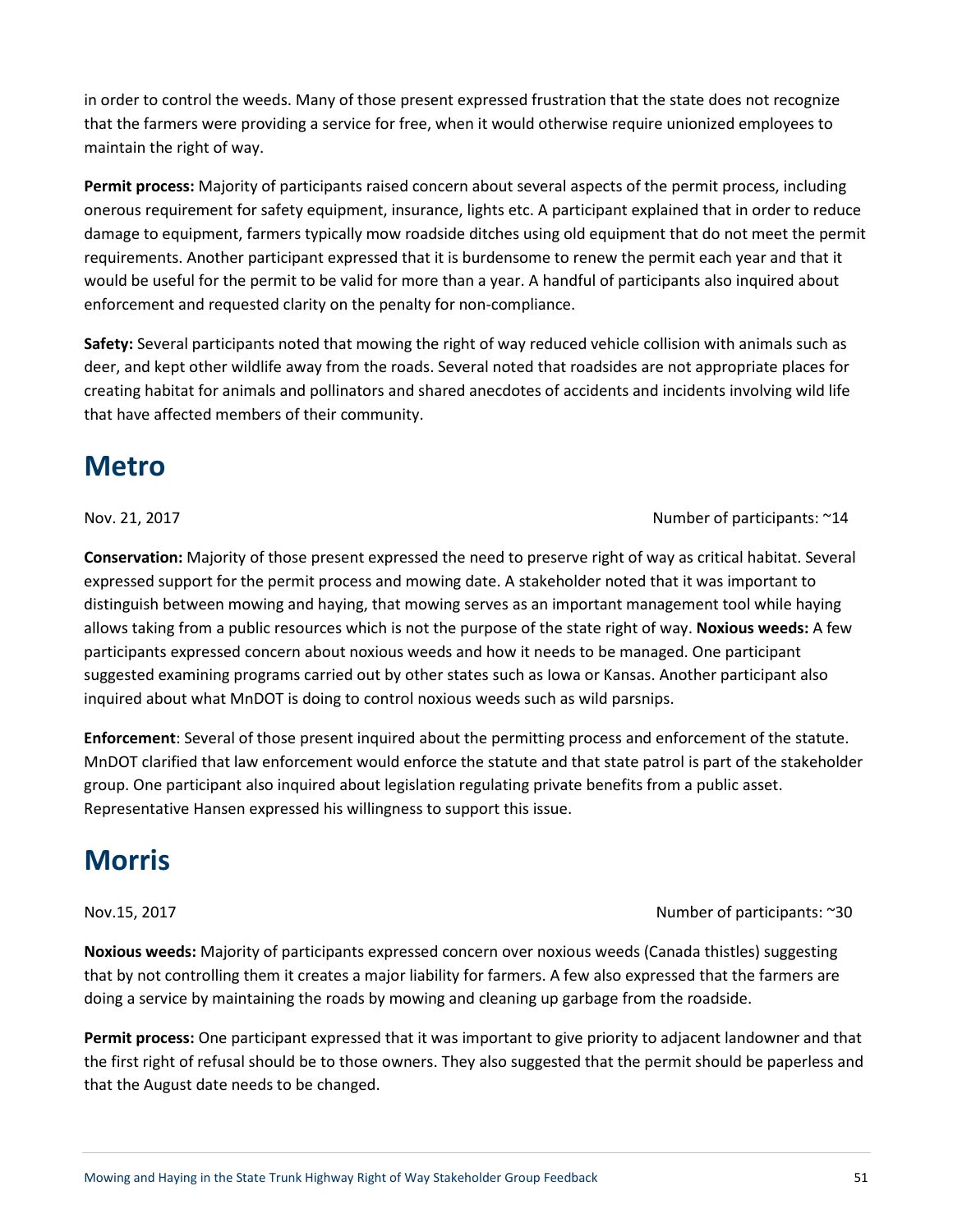in order to control the weeds. Many of those present expressed frustration that the state does not recognize that the farmers were providing a service for free, when it would otherwise require unionized employees to maintain the right of way.

**Permit process:** Majority of participants raised concern about several aspects of the permit process, including onerous requirement for safety equipment, insurance, lights etc. A participant explained that in order to reduce damage to equipment, farmers typically mow roadside ditches using old equipment that do not meet the permit requirements. Another participant expressed that it is burdensome to renew the permit each year and that it would be useful for the permit to be valid for more than a year. A handful of participants also inquired about enforcement and requested clarity on the penalty for non-compliance.

**Safety:** Several participants noted that mowing the right of way reduced vehicle collision with animals such as deer, and kept other wildlife away from the roads. Several noted that roadsides are not appropriate places for creating habitat for animals and pollinators and shared anecdotes of accidents and incidents involving wild life that have affected members of their community.

# Metro

Nov. 21, 2017 Number of participants: ~14

**Conservation:** Majority of those present expressed the need to preserve right of way as critical habitat. Several expressed support for the permit process and mowing date. A stakeholder noted that it was important to distinguish between mowing and haying, that mowing serves as an important management tool while haying allows taking from a public resources which is not the purpose of the state right of way. **Noxious weeds:** A few participants expressed concern about noxious weeds and how it needs to be managed. One participant suggested examining programs carried out by other states such as Iowa or Kansas. Another participant also inquired about what MnDOT is doing to control noxious weeds such as wild parsnips.

**Enforcement**: Several of those present inquired about the permitting process and enforcement of the statute. MnDOT clarified that law enforcement would enforce the statute and that state patrol is part of the stakeholder group. One participant also inquired about legislation regulating private benefits from a public asset. Representative Hansen expressed his willingness to support this issue.

# Morris

Nov.15, 2017 Number of participants: ~30

**Noxious weeds:** Majority of participants expressed concern over noxious weeds (Canada thistles) suggesting that by not controlling them it creates a major liability for farmers. A few also expressed that the farmers are doing a service by maintaining the roads by mowing and cleaning up garbage from the roadside.

**Permit process:** One participant expressed that it was important to give priority to adjacent landowner and that the first right of refusal should be to those owners. They also suggested that the permit should be paperless and that the August date needs to be changed.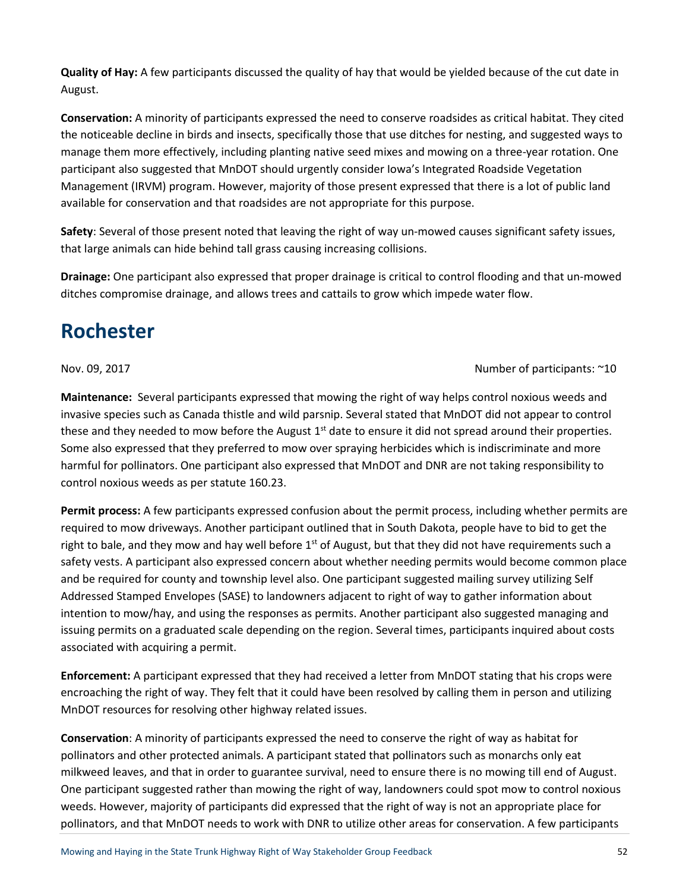**Quality of Hay:** A few participants discussed the quality of hay that would be yielded because of the cut date in August.

**Conservation:** A minority of participants expressed the need to conserve roadsides as critical habitat. They cited the noticeable decline in birds and insects, specifically those that use ditches for nesting, and suggested ways to manage them more effectively, including planting native seed mixes and mowing on a three-year rotation. One participant also suggested that MnDOT should urgently consider Iowa's Integrated Roadside Vegetation Management (IRVM) program. However, majority of those present expressed that there is a lot of public land available for conservation and that roadsides are not appropriate for this purpose.

**Safety**: Several of those present noted that leaving the right of way un-mowed causes significant safety issues, that large animals can hide behind tall grass causing increasing collisions.

**Drainage:** One participant also expressed that proper drainage is critical to control flooding and that un-mowed ditches compromise drainage, and allows trees and cattails to grow which impede water flow.

# Rochester

Nov. 09, 2017 Number of participants: ~10

**Maintenance:** Several participants expressed that mowing the right of way helps control noxious weeds and invasive species such as Canada thistle and wild parsnip. Several stated that MnDOT did not appear to control these and they needed to mow before the August 1st date to ensure it did not spread around their properties. Some also expressed that they preferred to mow over spraying herbicides which is indiscriminate and more harmful for pollinators. One participant also expressed that MnDOT and DNR are not taking responsibility to control noxious weeds as per statute 160.23.

**Permit process:** A few participants expressed confusion about the permit process, including whether permits are required to mow driveways. Another participant outlined that in South Dakota, people have to bid to get the right to bale, and they mow and hay well before 1st of August, but that they did not have requirements such a safety vests. A participant also expressed concern about whether needing permits would become common place and be required for county and township level also. One participant suggested mailing survey utilizing Self Addressed Stamped Envelopes (SASE) to landowners adjacent to right of way to gather information about intention to mow/hay, and using the responses as permits. Another participant also suggested managing and issuing permits on a graduated scale depending on the region. Several times, participants inquired about costs associated with acquiring a permit.

**Enforcement:** A participant expressed that they had received a letter from MnDOT stating that his crops were encroaching the right of way. They felt that it could have been resolved by calling them in person and utilizing MnDOT resources for resolving other highway related issues.

**Conservation**: A minority of participants expressed the need to conserve the right of way as habitat for pollinators and other protected animals. A participant stated that pollinators such as monarchs only eat milkweed leaves, and that in order to guarantee survival, need to ensure there is no mowing till end of August. One participant suggested rather than mowing the right of way, landowners could spot mow to control noxious weeds. However, majority of participants did expressed that the right of way is not an appropriate place for pollinators, and that MnDOT needs to work with DNR to utilize other areas for conservation. A few participants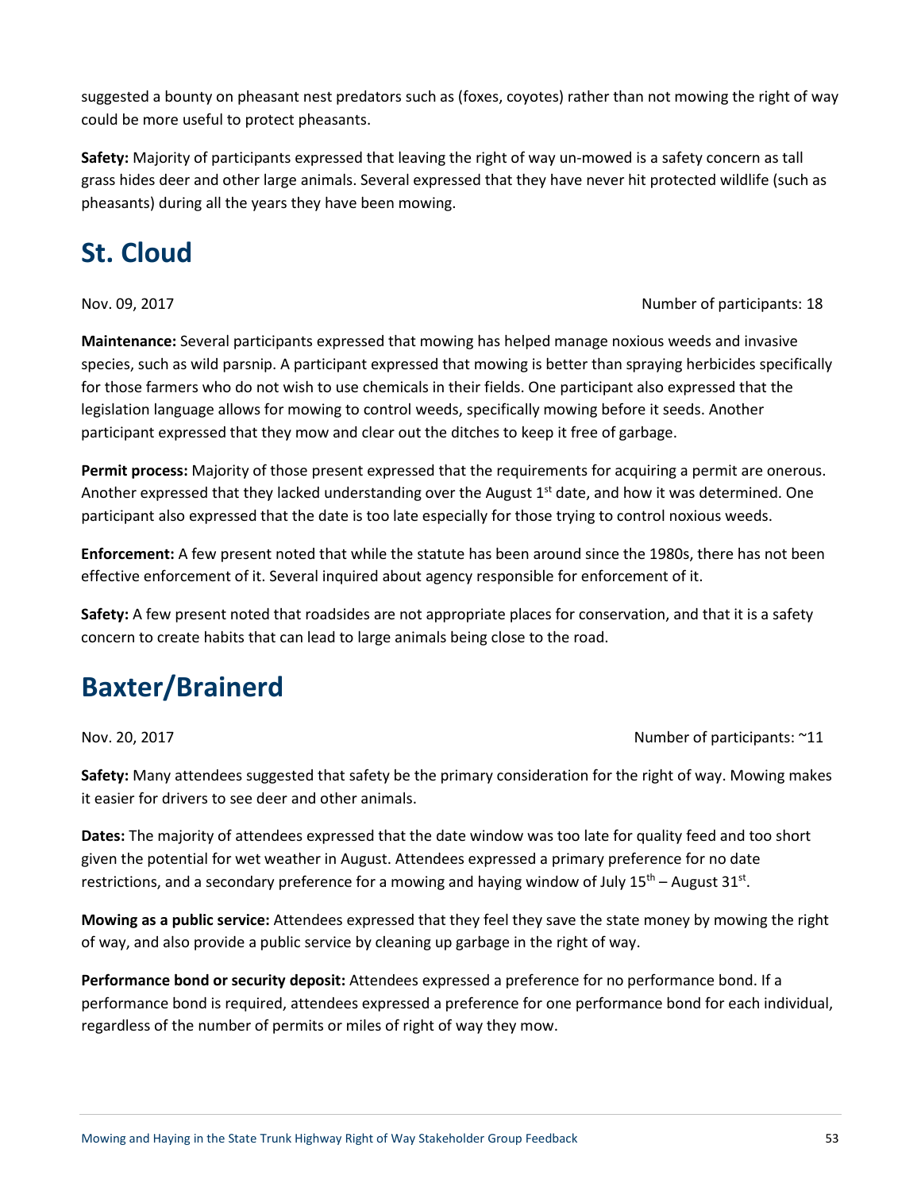suggested a bounty on pheasant nest predators such as (foxes, coyotes) rather than not mowing the right of way could be more useful to protect pheasants.

**Safety:** Majority of participants expressed that leaving the right of way un-mowed is a safety concern as tall grass hides deer and other large animals. Several expressed that they have never hit protected wildlife (such as pheasants) during all the years they have been mowing.

# St. Cloud

Nov. 09, 2017 Number of participants: 18

**Maintenance:** Several participants expressed that mowing has helped manage noxious weeds and invasive species, such as wild parsnip. A participant expressed that mowing is better than spraying herbicides specifically for those farmers who do not wish to use chemicals in their fields. One participant also expressed that the legislation language allows for mowing to control weeds, specifically mowing before it seeds. Another participant expressed that they mow and clear out the ditches to keep it free of garbage.

**Permit process:** Majority of those present expressed that the requirements for acquiring a permit are onerous. Another expressed that they lacked understanding over the August 1st date, and how it was determined. One participant also expressed that the date is too late especially for those trying to control noxious weeds.

**Enforcement:** A few present noted that while the statute has been around since the 1980s, there has not been effective enforcement of it. Several inquired about agency responsible for enforcement of it.

**Safety:** A few present noted that roadsides are not appropriate places for conservation, and that it is a safety concern to create habits that can lead to large animals being close to the road.

# Baxter/Brainerd

Nov. 20, 2017 Number of participants: ~11

**Safety:** Many attendees suggested that safety be the primary consideration for the right of way. Mowing makes it easier for drivers to see deer and other animals.

**Dates:** The majority of attendees expressed that the date window was too late for quality feed and too short given the potential for wet weather in August. Attendees expressed a primary preference for no date restrictions, and a secondary preference for a mowing and haying window of July 15th – August 31st.

**Mowing as a public service:** Attendees expressed that they feel they save the state money by mowing the right of way, and also provide a public service by cleaning up garbage in the right of way.

**Performance bond or security deposit:** Attendees expressed a preference for no performance bond. If a performance bond is required, attendees expressed a preference for one performance bond for each individual, regardless of the number of permits or miles of right of way they mow.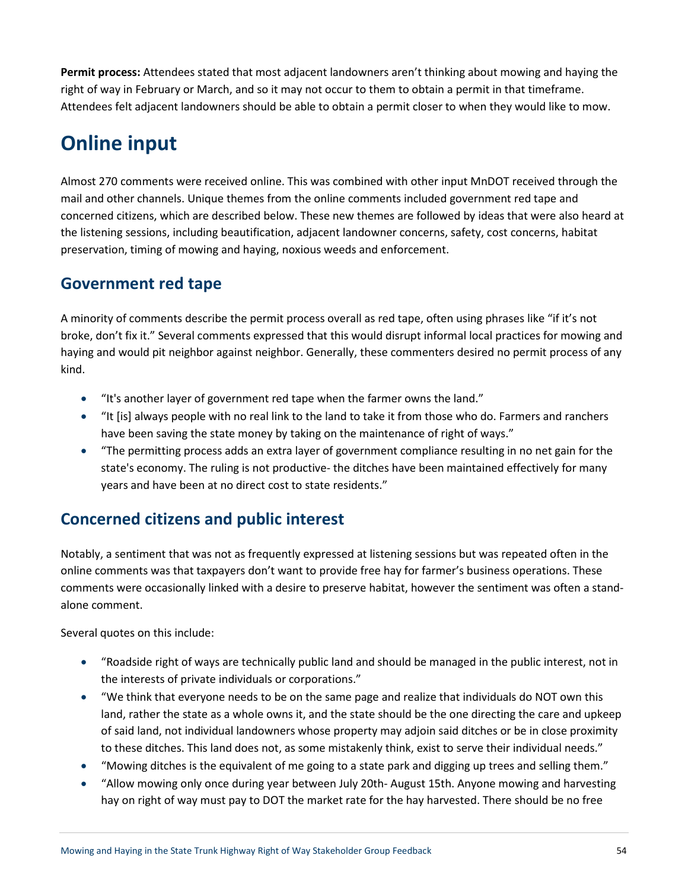**Permit process:** Attendees stated that most adjacent landowners aren't thinking about mowing and haying the right of way in February or March, and so it may not occur to them to obtain a permit in that timeframe. Attendees felt adjacent landowners should be able to obtain a permit closer to when they would like to mow.

# Online input

Almost 270 comments were received online. This was combined with other input MnDOT received through the mail and other channels. Unique themes from the online comments included government red tape and concerned citizens, which are described below. These new themes are followed by ideas that were also heard at the listening sessions, including beautification, adjacent landowner concerns, safety, cost concerns, habitat preservation, timing of mowing and haying, noxious weeds and enforcement.

## Government red tape

A minority of comments describe the permit process overall as red tape, often using phrases like "if it's not broke, don't fix it." Several comments expressed that this would disrupt informal local practices for mowing and haying and would pit neighbor against neighbor. Generally, these commenters desired no permit process of any kind.

- "It's another layer of government red tape when the farmer owns the land."
- "It [is] always people with no real link to the land to take it from those who do. Farmers and ranchers have been saving the state money by taking on the maintenance of right of ways."
- "The permitting process adds an extra layer of government compliance resulting in no net gain for the state's economy. The ruling is not productive- the ditches have been maintained effectively for many years and have been at no direct cost to state residents."

## Concerned citizens and public interest

Notably, a sentiment that was not as frequently expressed at listening sessions but was repeated often in the online comments was that taxpayers don't want to provide free hay for farmer's business operations. These comments were occasionally linked with a desire to preserve habitat, however the sentiment was often a stand-alone comment.

Several quotes on this include:

- "Roadside right of ways are technically public land and should be managed in the public interest, not in the interests of private individuals or corporations."
- "We think that everyone needs to be on the same page and realize that individuals do NOT own this land, rather the state as a whole owns it, and the state should be the one directing the care and upkeep of said land, not individual landowners whose property may adjoin said ditches or be in close proximity to these ditches. This land does not, as some mistakenly think, exist to serve their individual needs."
- "Mowing ditches is the equivalent of me going to a state park and digging up trees and selling them."
- "Allow mowing only once during year between July 20th- August 15th. Anyone mowing and harvesting hay on right of way must pay to DOT the market rate for the hay harvested. There should be no free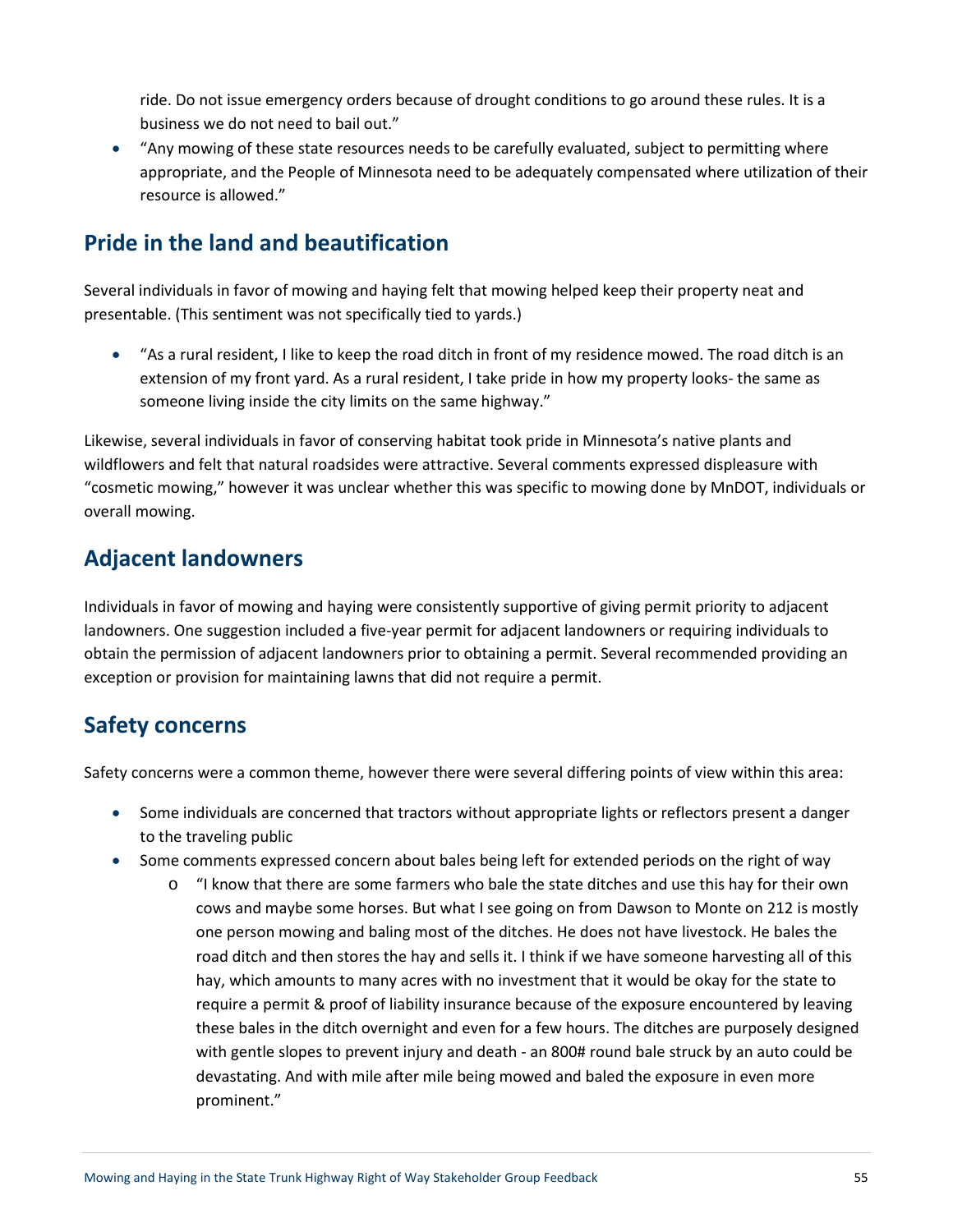ride. Do not issue emergency orders because of drought conditions to go around these rules. It is a business we do not need to bail out."

- "Any mowing of these state resources needs to be carefully evaluated, subject to permitting where appropriate, and the People of Minnesota need to be adequately compensated where utilization of their resource is allowed."

## Pride in the land and beautification

Several individuals in favor of mowing and haying felt that mowing helped keep their property neat and presentable. (This sentiment was not specifically tied to yards.)

- "As a rural resident, I like to keep the road ditch in front of my residence mowed. The road ditch is an extension of my front yard. As a rural resident, I take pride in how my property looks- the same as someone living inside the city limits on the same highway."

Likewise, several individuals in favor of conserving habitat took pride in Minnesota's native plants and wildflowers and felt that natural roadsides were attractive. Several comments expressed displeasure with "cosmetic mowing," however it was unclear whether this was specific to mowing done by MnDOT, individuals or overall mowing.

## Adjacent landowners

Individuals in favor of mowing and haying were consistently supportive of giving permit priority to adjacent landowners. One suggestion included a five-year permit for adjacent landowners or requiring individuals to obtain the permission of adjacent landowners prior to obtaining a permit. Several recommended providing an exception or provision for maintaining lawns that did not require a permit.

## Safety concerns

Safety concerns were a common theme, however there were several differing points of view within this area:

- Some individuals are concerned that tractors without appropriate lights or reflectors present a danger to the traveling public
- Some comments expressed concern about bales being left for extended periods on the right of way
  - "I know that there are some farmers who bale the state ditches and use this hay for their own cows and maybe some horses. But what I see going on from Dawson to Monte on 212 is mostly one person mowing and baling most of the ditches. He does not have livestock. He bales the road ditch and then stores the hay and sells it. I think if we have someone harvesting all of this hay, which amounts to many acres with no investment that it would be okay for the state to require a permit & proof of liability insurance because of the exposure encountered by leaving these bales in the ditch overnight and even for a few hours. The ditches are purposely designed with gentle slopes to prevent injury and death - an 800# round bale struck by an auto could be devastating. And with mile after mile being mowed and baled the exposure in even more prominent."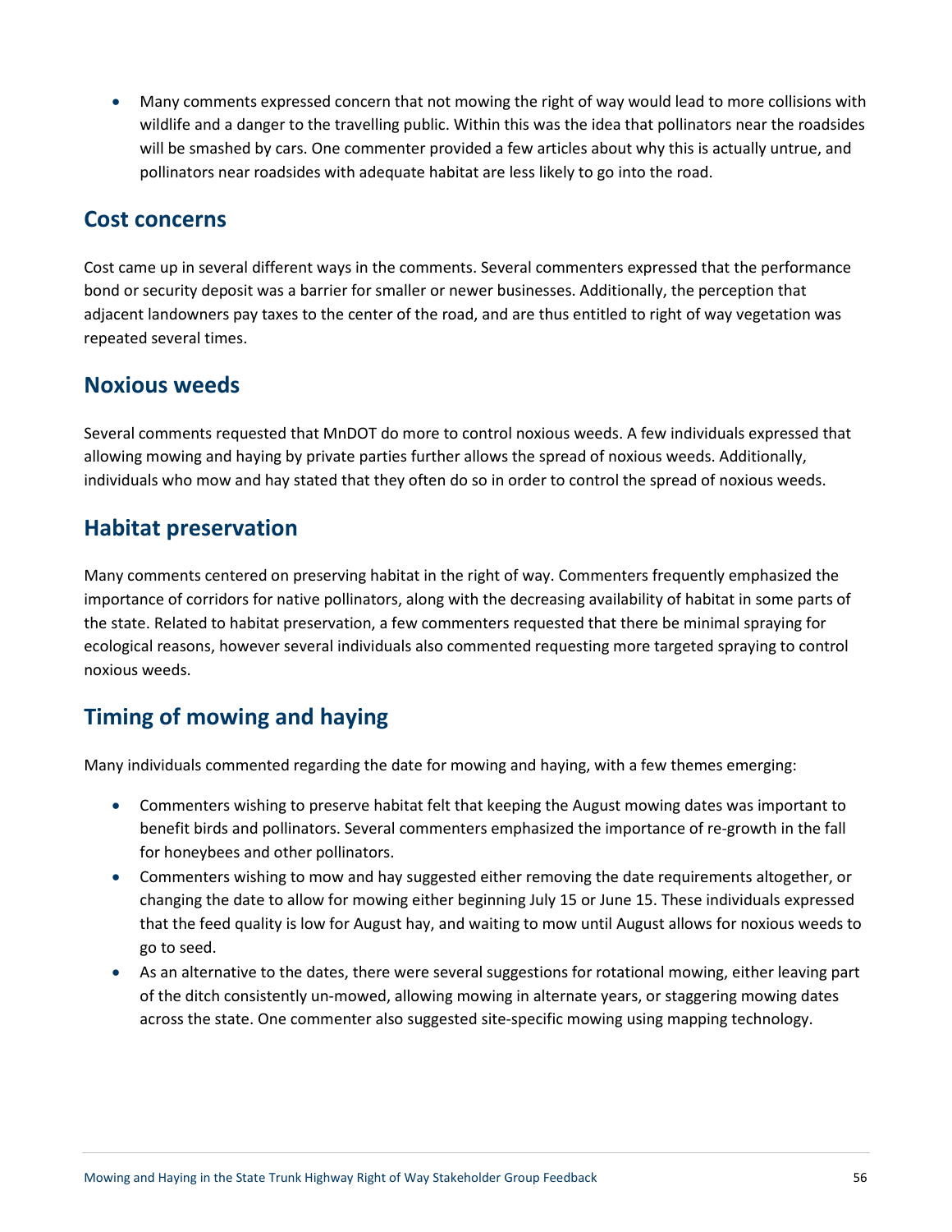- Many comments expressed concern that not mowing the right of way would lead to more collisions with wildlife and a danger to the travelling public. Within this was the idea that pollinators near the roadsides will be smashed by cars. One commenter provided a few articles about why this is actually untrue, and pollinators near roadsides with adequate habitat are less likely to go into the road.

## Cost concerns

Cost came up in several different ways in the comments. Several commenters expressed that the performance bond or security deposit was a barrier for smaller or newer businesses. Additionally, the perception that adjacent landowners pay taxes to the center of the road, and are thus entitled to right of way vegetation was repeated several times.

## Noxious weeds

Several comments requested that MnDOT do more to control noxious weeds. A few individuals expressed that allowing mowing and haying by private parties further allows the spread of noxious weeds. Additionally, individuals who mow and hay stated that they often do so in order to control the spread of noxious weeds.

## Habitat preservation

Many comments centered on preserving habitat in the right of way. Commenters frequently emphasized the importance of corridors for native pollinators, along with the decreasing availability of habitat in some parts of the state. Related to habitat preservation, a few commenters requested that there be minimal spraying for ecological reasons, however several individuals also commented requesting more targeted spraying to control noxious weeds.

## Timing of mowing and haying

Many individuals commented regarding the date for mowing and haying, with a few themes emerging:

- Commenters wishing to preserve habitat felt that keeping the August mowing dates was important to benefit birds and pollinators. Several commenters emphasized the importance of re-growth in the fall for honeybees and other pollinators.
- Commenters wishing to mow and hay suggested either removing the date requirements altogether, or changing the date to allow for mowing either beginning July 15 or June 15. These individuals expressed that the feed quality is low for August hay, and waiting to mow until August allows for noxious weeds to go to seed.
- As an alternative to the dates, there were several suggestions for rotational mowing, either leaving part of the ditch consistently un-mowed, allowing mowing in alternate years, or staggering mowing dates across the state. One commenter also suggested site-specific mowing using mapping technology.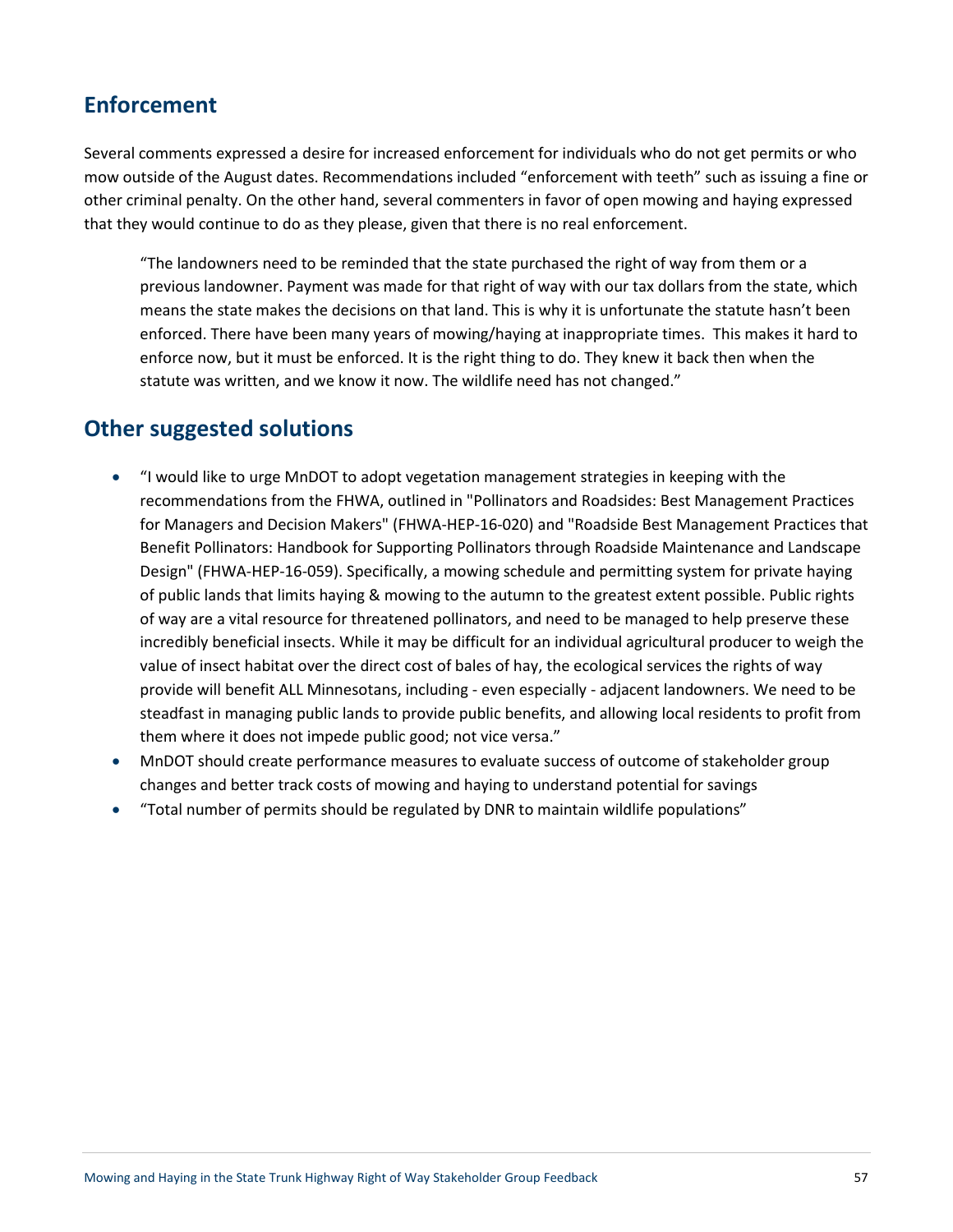## Enforcement

Several comments expressed a desire for increased enforcement for individuals who do not get permits or who mow outside of the August dates. Recommendations included "enforcement with teeth" such as issuing a fine or other criminal penalty. On the other hand, several commenters in favor of open mowing and haying expressed that they would continue to do as they please, given that there is no real enforcement.

> "The landowners need to be reminded that the state purchased the right of way from them or a previous landowner. Payment was made for that right of way with our tax dollars from the state, which means the state makes the decisions on that land. This is why it is unfortunate the statute hasn't been enforced. There have been many years of mowing/haying at inappropriate times. This makes it hard to enforce now, but it must be enforced. It is the right thing to do. They knew it back then when the statute was written, and we know it now. The wildlife need has not changed."

## Other suggested solutions

- "I would like to urge MnDOT to adopt vegetation management strategies in keeping with the recommendations from the FHWA, outlined in "Pollinators and Roadsides: Best Management Practices for Managers and Decision Makers" (FHWA-HEP-16-020) and "Roadside Best Management Practices that Benefit Pollinators: Handbook for Supporting Pollinators through Roadside Maintenance and Landscape Design" (FHWA-HEP-16-059). Specifically, a mowing schedule and permitting system for private haying of public lands that limits haying & mowing to the autumn to the greatest extent possible. Public rights of way are a vital resource for threatened pollinators, and need to be managed to help preserve these incredibly beneficial insects. While it may be difficult for an individual agricultural producer to weigh the value of insect habitat over the direct cost of bales of hay, the ecological services the rights of way provide will benefit ALL Minnesotans, including - even especially - adjacent landowners. We need to be steadfast in managing public lands to provide public benefits, and allowing local residents to profit from them where it does not impede public good; not vice versa."
- MnDOT should create performance measures to evaluate success of outcome of stakeholder group changes and better track costs of mowing and haying to understand potential for savings
- "Total number of permits should be regulated by DNR to maintain wildlife populations"